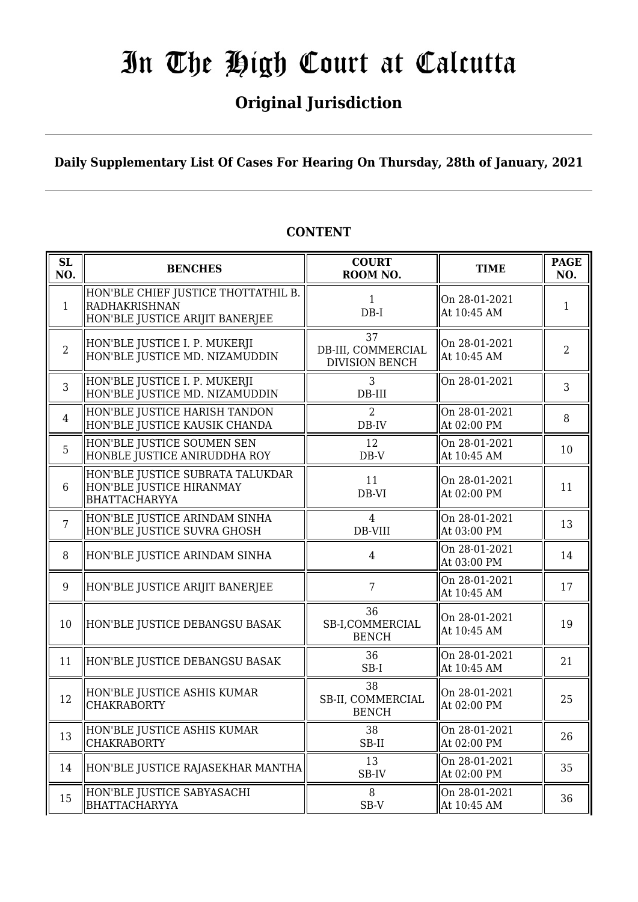# In The High Court at Calcutta

## Original Jurisdiction

**Daily Supplementary List Of Cases For Hearing On Thursday, 28th of January, 2021**

### CONTENT

| SL NO. | BENCHES | COURT ROOM NO. | TIME | PAGE NO. |
|---|---|---|---|---|
| 1 | HON'BLE CHIEF JUSTICE THOTTATHIL B. RADHAKRISHNAN<br>HON'BLE JUSTICE ARIJIT BANERJEE | 1<br>DB-I | On 28-01-2021<br>At 10:45 AM | 1 |
| 2 | HON'BLE JUSTICE I. P. MUKERJI<br>HON'BLE JUSTICE MD. NIZAMUDDIN | 37<br>DB-III, COMMERCIAL DIVISION BENCH | On 28-01-2021<br>At 10:45 AM | 2 |
| 3 | HON'BLE JUSTICE I. P. MUKERJI<br>HON'BLE JUSTICE MD. NIZAMUDDIN | 3<br>DB-III | On 28-01-2021 | 3 |
| 4 | HON'BLE JUSTICE HARISH TANDON<br>HON'BLE JUSTICE KAUSIK CHANDA | 2<br>DB-IV | On 28-01-2021<br>At 02:00 PM | 8 |
| 5 | HON'BLE JUSTICE SOUMEN SEN<br>HONBLE JUSTICE ANIRUDDHA ROY | 12<br>DB-V | On 28-01-2021<br>At 10:45 AM | 10 |
| 6 | HON'BLE JUSTICE SUBRATA TALUKDAR<br>HON'BLE JUSTICE HIRANMAY BHATTACHARYYA | 11<br>DB-VI | On 28-01-2021<br>At 02:00 PM | 11 |
| 7 | HON'BLE JUSTICE ARINDAM SINHA<br>HON'BLE JUSTICE SUVRA GHOSH | 4<br>DB-VIII | On 28-01-2021<br>At 03:00 PM | 13 |
| 8 | HON'BLE JUSTICE ARINDAM SINHA | 4 | On 28-01-2021<br>At 03:00 PM | 14 |
| 9 | HON'BLE JUSTICE ARIJIT BANERJEE | 7 | On 28-01-2021<br>At 10:45 AM | 17 |
| 10 | HON'BLE JUSTICE DEBANGSU BASAK | 36<br>SB-I,COMMERCIAL BENCH | On 28-01-2021<br>At 10:45 AM | 19 |
| 11 | HON'BLE JUSTICE DEBANGSU BASAK | 36<br>SB-I | On 28-01-2021<br>At 10:45 AM | 21 |
| 12 | HON'BLE JUSTICE ASHIS KUMAR CHAKRABORTY | 38<br>SB-II, COMMERCIAL BENCH | On 28-01-2021<br>At 02:00 PM | 25 |
| 13 | HON'BLE JUSTICE ASHIS KUMAR CHAKRABORTY | 38<br>SB-II | On 28-01-2021<br>At 02:00 PM | 26 |
| 14 | HON'BLE JUSTICE RAJASEKHAR MANTHA | 13<br>SB-IV | On 28-01-2021<br>At 02:00 PM | 35 |
| 15 | HON'BLE JUSTICE SABYASACHI BHATTACHARYYA | 8<br>SB-V | On 28-01-2021<br>At 10:45 AM | 36 |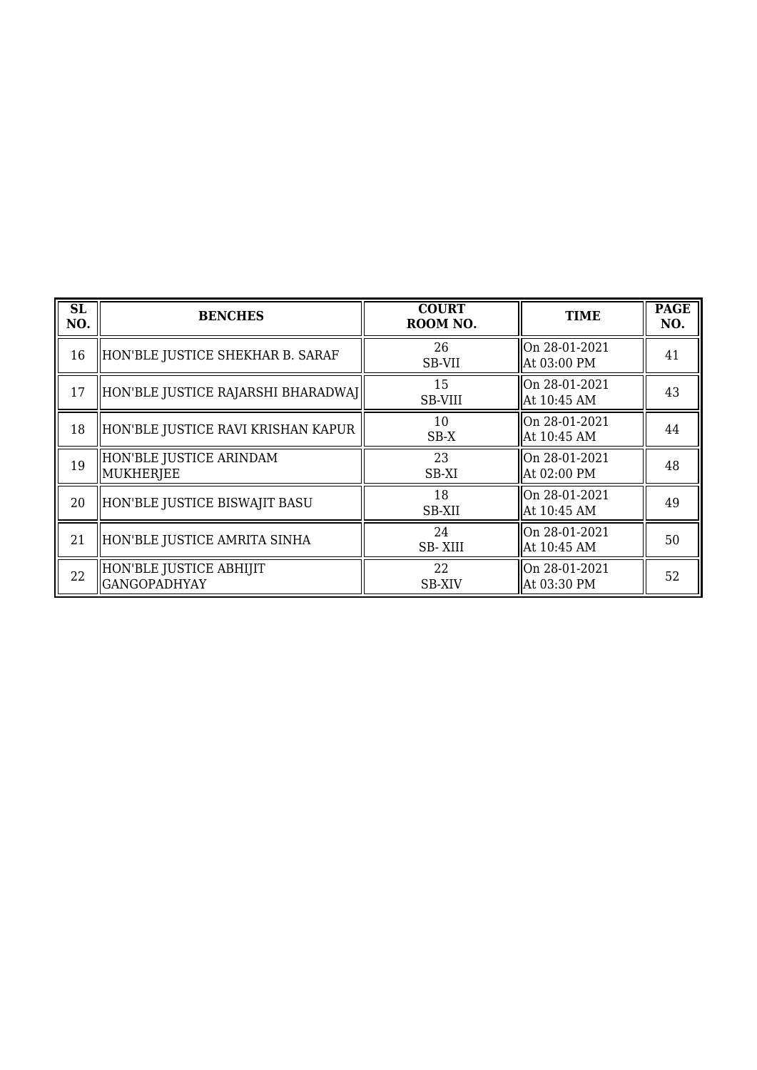| SL NO. | BENCHES | COURT ROOM NO. | TIME | PAGE NO. |
| --- | --- | --- | --- | --- |
| 16 | HON'BLE JUSTICE SHEKHAR B. SARAF | 26 SB-VII | On 28-01-2021 At 03:00 PM | 41 |
| 17 | HON'BLE JUSTICE RAJARSHI BHARADWAJ | 15 SB-VIII | On 28-01-2021 At 10:45 AM | 43 |
| 18 | HON'BLE JUSTICE RAVI KRISHAN KAPUR | 10 SB-X | On 28-01-2021 At 10:45 AM | 44 |
| 19 | HON'BLE JUSTICE ARINDAM MUKHERJEE | 23 SB-XI | On 28-01-2021 At 02:00 PM | 48 |
| 20 | HON'BLE JUSTICE BISWAJIT BASU | 18 SB-XII | On 28-01-2021 At 10:45 AM | 49 |
| 21 | HON'BLE JUSTICE AMRITA SINHA | 24 SB- XIII | On 28-01-2021 At 10:45 AM | 50 |
| 22 | HON'BLE JUSTICE ABHIJIT GANGOPADHYAY | 22 SB-XIV | On 28-01-2021 At 03:30 PM | 52 |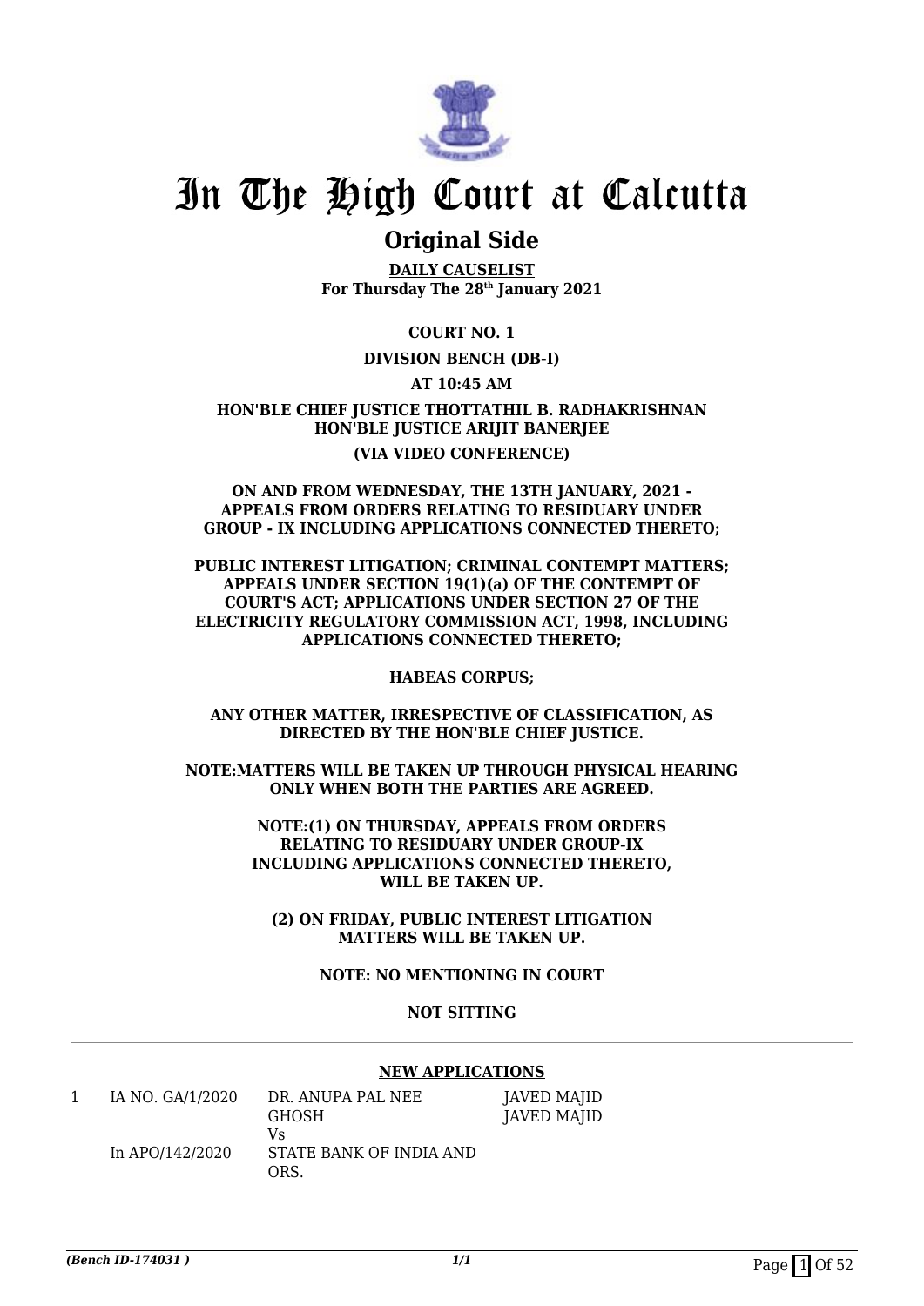# In The High Court at Calcutta

## Original Side

**DAILY CAUSELIST**
**For Thursday The 28th January 2021**

**COURT NO. 1**

**DIVISION BENCH (DB-I)**

**AT 10:45 AM**

**HON'BLE CHIEF JUSTICE THOTTATHIL B. RADHAKRISHNAN**
**HON'BLE JUSTICE ARIJIT BANERJEE**

**(VIA VIDEO CONFERENCE)**

**ON AND FROM WEDNESDAY, THE 13TH JANUARY, 2021 - APPEALS FROM ORDERS RELATING TO RESIDUARY UNDER GROUP - IX INCLUDING APPLICATIONS CONNECTED THERETO;**

**PUBLIC INTEREST LITIGATION; CRIMINAL CONTEMPT MATTERS; APPEALS UNDER SECTION 19(1)(a) OF THE CONTEMPT OF COURT'S ACT; APPLICATIONS UNDER SECTION 27 OF THE ELECTRICITY REGULATORY COMMISSION ACT, 1998, INCLUDING APPLICATIONS CONNECTED THERETO;**

**HABEAS CORPUS;**

**ANY OTHER MATTER, IRRESPECTIVE OF CLASSIFICATION, AS DIRECTED BY THE HON'BLE CHIEF JUSTICE.**

**NOTE:MATTERS WILL BE TAKEN UP THROUGH PHYSICAL HEARING ONLY WHEN BOTH THE PARTIES ARE AGREED.**

**NOTE:(1) ON THURSDAY, APPEALS FROM ORDERS RELATING TO RESIDUARY UNDER GROUP-IX INCLUDING APPLICATIONS CONNECTED THERETO, WILL BE TAKEN UP.**

**(2) ON FRIDAY, PUBLIC INTEREST LITIGATION MATTERS WILL BE TAKEN UP.**

**NOTE: NO MENTIONING IN COURT**

**NOT SITTING**

**NEW APPLICATIONS**

| | | | |
|---|---|---|---|
| 1 | IA NO. GA/1/2020<br>In APO/142/2020 | DR. ANUPA PAL NEE GHOSH<br>Vs<br>STATE BANK OF INDIA AND ORS. | JAVED MAJID<br>JAVED MAJID |

*(Bench ID-174031 )*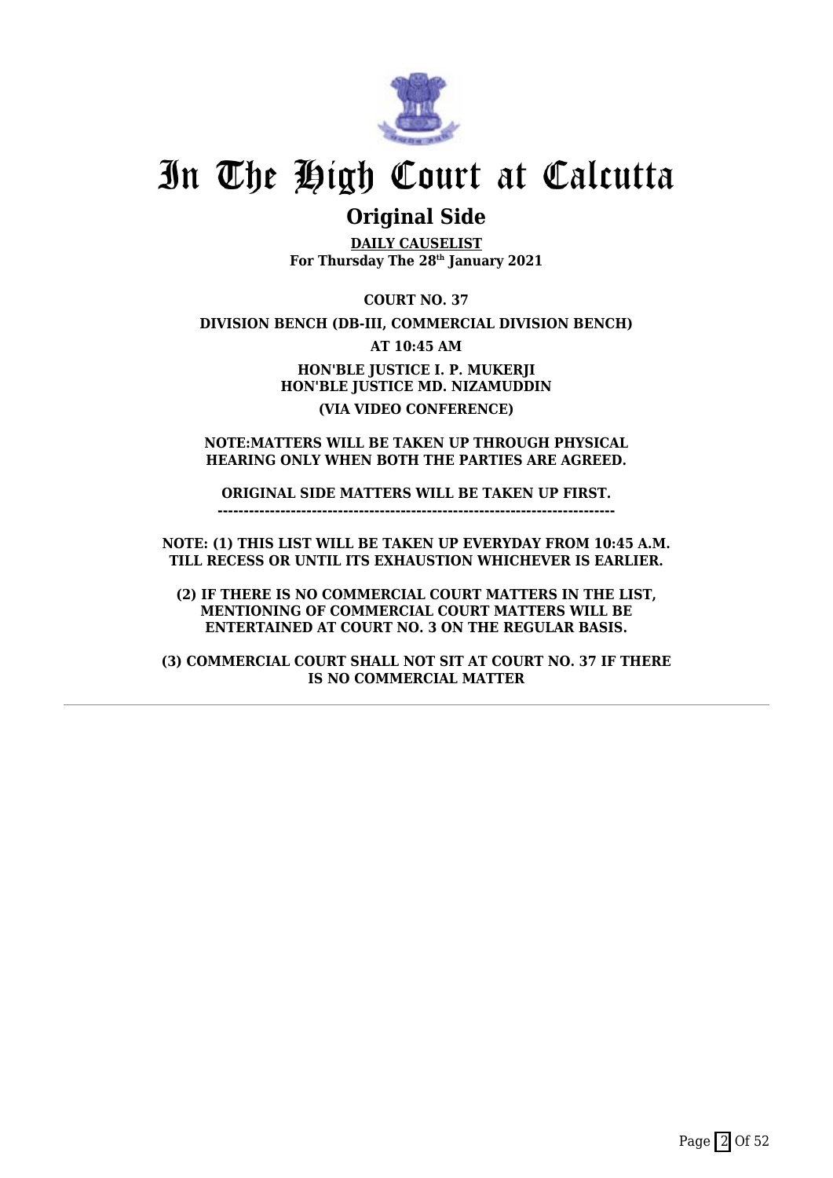# In The High Court at Calcutta

## Original Side

**DAILY CAUSELIST**
**For Thursday The 28th January 2021**

**COURT NO. 37**

**DIVISION BENCH (DB-III, COMMERCIAL DIVISION BENCH)**

**AT 10:45 AM**

**HON'BLE JUSTICE I. P. MUKERJI**
**HON'BLE JUSTICE MD. NIZAMUDDIN**

**(VIA VIDEO CONFERENCE)**

**NOTE:MATTERS WILL BE TAKEN UP THROUGH PHYSICAL HEARING ONLY WHEN BOTH THE PARTIES ARE AGREED.**

**ORIGINAL SIDE MATTERS WILL BE TAKEN UP FIRST.**
**---------------------------------------------------------------------------**

**NOTE: (1) THIS LIST WILL BE TAKEN UP EVERYDAY FROM 10:45 A.M. TILL RECESS OR UNTIL ITS EXHAUSTION WHICHEVER IS EARLIER.**

**(2) IF THERE IS NO COMMERCIAL COURT MATTERS IN THE LIST, MENTIONING OF COMMERCIAL COURT MATTERS WILL BE ENTERTAINED AT COURT NO. 3 ON THE REGULAR BASIS.**

**(3) COMMERCIAL COURT SHALL NOT SIT AT COURT NO. 37 IF THERE IS NO COMMERCIAL MATTER**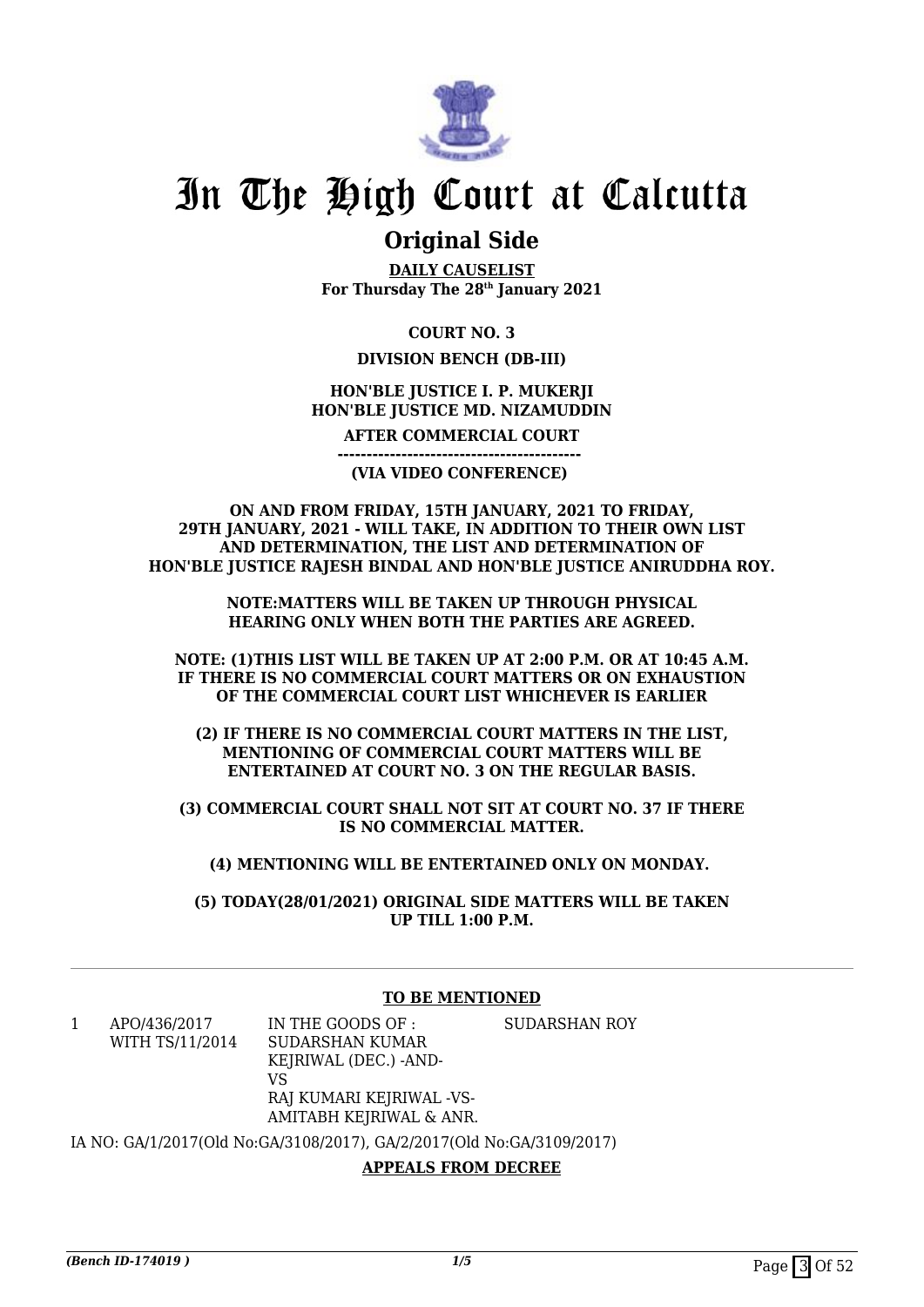# In The High Court at Calcutta

## Original Side

**DAILY CAUSELIST**
**For Thursday The 28th January 2021**

**COURT NO. 3**

**DIVISION BENCH (DB-III)**

**HON'BLE JUSTICE I. P. MUKERJI**
**HON'BLE JUSTICE MD. NIZAMUDDIN**

**AFTER COMMERCIAL COURT**

**-----------------------------------------**

**(VIA VIDEO CONFERENCE)**

**ON AND FROM FRIDAY, 15TH JANUARY, 2021 TO FRIDAY, 29TH JANUARY, 2021 - WILL TAKE, IN ADDITION TO THEIR OWN LIST AND DETERMINATION, THE LIST AND DETERMINATION OF HON'BLE JUSTICE RAJESH BINDAL AND HON'BLE JUSTICE ANIRUDDHA ROY.**

**NOTE:MATTERS WILL BE TAKEN UP THROUGH PHYSICAL HEARING ONLY WHEN BOTH THE PARTIES ARE AGREED.**

**NOTE: (1)THIS LIST WILL BE TAKEN UP AT 2:00 P.M. OR AT 10:45 A.M. IF THERE IS NO COMMERCIAL COURT MATTERS OR ON EXHAUSTION OF THE COMMERCIAL COURT LIST WHICHEVER IS EARLIER**

**(2) IF THERE IS NO COMMERCIAL COURT MATTERS IN THE LIST, MENTIONING OF COMMERCIAL COURT MATTERS WILL BE ENTERTAINED AT COURT NO. 3 ON THE REGULAR BASIS.**

**(3) COMMERCIAL COURT SHALL NOT SIT AT COURT NO. 37 IF THERE IS NO COMMERCIAL MATTER.**

**(4) MENTIONING WILL BE ENTERTAINED ONLY ON MONDAY.**

**(5) TODAY(28/01/2021) ORIGINAL SIDE MATTERS WILL BE TAKEN UP TILL 1:00 P.M.**

---

**TO BE MENTIONED**

| | | | |
|---|---|---|---|
| 1 | APO/436/2017 WITH TS/11/2014 | IN THE GOODS OF : SUDARSHAN KUMAR KEJRIWAL (DEC.) -AND-VS RAJ KUMARI KEJRIWAL -VS-AMITABH KEJRIWAL & ANR. | SUDARSHAN ROY |

IA NO: GA/1/2017(Old No:GA/3108/2017), GA/2/2017(Old No:GA/3109/2017)

**APPEALS FROM DECREE**

*(Bench ID-174019 )*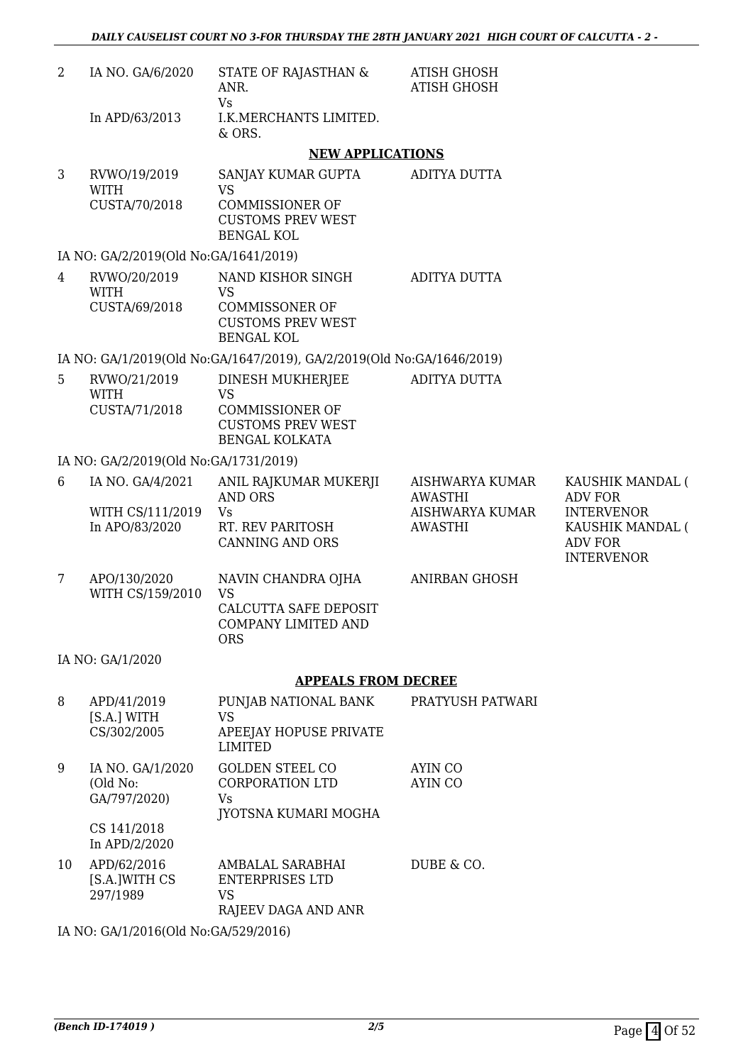| | | | | |
|---|---|---|---|---|
| 2 | IA NO. GA/6/2020<br><br>In APD/63/2013 | STATE OF RAJASTHAN & ANR.<br>Vs<br>I.K.MERCHANTS LIMITED. & ORS. | ATISH GHOSH<br>ATISH GHOSH | |

## NEW APPLICATIONS

| | | | | |
|---|---|---|---|---|
| 3 | RVWO/19/2019 WITH CUSTA/70/2018 | SANJAY KUMAR GUPTA<br>VS<br>COMMISSIONER OF CUSTOMS PREV WEST BENGAL KOL | ADITYA DUTTA | |

IA NO: GA/2/2019(Old No:GA/1641/2019)

| | | | | |
|---|---|---|---|---|
| 4 | RVWO/20/2019 WITH CUSTA/69/2018 | NAND KISHOR SINGH<br>VS<br>COMMISSONER OF CUSTOMS PREV WEST BENGAL KOL | ADITYA DUTTA | |

IA NO: GA/1/2019(Old No:GA/1647/2019), GA/2/2019(Old No:GA/1646/2019)

| | | | | |
|---|---|---|---|---|
| 5 | RVWO/21/2019 WITH CUSTA/71/2018 | DINESH MUKHERJEE<br>VS<br>COMMISSIONER OF CUSTOMS PREV WEST BENGAL KOLKATA | ADITYA DUTTA | |

IA NO: GA/2/2019(Old No:GA/1731/2019)

| | | | | |
|---|---|---|---|---|
| 6 | IA NO. GA/4/2021<br><br>WITH CS/111/2019<br>In APO/83/2020 | ANIL RAJKUMAR MUKERJI AND ORS<br>Vs<br>RT. REV PARITOSH CANNING AND ORS | AISHWARYA KUMAR AWASTHI<br>AISHWARYA KUMAR AWASTHI | KAUSHIK MANDAL ( ADV FOR INTERVENOR<br>KAUSHIK MANDAL ( ADV FOR INTERVENOR |
| 7 | APO/130/2020 WITH CS/159/2010 | NAVIN CHANDRA OJHA<br>VS<br>CALCUTTA SAFE DEPOSIT COMPANY LIMITED AND ORS | ANIRBAN GHOSH | |

IA NO: GA/1/2020

## APPEALS FROM DECREE

| | | | | |
|---|---|---|---|---|
| 8 | APD/41/2019 [S.A.] WITH CS/302/2005 | PUNJAB NATIONAL BANK<br>VS<br>APEEJAY HOPUSE PRIVATE LIMITED | PRATYUSH PATWARI | |
| 9 | IA NO. GA/1/2020 (Old No: GA/797/2020)<br><br>CS 141/2018<br>In APD/2/2020 | GOLDEN STEEL CO CORPORATION LTD<br>Vs<br>JYOTSNA KUMARI MOGHA | AYIN CO<br>AYIN CO | |
| 10 | APD/62/2016 [S.A.]WITH CS 297/1989 | AMBALAL SARABHAI ENTERPRISES LTD<br>VS<br>RAJEEV DAGA AND ANR | DUBE & CO. | |

IA NO: GA/1/2016(Old No:GA/529/2016)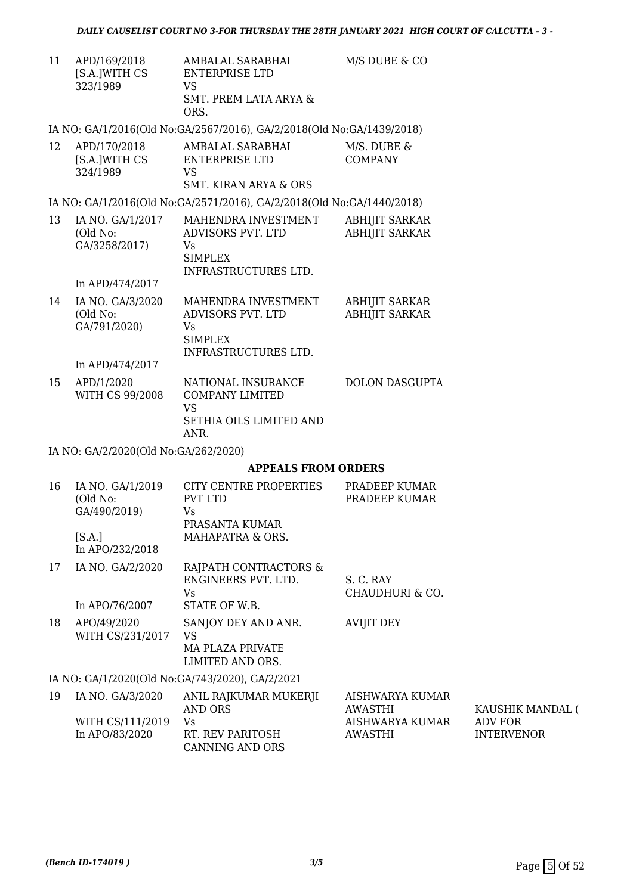| | | | | |
|---|---|---|---|---|
| 11 | APD/169/2018 [S.A.]WITH CS 323/1989 | AMBALAL SARABHAI ENTERPRISE LTD VS SMT. PREM LATA ARYA & ORS. | M/S DUBE & CO | |
| | IA NO: GA/1/2016(Old No:GA/2567/2016), GA/2/2018(Old No:GA/1439/2018) | | | |
| 12 | APD/170/2018 [S.A.]WITH CS 324/1989 | AMBALAL SARABHAI ENTERPRISE LTD VS SMT. KIRAN ARYA & ORS | M/S. DUBE & COMPANY | |
| | IA NO: GA/1/2016(Old No:GA/2571/2016), GA/2/2018(Old No:GA/1440/2018) | | | |
| 13 | IA NO. GA/1/2017 (Old No: GA/3258/2017) In APD/474/2017 | MAHENDRA INVESTMENT ADVISORS PVT. LTD Vs SIMPLEX INFRASTRUCTURES LTD. | ABHIJIT SARKAR ABHIJIT SARKAR | |
| 14 | IA NO. GA/3/2020 (Old No: GA/791/2020) In APD/474/2017 | MAHENDRA INVESTMENT ADVISORS PVT. LTD Vs SIMPLEX INFRASTRUCTURES LTD. | ABHIJIT SARKAR ABHIJIT SARKAR | |
| 15 | APD/1/2020 WITH CS 99/2008 | NATIONAL INSURANCE COMPANY LIMITED VS SETHIA OILS LIMITED AND ANR. | DOLON DASGUPTA | |
| | IA NO: GA/2/2020(Old No:GA/262/2020) | | | |

## APPEALS FROM ORDERS

| | | | | |
|---|---|---|---|---|
| 16 | IA NO. GA/1/2019 (Old No: GA/490/2019) [S.A.] In APO/232/2018 | CITY CENTRE PROPERTIES PVT LTD Vs PRASANTA KUMAR MAHAPATRA & ORS. | PRADEEP KUMAR PRADEEP KUMAR | |
| 17 | IA NO. GA/2/2020 In APO/76/2007 | RAJPATH CONTRACTORS & ENGINEERS PVT. LTD. Vs STATE OF W.B. | S. C. RAY CHAUDHURI & CO. | |
| 18 | APO/49/2020 WITH CS/231/2017 | SANJOY DEY AND ANR. VS MA PLAZA PRIVATE LIMITED AND ORS. | AVIJIT DEY | |
| | IA NO: GA/1/2020(Old No:GA/743/2020), GA/2/2021 | | | |
| 19 | IA NO. GA/3/2020 WITH CS/111/2019 In APO/83/2020 | ANIL RAJKUMAR MUKERJI AND ORS Vs RT. REV PARITOSH CANNING AND ORS | AISHWARYA KUMAR AWASTHI AISHWARYA KUMAR AWASTHI | KAUSHIK MANDAL ( ADV FOR INTERVENOR |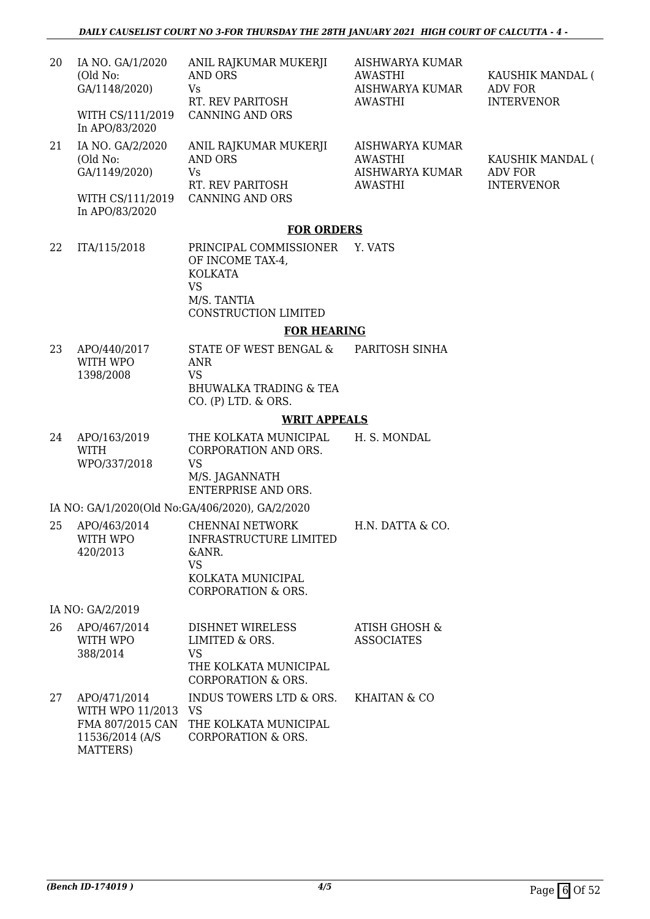| | | | | |
|---|---|---|---|---|
| 20 | IA NO. GA/1/2020 (Old No: GA/1148/2020) WITH CS/111/2019 In APO/83/2020 | ANIL RAJKUMAR MUKERJI AND ORS Vs RT. REV PARITOSH CANNING AND ORS | AISHWARYA KUMAR AWASTHI AISHWARYA KUMAR AWASTHI | KAUSHIK MANDAL ( ADV FOR INTERVENOR |
| 21 | IA NO. GA/2/2020 (Old No: GA/1149/2020) WITH CS/111/2019 In APO/83/2020 | ANIL RAJKUMAR MUKERJI AND ORS Vs RT. REV PARITOSH CANNING AND ORS | AISHWARYA KUMAR AWASTHI AISHWARYA KUMAR AWASTHI | KAUSHIK MANDAL ( ADV FOR INTERVENOR |

**FOR ORDERS**

| | | | |
|---|---|---|---|
| 22 | ITA/115/2018 | PRINCIPAL COMMISSIONER OF INCOME TAX-4, KOLKATA VS M/S. TANTIA CONSTRUCTION LIMITED | Y. VATS |

**FOR HEARING**

| | | | |
|---|---|---|---|
| 23 | APO/440/2017 WITH WPO 1398/2008 | STATE OF WEST BENGAL & ANR VS BHUWALKA TRADING & TEA CO. (P) LTD. & ORS. | PARITOSH SINHA |

**WRIT APPEALS**

| | | | |
|---|---|---|---|
| 24 | APO/163/2019 WITH WPO/337/2018 | THE KOLKATA MUNICIPAL CORPORATION AND ORS. VS M/S. JAGANNATH ENTERPRISE AND ORS. | H. S. MONDAL |

IA NO: GA/1/2020(Old No:GA/406/2020), GA/2/2020

| | | | |
|---|---|---|---|
| 25 | APO/463/2014 WITH WPO 420/2013 | CHENNAI NETWORK INFRASTRUCTURE LIMITED &ANR. VS KOLKATA MUNICIPAL CORPORATION & ORS. | H.N. DATTA & CO. |

IA NO: GA/2/2019

| | | | |
|---|---|---|---|
| 26 | APO/467/2014 WITH WPO 388/2014 | DISHNET WIRELESS LIMITED & ORS. VS THE KOLKATA MUNICIPAL CORPORATION & ORS. | ATISH GHOSH & ASSOCIATES |
| 27 | APO/471/2014 WITH WPO 11/2013 FMA 807/2015 CAN 11536/2014 (A/S MATTERS) | INDUS TOWERS LTD & ORS. VS THE KOLKATA MUNICIPAL CORPORATION & ORS. | KHAITAN & CO |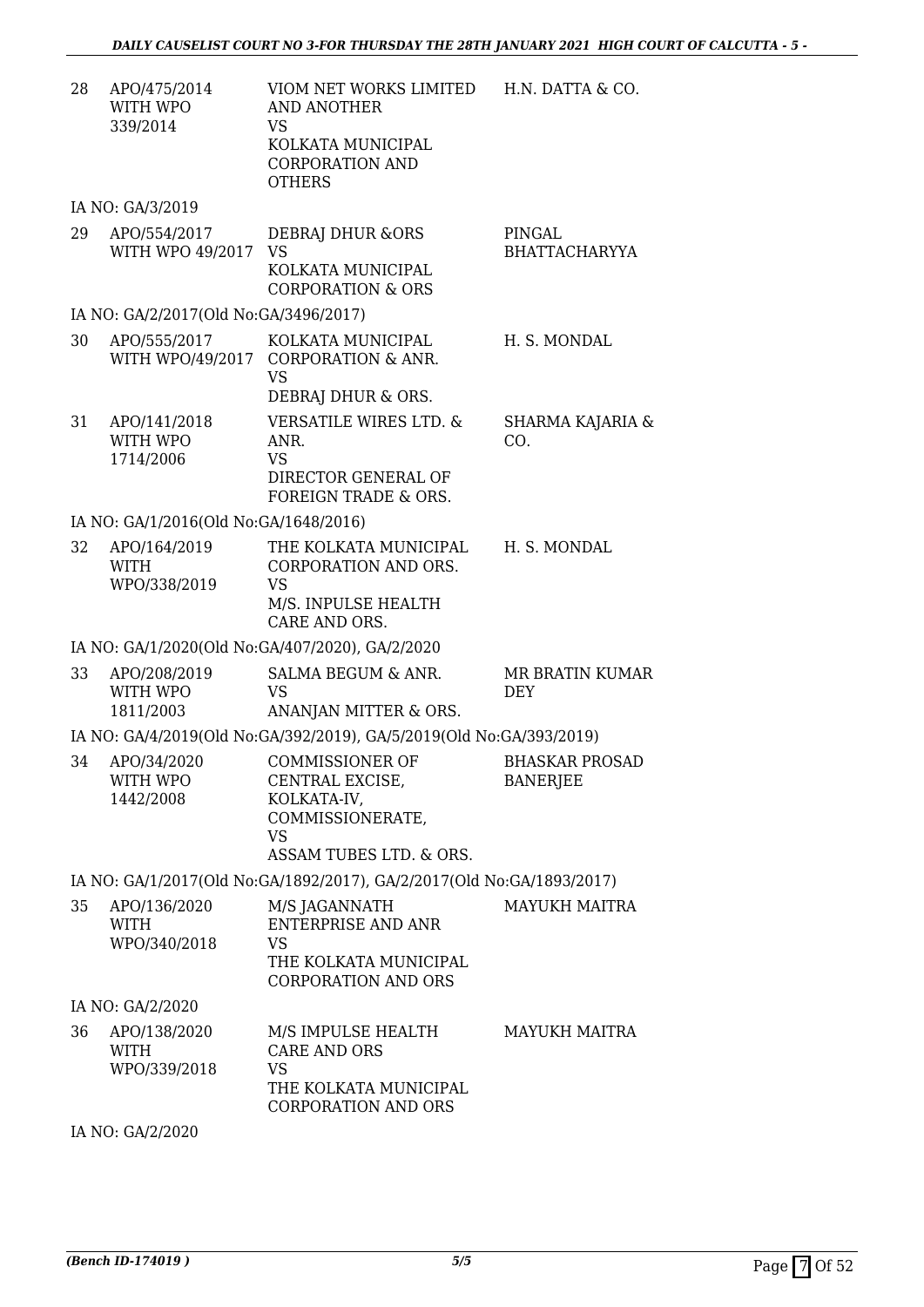| | | | |
|---|---|---|---|
| 28 | APO/475/2014 WITH WPO 339/2014 | VIOM NET WORKS LIMITED AND ANOTHER VS KOLKATA MUNICIPAL CORPORATION AND OTHERS | H.N. DATTA & CO. |
| | IA NO: GA/3/2019 | | |
| 29 | APO/554/2017 WITH WPO 49/2017 | DEBRAJ DHUR &ORS VS KOLKATA MUNICIPAL CORPORATION & ORS | PINGAL BHATTACHARYYA |
| | IA NO: GA/2/2017(Old No:GA/3496/2017) | | |
| 30 | APO/555/2017 WITH WPO/49/2017 | KOLKATA MUNICIPAL CORPORATION & ANR. VS DEBRAJ DHUR & ORS. | H. S. MONDAL |
| 31 | APO/141/2018 WITH WPO 1714/2006 | VERSATILE WIRES LTD. & ANR. VS DIRECTOR GENERAL OF FOREIGN TRADE & ORS. | SHARMA KAJARIA & CO. |
| | IA NO: GA/1/2016(Old No:GA/1648/2016) | | |
| 32 | APO/164/2019 WITH WPO/338/2019 | THE KOLKATA MUNICIPAL CORPORATION AND ORS. VS M/S. INPULSE HEALTH CARE AND ORS. | H. S. MONDAL |
| | IA NO: GA/1/2020(Old No:GA/407/2020), GA/2/2020 | | |
| 33 | APO/208/2019 WITH WPO 1811/2003 | SALMA BEGUM & ANR. VS ANANJAN MITTER & ORS. | MR BRATIN KUMAR DEY |
| | IA NO: GA/4/2019(Old No:GA/392/2019), GA/5/2019(Old No:GA/393/2019) | | |
| 34 | APO/34/2020 WITH WPO 1442/2008 | COMMISSIONER OF CENTRAL EXCISE, KOLKATA-IV, COMMISSIONERATE, VS ASSAM TUBES LTD. & ORS. | BHASKAR PROSAD BANERJEE |
| | IA NO: GA/1/2017(Old No:GA/1892/2017), GA/2/2017(Old No:GA/1893/2017) | | |
| 35 | APO/136/2020 WITH WPO/340/2018 | M/S JAGANNATH ENTERPRISE AND ANR VS THE KOLKATA MUNICIPAL CORPORATION AND ORS | MAYUKH MAITRA |
| | IA NO: GA/2/2020 | | |
| 36 | APO/138/2020 WITH WPO/339/2018 | M/S IMPULSE HEALTH CARE AND ORS VS THE KOLKATA MUNICIPAL CORPORATION AND ORS | MAYUKH MAITRA |
| | IA NO: GA/2/2020 | | |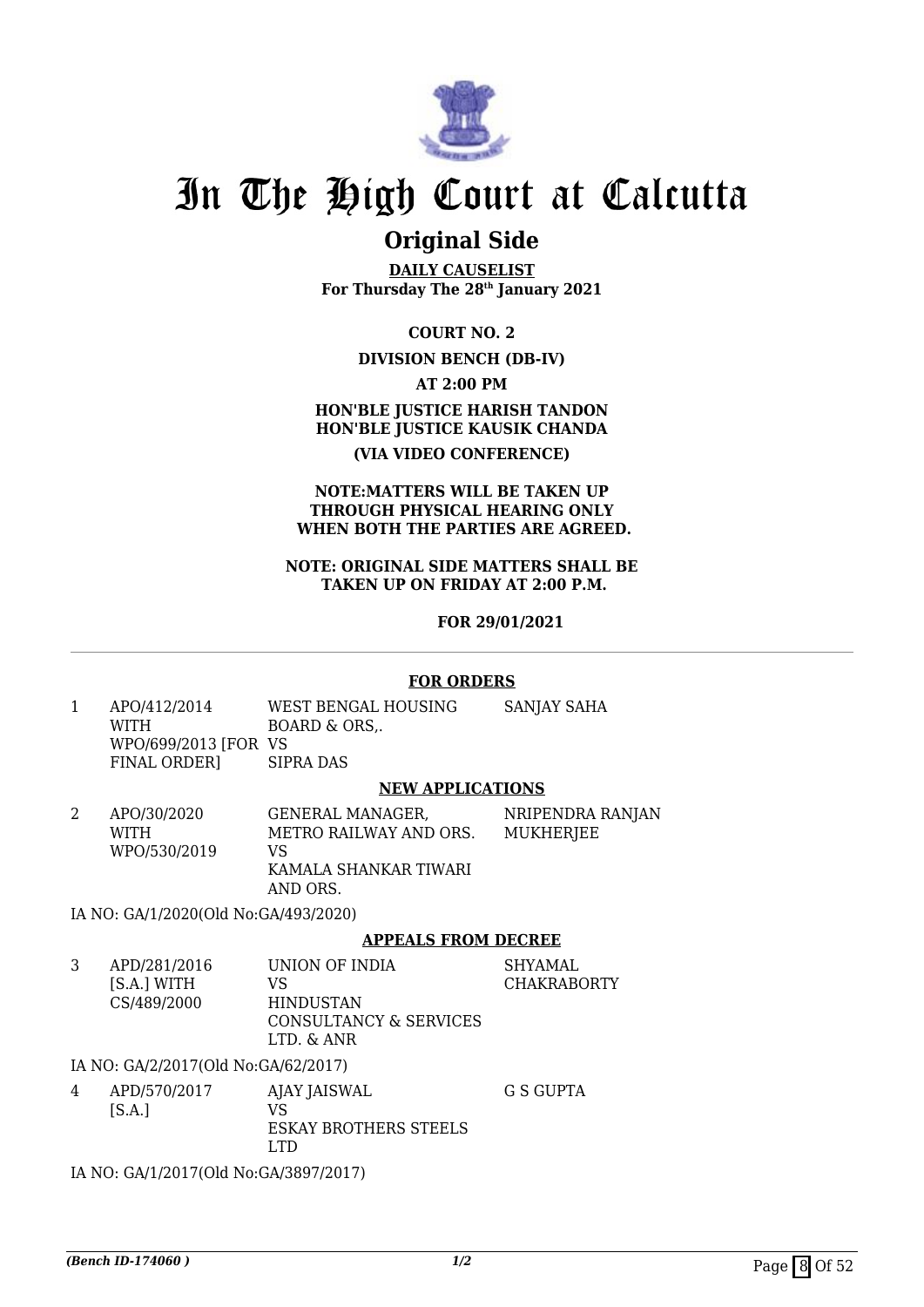# In The High Court at Calcutta

## Original Side

**DAILY CAUSELIST**
**For Thursday The 28th January 2021**

**COURT NO. 2**

**DIVISION BENCH (DB-IV)**

**AT 2:00 PM**

**HON'BLE JUSTICE HARISH TANDON**
**HON'BLE JUSTICE KAUSIK CHANDA**

**(VIA VIDEO CONFERENCE)**

**NOTE:MATTERS WILL BE TAKEN UP THROUGH PHYSICAL HEARING ONLY WHEN BOTH THE PARTIES ARE AGREED.**

**NOTE: ORIGINAL SIDE MATTERS SHALL BE TAKEN UP ON FRIDAY AT 2:00 P.M.**

**FOR 29/01/2021**

---

**FOR ORDERS**

| | | | |
|---|---|---|---|
| 1 | APO/412/2014 WITH WPO/699/2013 [FOR FINAL ORDER] | WEST BENGAL HOUSING BOARD & ORS,. VS SIPRA DAS | SANJAY SAHA |

**NEW APPLICATIONS**

| | | | |
|---|---|---|---|
| 2 | APO/30/2020 WITH WPO/530/2019 | GENERAL MANAGER, METRO RAILWAY AND ORS. VS KAMALA SHANKAR TIWARI AND ORS. | NRIPENDRA RANJAN MUKHERJEE |

IA NO: GA/1/2020(Old No:GA/493/2020)

**APPEALS FROM DECREE**

| | | | |
|---|---|---|---|
| 3 | APD/281/2016 [S.A.] WITH CS/489/2000 | UNION OF INDIA VS HINDUSTAN CONSULTANCY & SERVICES LTD. & ANR | SHYAMAL CHAKRABORTY |

IA NO: GA/2/2017(Old No:GA/62/2017)

| | | | |
|---|---|---|---|
| 4 | APD/570/2017 [S.A.] | AJAY JAISWAL VS ESKAY BROTHERS STEELS LTD | G S GUPTA |

IA NO: GA/1/2017(Old No:GA/3897/2017)

*(Bench ID-174060 )* 1/2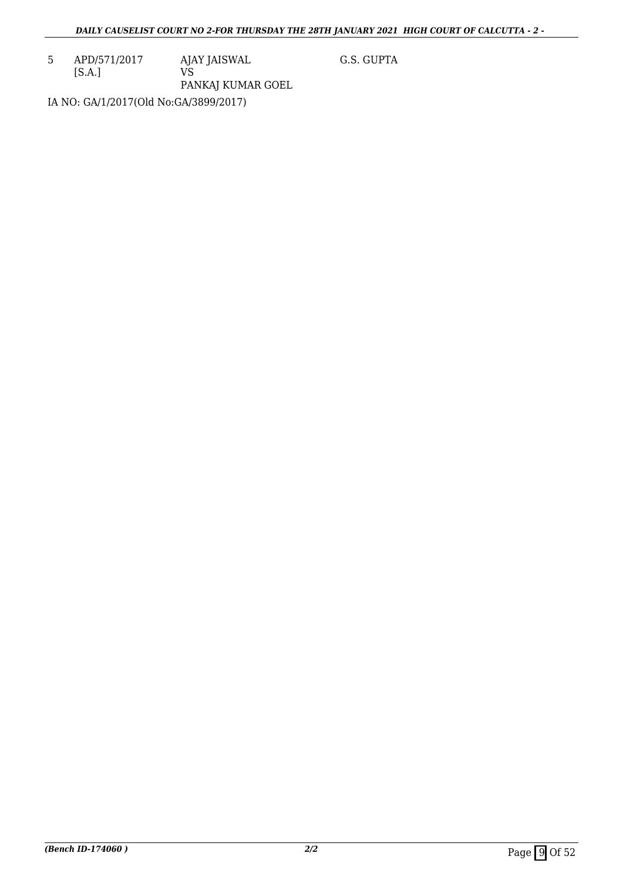| | | | |
|---|---|---|---|
| 5 | APD/571/2017 [S.A.] | AJAY JAISWAL VS PANKAJ KUMAR GOEL | G.S. GUPTA |

IA NO: GA/1/2017(Old No:GA/3899/2017)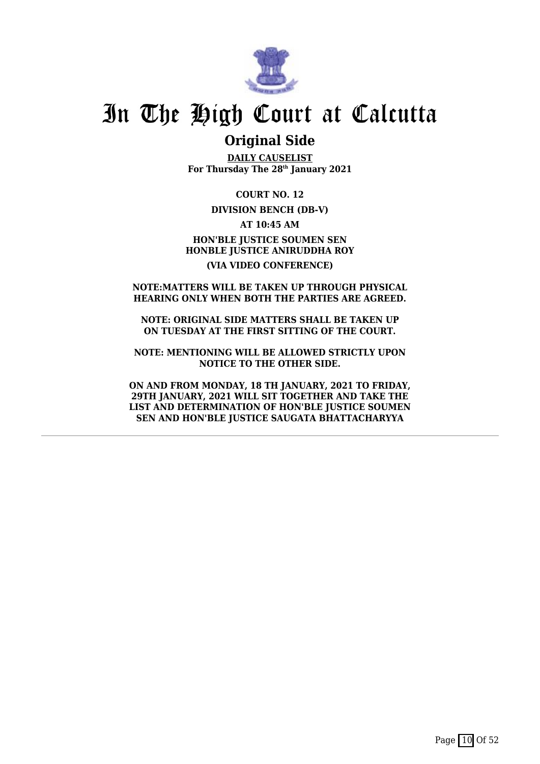# In The High Court at Calcutta

## Original Side

**DAILY CAUSELIST**
**For Thursday The 28th January 2021**

**COURT NO. 12**

**DIVISION BENCH (DB-V)**

**AT 10:45 AM**

**HON'BLE JUSTICE SOUMEN SEN**
**HONBLE JUSTICE ANIRUDDHA ROY**

**(VIA VIDEO CONFERENCE)**

**NOTE:MATTERS WILL BE TAKEN UP THROUGH PHYSICAL HEARING ONLY WHEN BOTH THE PARTIES ARE AGREED.**

**NOTE: ORIGINAL SIDE MATTERS SHALL BE TAKEN UP ON TUESDAY AT THE FIRST SITTING OF THE COURT.**

**NOTE: MENTIONING WILL BE ALLOWED STRICTLY UPON NOTICE TO THE OTHER SIDE.**

**ON AND FROM MONDAY, 18 TH JANUARY, 2021 TO FRIDAY, 29TH JANUARY, 2021 WILL SIT TOGETHER AND TAKE THE LIST AND DETERMINATION OF HON'BLE JUSTICE SOUMEN SEN AND HON'BLE JUSTICE SAUGATA BHATTACHARYYA**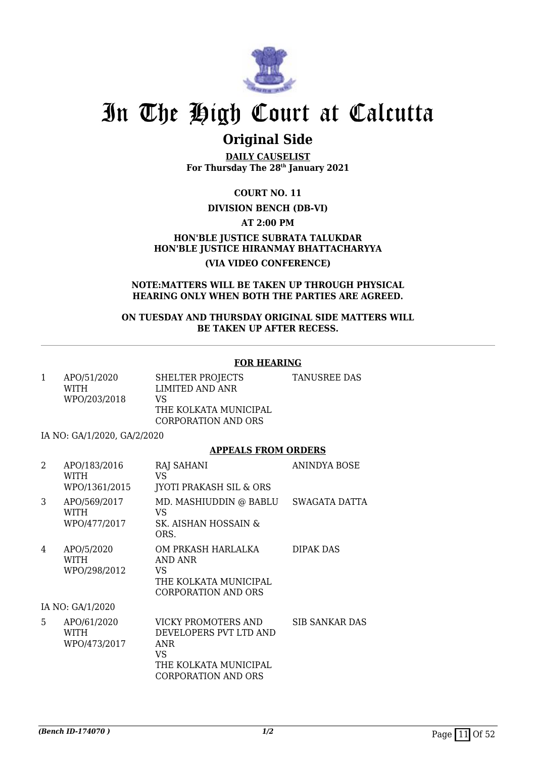# In The High Court at Calcutta

## Original Side

**DAILY CAUSELIST**
**For Thursday The 28th January 2021**

**COURT NO. 11**

**DIVISION BENCH (DB-VI)**

**AT 2:00 PM**

**HON'BLE JUSTICE SUBRATA TALUKDAR**
**HON'BLE JUSTICE HIRANMAY BHATTACHARYYA**

**(VIA VIDEO CONFERENCE)**

**NOTE:MATTERS WILL BE TAKEN UP THROUGH PHYSICAL HEARING ONLY WHEN BOTH THE PARTIES ARE AGREED.**

**ON TUESDAY AND THURSDAY ORIGINAL SIDE MATTERS WILL BE TAKEN UP AFTER RECESS.**

---

### FOR HEARING

| | | | |
|---|---|---|---|
| 1 | APO/51/2020 WITH WPO/203/2018 | SHELTER PROJECTS LIMITED AND ANR VS THE KOLKATA MUNICIPAL CORPORATION AND ORS | TANUSREE DAS |

IA NO: GA/1/2020, GA/2/2020

### APPEALS FROM ORDERS

| | | | |
|---|---|---|---|
| 2 | APO/183/2016 WITH WPO/1361/2015 | RAJ SAHANI VS JYOTI PRAKASH SIL & ORS | ANINDYA BOSE |
| 3 | APO/569/2017 WITH WPO/477/2017 | MD. MASHIUDDIN @ BABLU VS SK. AISHAN HOSSAIN & ORS. | SWAGATA DATTA |
| 4 | APO/5/2020 WITH WPO/298/2012 | OM PRKASH HARLALKA AND ANR VS THE KOLKATA MUNICIPAL CORPORATION AND ORS | DIPAK DAS |

IA NO: GA/1/2020

| | | | |
|---|---|---|---|
| 5 | APO/61/2020 WITH WPO/473/2017 | VICKY PROMOTERS AND DEVELOPERS PVT LTD AND ANR VS THE KOLKATA MUNICIPAL CORPORATION AND ORS | SIB SANKAR DAS |

*(Bench ID-174070 )*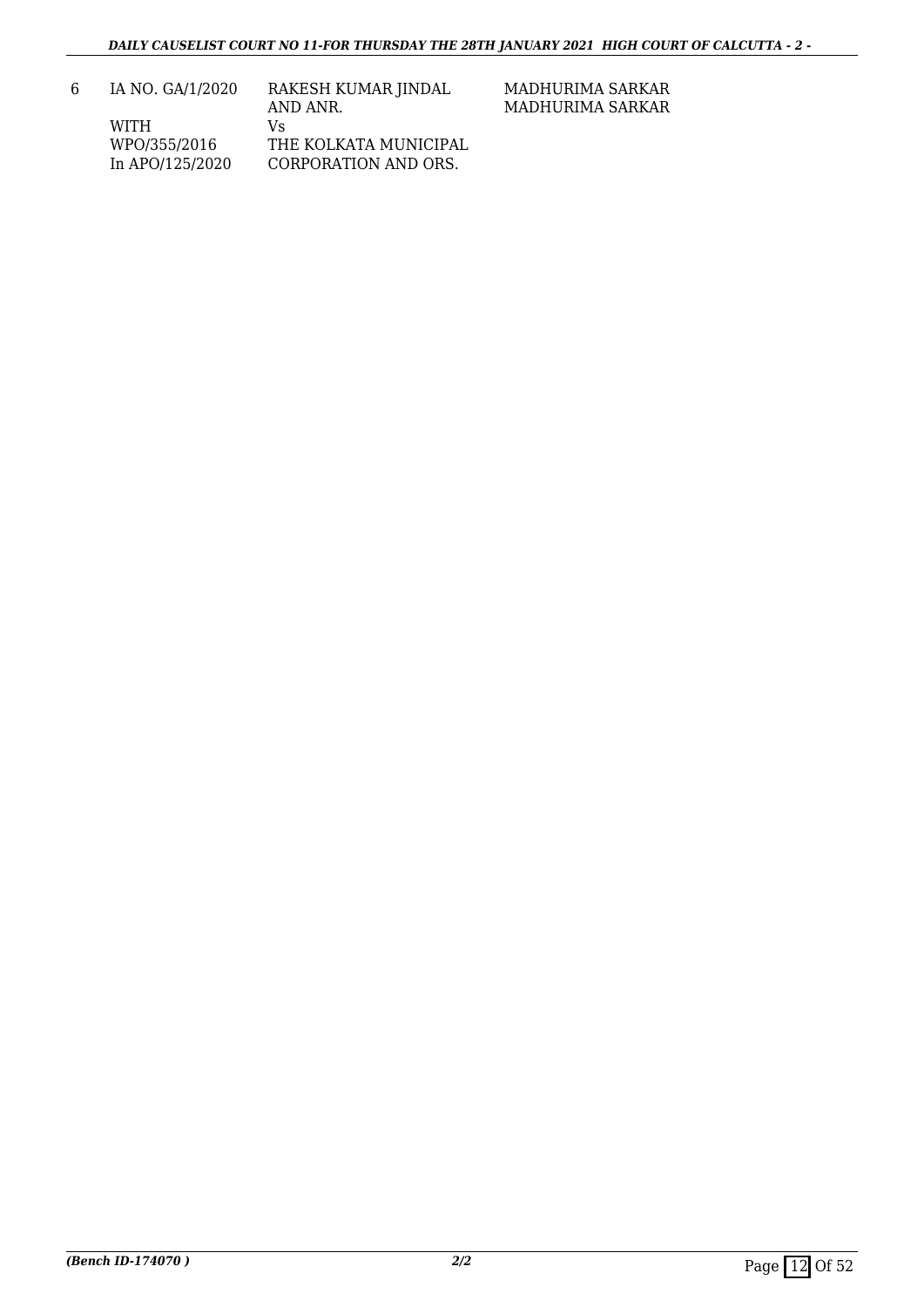| 6 | IA NO. GA/1/2020<br><br>WITH<br>WPO/355/2016<br>In APO/125/2020 | RAKESH KUMAR JINDAL AND ANR.<br>Vs<br>THE KOLKATA MUNICIPAL CORPORATION AND ORS. | MADHURIMA SARKAR<br>MADHURIMA SARKAR |
|---|---|---|---|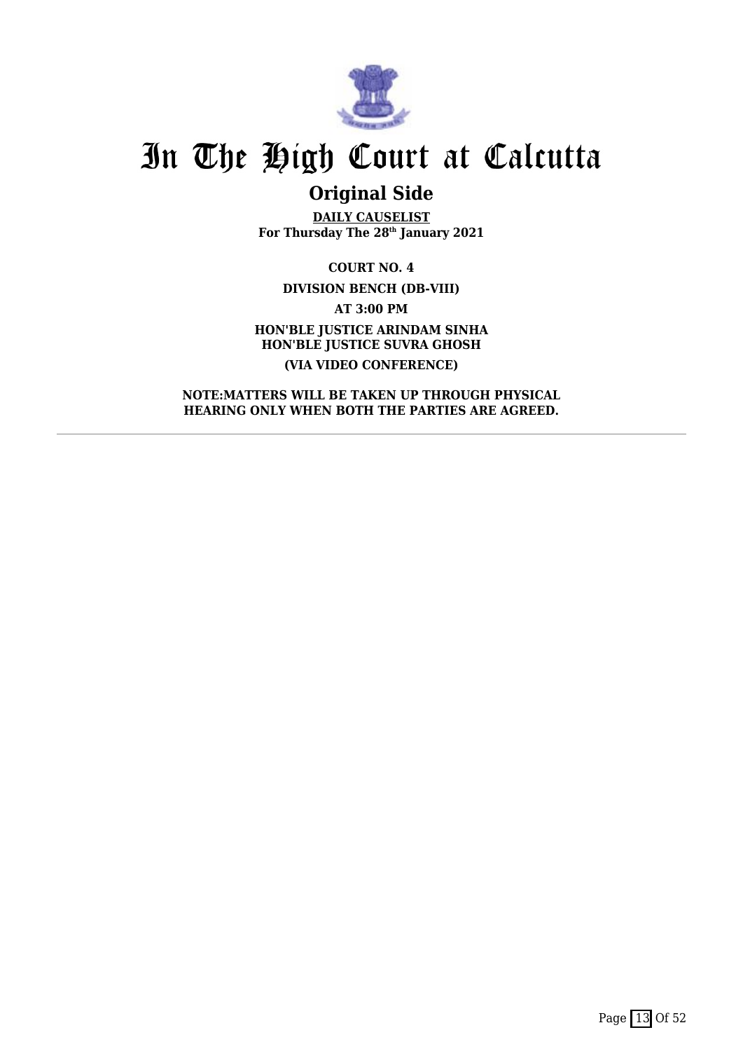# In The High Court at Calcutta

## Original Side

**DAILY CAUSELIST**
**For Thursday The 28th January 2021**

**COURT NO. 4**

**DIVISION BENCH (DB-VIII)**

**AT 3:00 PM**

**HON'BLE JUSTICE ARINDAM SINHA**
**HON'BLE JUSTICE SUVRA GHOSH**

**(VIA VIDEO CONFERENCE)**

**NOTE:MATTERS WILL BE TAKEN UP THROUGH PHYSICAL HEARING ONLY WHEN BOTH THE PARTIES ARE AGREED.**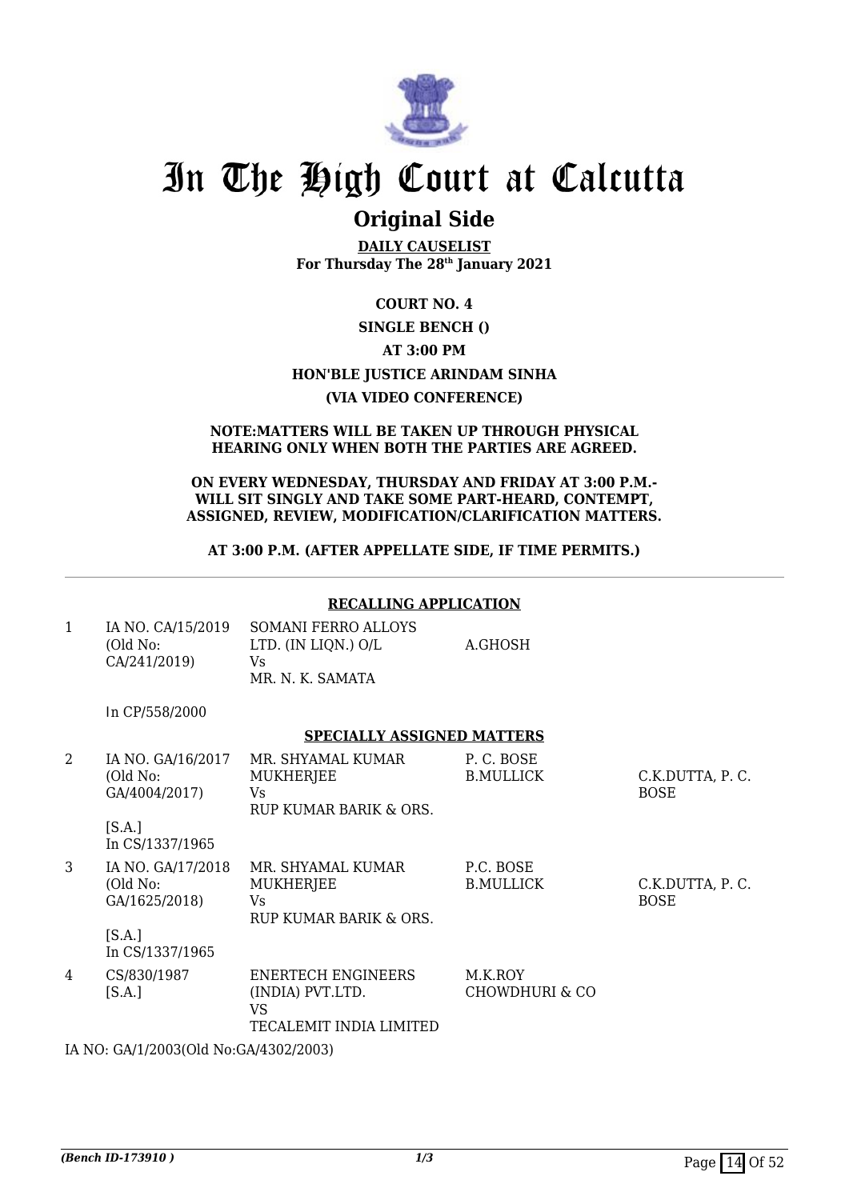# In The High Court at Calcutta

## Original Side

**DAILY CAUSELIST**
**For Thursday The 28th January 2021**

**COURT NO. 4**

**SINGLE BENCH ()**

**AT 3:00 PM**

**HON'BLE JUSTICE ARINDAM SINHA**

**(VIA VIDEO CONFERENCE)**

**NOTE:MATTERS WILL BE TAKEN UP THROUGH PHYSICAL HEARING ONLY WHEN BOTH THE PARTIES ARE AGREED.**

**ON EVERY WEDNESDAY, THURSDAY AND FRIDAY AT 3:00 P.M.- WILL SIT SINGLY AND TAKE SOME PART-HEARD, CONTEMPT, ASSIGNED, REVIEW, MODIFICATION/CLARIFICATION MATTERS.**

**AT 3:00 P.M. (AFTER APPELLATE SIDE, IF TIME PERMITS.)**

**RECALLING APPLICATION**

| | | | | |
|---|---|---|---|---|
| 1 | IA NO. CA/15/2019 (Old No: CA/241/2019) | SOMANI FERRO ALLOYS LTD. (IN LIQN.) O/L Vs MR. N. K. SAMATA | A.GHOSH | |
| | In CP/558/2000 | | | |

**SPECIALLY ASSIGNED MATTERS**

| | | | | |
|---|---|---|---|---|
| 2 | IA NO. GA/16/2017 (Old No: GA/4004/2017) [S.A.] In CS/1337/1965 | MR. SHYAMAL KUMAR MUKHERJEE Vs RUP KUMAR BARIK & ORS. | P. C. BOSE B.MULLICK | C.K.DUTTA, P. C. BOSE |
| 3 | IA NO. GA/17/2018 (Old No: GA/1625/2018) [S.A.] In CS/1337/1965 | MR. SHYAMAL KUMAR MUKHERJEE Vs RUP KUMAR BARIK & ORS. | P.C. BOSE B.MULLICK | C.K.DUTTA, P. C. BOSE |
| 4 | CS/830/1987 [S.A.] | ENERTECH ENGINEERS (INDIA) PVT.LTD. VS TECALEMIT INDIA LIMITED | M.K.ROY CHOWDHURI & CO | |

IA NO: GA/1/2003(Old No:GA/4302/2003)

*(Bench ID-173910 )* 1/3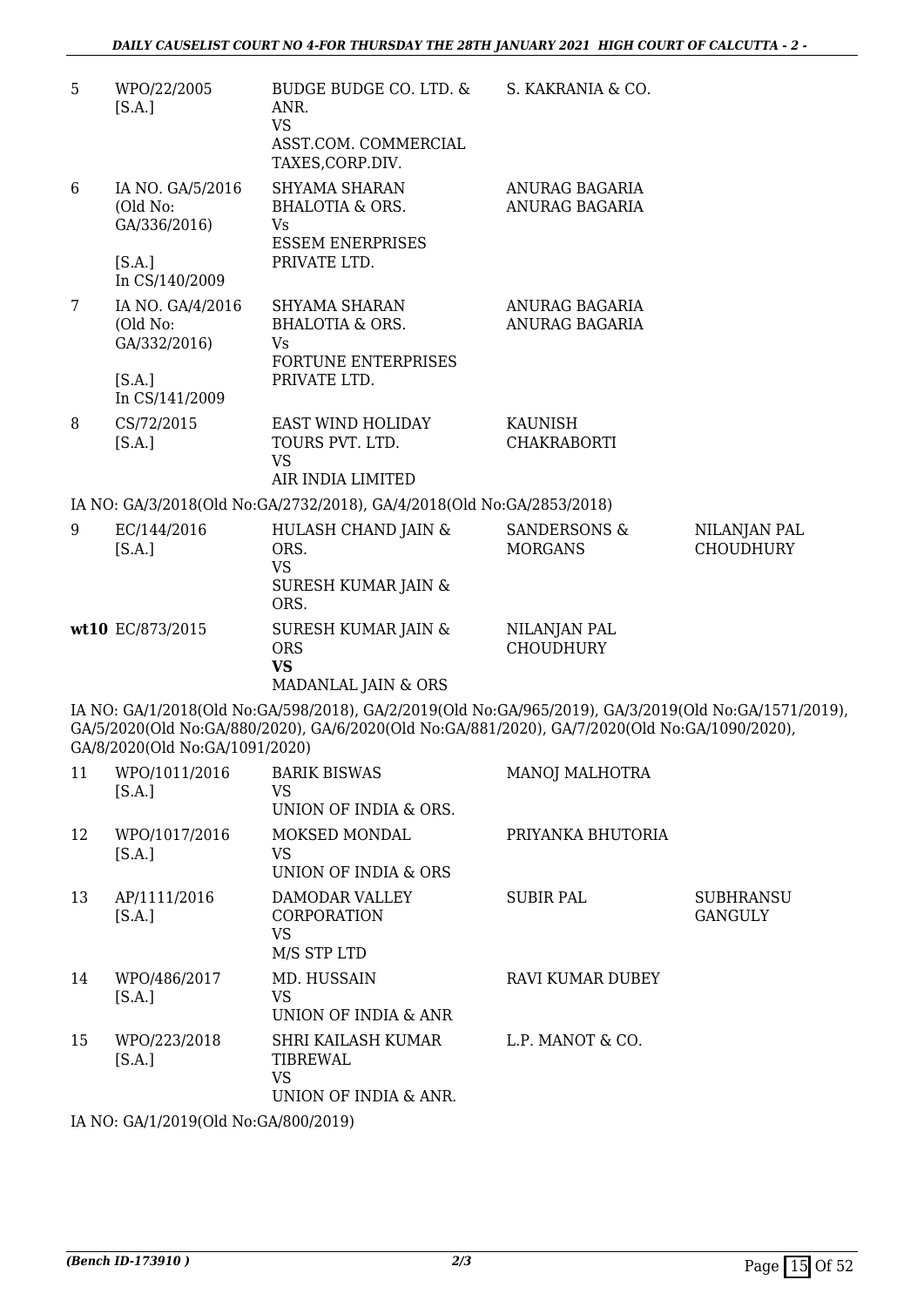| | | | | |
|---|---|---|---|---|
| 5 | WPO/22/2005 [S.A.] | BUDGE BUDGE CO. LTD. & ANR. VS ASST.COM. COMMERCIAL TAXES,CORP.DIV. | S. KAKRANIA & CO. | |
| 6 | IA NO. GA/5/2016 (Old No: GA/336/2016) [S.A.] In CS/140/2009 | SHYAMA SHARAN BHALOTIA & ORS. Vs ESSEM ENERPRISES PRIVATE LTD. | ANURAG BAGARIA ANURAG BAGARIA | |
| 7 | IA NO. GA/4/2016 (Old No: GA/332/2016) [S.A.] In CS/141/2009 | SHYAMA SHARAN BHALOTIA & ORS. Vs FORTUNE ENTERPRISES PRIVATE LTD. | ANURAG BAGARIA ANURAG BAGARIA | |
| 8 | CS/72/2015 [S.A.] | EAST WIND HOLIDAY TOURS PVT. LTD. VS AIR INDIA LIMITED | KAUNISH CHAKRABORTI | |

IA NO: GA/3/2018(Old No:GA/2732/2018), GA/4/2018(Old No:GA/2853/2018)

| | | | | |
|---|---|---|---|---|
| 9 | EC/144/2016 [S.A.] | HULASH CHAND JAIN & ORS. VS SURESH KUMAR JAIN & ORS. | SANDERSONS & MORGANS | NILANJAN PAL CHOUDHURY |
| **wt**10 | EC/873/2015 | SURESH KUMAR JAIN & ORS **VS** MADANLAL JAIN & ORS | NILANJAN PAL CHOUDHURY | |

IA NO: GA/1/2018(Old No:GA/598/2018), GA/2/2019(Old No:GA/965/2019), GA/3/2019(Old No:GA/1571/2019), GA/5/2020(Old No:GA/880/2020), GA/6/2020(Old No:GA/881/2020), GA/7/2020(Old No:GA/1090/2020), GA/8/2020(Old No:GA/1091/2020)

| | | | | |
|---|---|---|---|---|
| 11 | WPO/1011/2016 [S.A.] | BARIK BISWAS VS UNION OF INDIA & ORS. | MANOJ MALHOTRA | |
| 12 | WPO/1017/2016 [S.A.] | MOKSED MONDAL VS UNION OF INDIA & ORS | PRIYANKA BHUTORIA | |
| 13 | AP/1111/2016 [S.A.] | DAMODAR VALLEY CORPORATION VS M/S STP LTD | SUBIR PAL | SUBHRANSU GANGULY |
| 14 | WPO/486/2017 [S.A.] | MD. HUSSAIN VS UNION OF INDIA & ANR | RAVI KUMAR DUBEY | |
| 15 | WPO/223/2018 [S.A.] | SHRI KAILASH KUMAR TIBREWAL VS UNION OF INDIA & ANR. | L.P. MANOT & CO. | |

IA NO: GA/1/2019(Old No:GA/800/2019)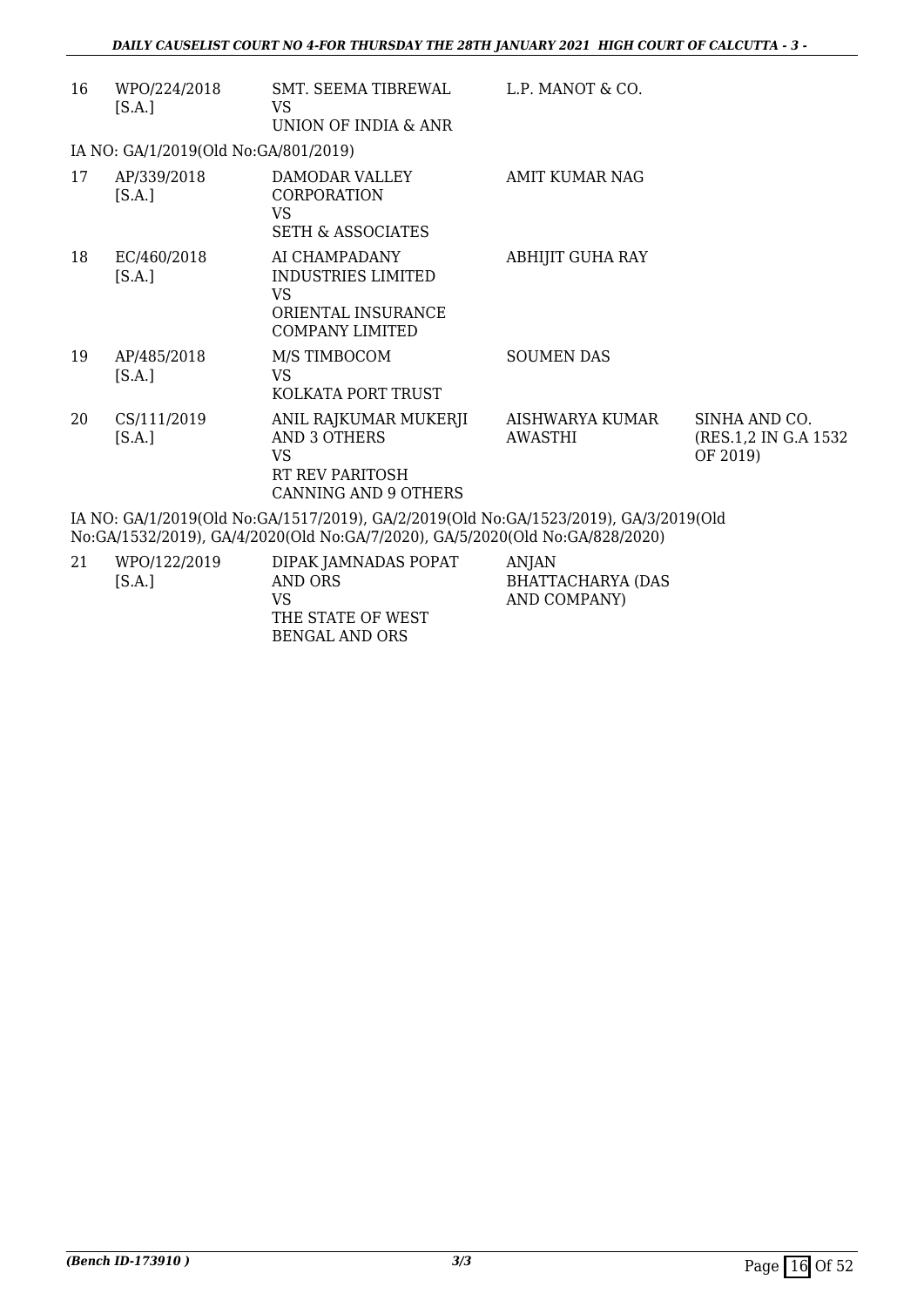| | | | | |
|---|---|---|---|---|
| 16 | WPO/224/2018 [S.A.] | SMT. SEEMA TIBREWAL VS UNION OF INDIA & ANR | L.P. MANOT & CO. | |

IA NO: GA/1/2019(Old No:GA/801/2019)

| | | | | |
|---|---|---|---|---|
| 17 | AP/339/2018 [S.A.] | DAMODAR VALLEY CORPORATION VS SETH & ASSOCIATES | AMIT KUMAR NAG | |
| 18 | EC/460/2018 [S.A.] | AI CHAMPADANY INDUSTRIES LIMITED VS ORIENTAL INSURANCE COMPANY LIMITED | ABHIJIT GUHA RAY | |
| 19 | AP/485/2018 [S.A.] | M/S TIMBOCOM VS KOLKATA PORT TRUST | SOUMEN DAS | |
| 20 | CS/111/2019 [S.A.] | ANIL RAJKUMAR MUKERJI AND 3 OTHERS VS RT REV PARITOSH CANNING AND 9 OTHERS | AISHWARYA KUMAR AWASTHI | SINHA AND CO. (RES.1,2 IN G.A 1532 OF 2019) |

IA NO: GA/1/2019(Old No:GA/1517/2019), GA/2/2019(Old No:GA/1523/2019), GA/3/2019(Old No:GA/1532/2019), GA/4/2020(Old No:GA/7/2020), GA/5/2020(Old No:GA/828/2020)

| | | | | |
|---|---|---|---|---|
| 21 | WPO/122/2019 [S.A.] | DIPAK JAMNADAS POPAT AND ORS VS THE STATE OF WEST BENGAL AND ORS | ANJAN BHATTACHARYA (DAS AND COMPANY) | |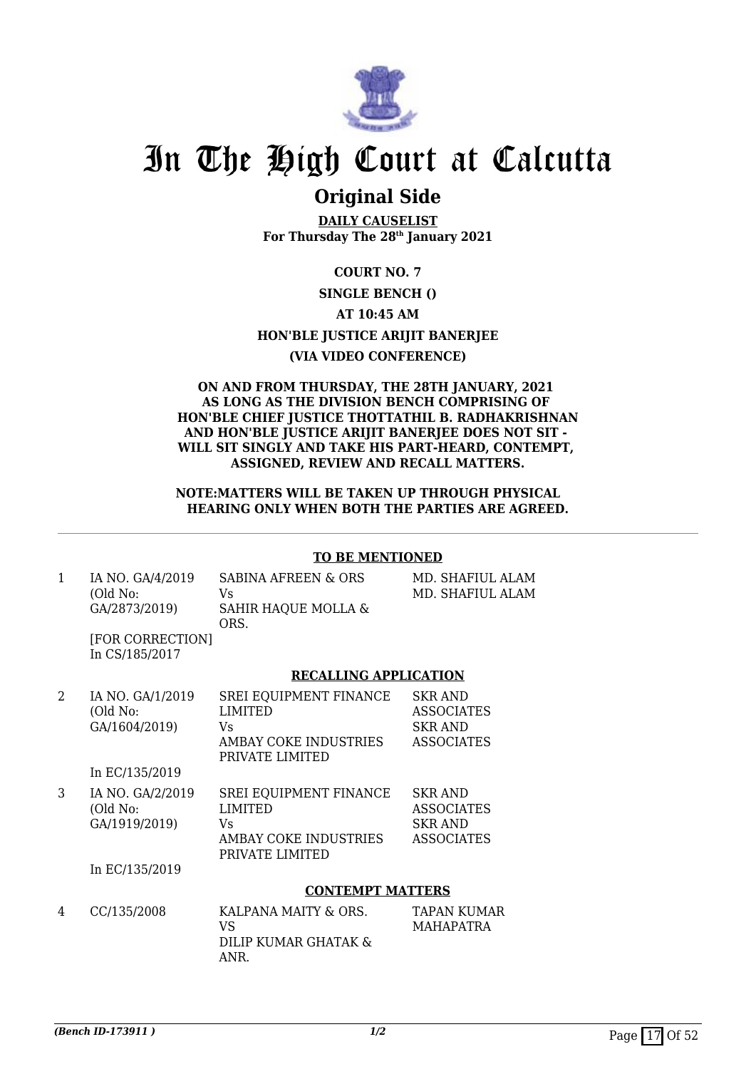# In The High Court at Calcutta

## Original Side

**DAILY CAUSELIST**
**For Thursday The 28th January 2021**

**COURT NO. 7**

**SINGLE BENCH ()**

**AT 10:45 AM**

**HON'BLE JUSTICE ARIJIT BANERJEE**

**(VIA VIDEO CONFERENCE)**

**ON AND FROM THURSDAY, THE 28TH JANUARY, 2021 AS LONG AS THE DIVISION BENCH COMPRISING OF HON'BLE CHIEF JUSTICE THOTTATHIL B. RADHAKRISHNAN AND HON'BLE JUSTICE ARIJIT BANERJEE DOES NOT SIT - WILL SIT SINGLY AND TAKE HIS PART-HEARD, CONTEMPT, ASSIGNED, REVIEW AND RECALL MATTERS.**

**NOTE:MATTERS WILL BE TAKEN UP THROUGH PHYSICAL HEARING ONLY WHEN BOTH THE PARTIES ARE AGREED.**

---

**TO BE MENTIONED**

| | | | |
|---|---|---|---|
| 1 | IA NO. GA/4/2019 (Old No: GA/2873/2019) [FOR CORRECTION] In CS/185/2017 | SABINA AFREEN & ORS Vs SAHIR HAQUE MOLLA & ORS. | MD. SHAFIUL ALAM MD. SHAFIUL ALAM |

**RECALLING APPLICATION**

| | | | |
|---|---|---|---|
| 2 | IA NO. GA/1/2019 (Old No: GA/1604/2019) In EC/135/2019 | SREI EQUIPMENT FINANCE LIMITED Vs AMBAY COKE INDUSTRIES PRIVATE LIMITED | SKR AND ASSOCIATES SKR AND ASSOCIATES |
| 3 | IA NO. GA/2/2019 (Old No: GA/1919/2019) In EC/135/2019 | SREI EQUIPMENT FINANCE LIMITED Vs AMBAY COKE INDUSTRIES PRIVATE LIMITED | SKR AND ASSOCIATES SKR AND ASSOCIATES |

**CONTEMPT MATTERS**

| | | | |
|---|---|---|---|
| 4 | CC/135/2008 | KALPANA MAITY & ORS. VS DILIP KUMAR GHATAK & ANR. | TAPAN KUMAR MAHAPATRA |

*(Bench ID-173911 )* 1/2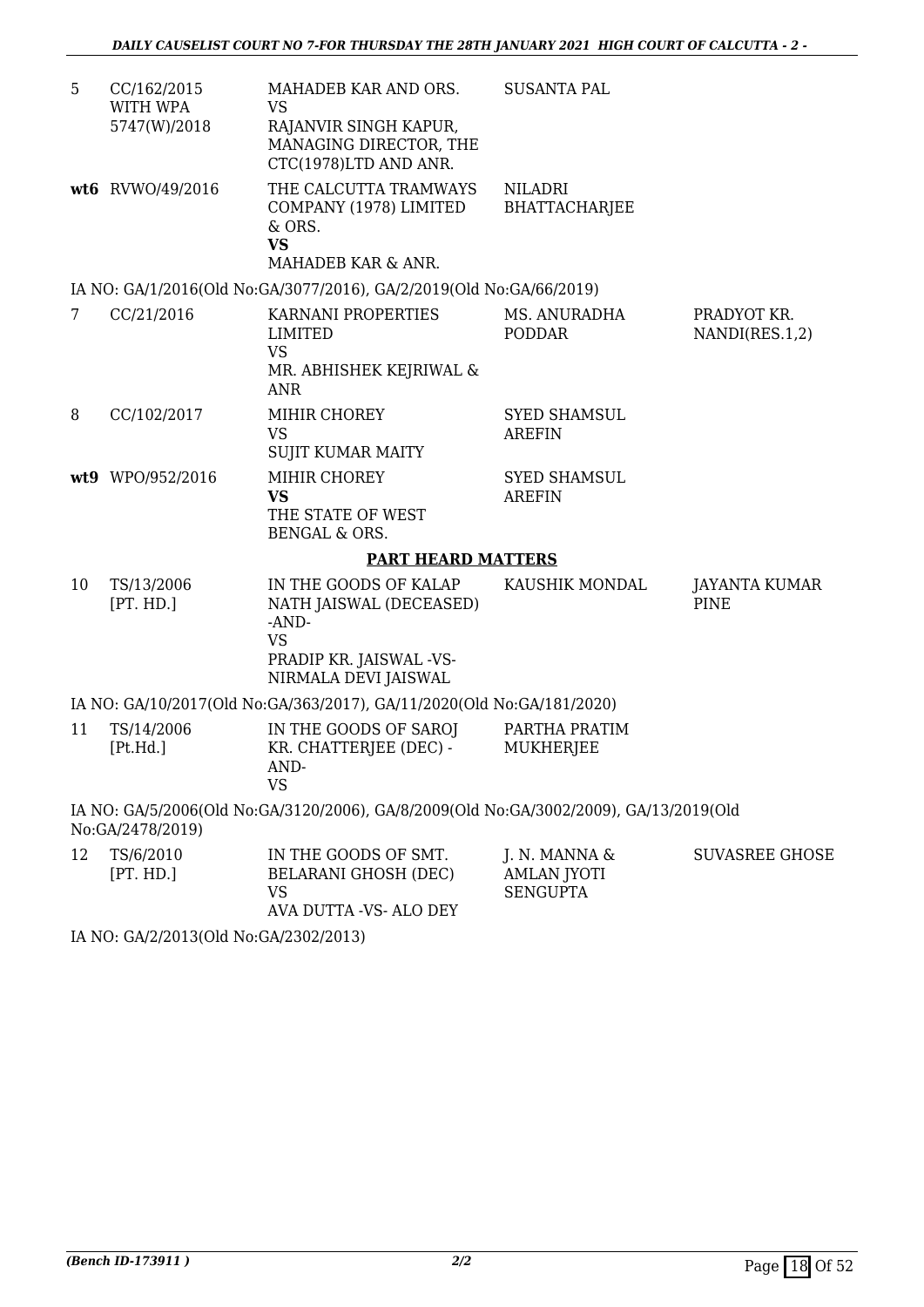| | | | | |
|---|---|---|---|---|
| 5 | CC/162/2015 WITH WPA 5747(W)/2018 | MAHADEB KAR AND ORS. VS RAJANVIR SINGH KAPUR, MANAGING DIRECTOR, THE CTC(1978)LTD AND ANR. | SUSANTA PAL | |
| **wt6** | RVWO/49/2016 | THE CALCUTTA TRAMWAYS COMPANY (1978) LIMITED & ORS. **VS** MAHADEB KAR & ANR. | NILADRI BHATTACHARJEE | |

IA NO: GA/1/2016(Old No:GA/3077/2016), GA/2/2019(Old No:GA/66/2019)

| | | | | |
|---|---|---|---|---|
| 7 | CC/21/2016 | KARNANI PROPERTIES LIMITED VS MR. ABHISHEK KEJRIWAL & ANR | MS. ANURADHA PODDAR | PRADYOT KR. NANDI(RES.1,2) |
| 8 | CC/102/2017 | MIHIR CHOREY VS SUJIT KUMAR MAITY | SYED SHAMSUL AREFIN | |
| **wt9** | WPO/952/2016 | MIHIR CHOREY **VS** THE STATE OF WEST BENGAL & ORS. | SYED SHAMSUL AREFIN | |

## PART HEARD MATTERS

| | | | | |
|---|---|---|---|---|
| 10 | TS/13/2006 [PT. HD.] | IN THE GOODS OF KALAP NATH JAISWAL (DECEASED) -AND- VS PRADIP KR. JAISWAL -VS- NIRMALA DEVI JAISWAL | KAUSHIK MONDAL | JAYANTA KUMAR PINE |

IA NO: GA/10/2017(Old No:GA/363/2017), GA/11/2020(Old No:GA/181/2020)

| | | | | |
|---|---|---|---|---|
| 11 | TS/14/2006 [Pt.Hd.] | IN THE GOODS OF SAROJ KR. CHATTERJEE (DEC) -AND- VS | PARTHA PRATIM MUKHERJEE | |

IA NO: GA/5/2006(Old No:GA/3120/2006), GA/8/2009(Old No:GA/3002/2009), GA/13/2019(Old No:GA/2478/2019)

| | | | | |
|---|---|---|---|---|
| 12 | TS/6/2010 [PT. HD.] | IN THE GOODS OF SMT. BELARANI GHOSH (DEC) VS AVA DUTTA -VS- ALO DEY | J. N. MANNA & AMLAN JYOTI SENGUPTA | SUVASREE GHOSE |

IA NO: GA/2/2013(Old No:GA/2302/2013)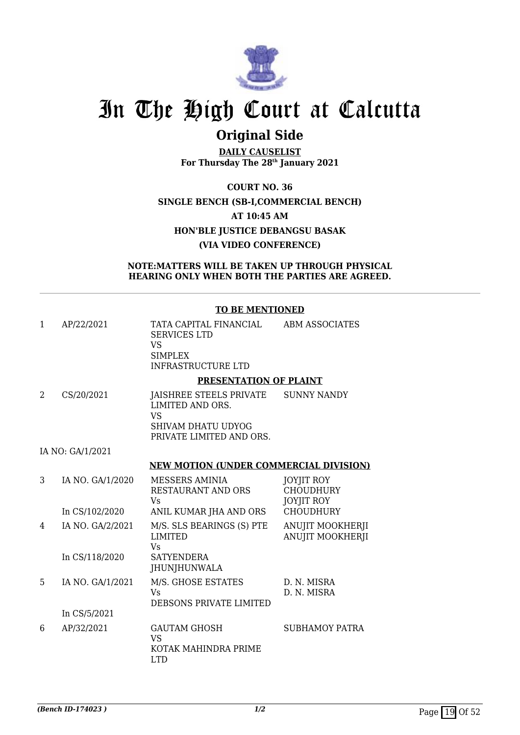# In The High Court at Calcutta

## Original Side

**DAILY CAUSELIST**
**For Thursday The 28th January 2021**

**COURT NO. 36**
**SINGLE BENCH (SB-I,COMMERCIAL BENCH)**
**AT 10:45 AM**
**HON'BLE JUSTICE DEBANGSU BASAK**
**(VIA VIDEO CONFERENCE)**

**NOTE:MATTERS WILL BE TAKEN UP THROUGH PHYSICAL HEARING ONLY WHEN BOTH THE PARTIES ARE AGREED.**

**TO BE MENTIONED**

| | | | |
|---|---|---|---|
| 1 | AP/22/2021 | TATA CAPITAL FINANCIAL SERVICES LTD VS SIMPLEX INFRASTRUCTURE LTD | ABM ASSOCIATES |

**PRESENTATION OF PLAINT**

| | | | |
|---|---|---|---|
| 2 | CS/20/2021 | JAISHREE STEELS PRIVATE LIMITED AND ORS. VS SHIVAM DHATU UDYOG PRIVATE LIMITED AND ORS. | SUNNY NANDY |
| | IA NO: GA/1/2021 | | |

**NEW MOTION (UNDER COMMERCIAL DIVISION)**

| | | | |
|---|---|---|---|
| 3 | IA NO. GA/1/2020 In CS/102/2020 | MESSERS AMINIA RESTAURANT AND ORS Vs ANIL KUMAR JHA AND ORS | JOYJIT ROY CHOUDHURY JOYJIT ROY CHOUDHURY |
| 4 | IA NO. GA/2/2021 In CS/118/2020 | M/S. SLS BEARINGS (S) PTE LIMITED Vs SATYENDERA JHUNJHUNWALA | ANUJIT MOOKHERJI ANUJIT MOOKHERJI |
| 5 | IA NO. GA/1/2021 In CS/5/2021 | M/S. GHOSE ESTATES Vs DEBSONS PRIVATE LIMITED | D. N. MISRA D. N. MISRA |
| 6 | AP/32/2021 | GAUTAM GHOSH VS KOTAK MAHINDRA PRIME LTD | SUBHAMOY PATRA |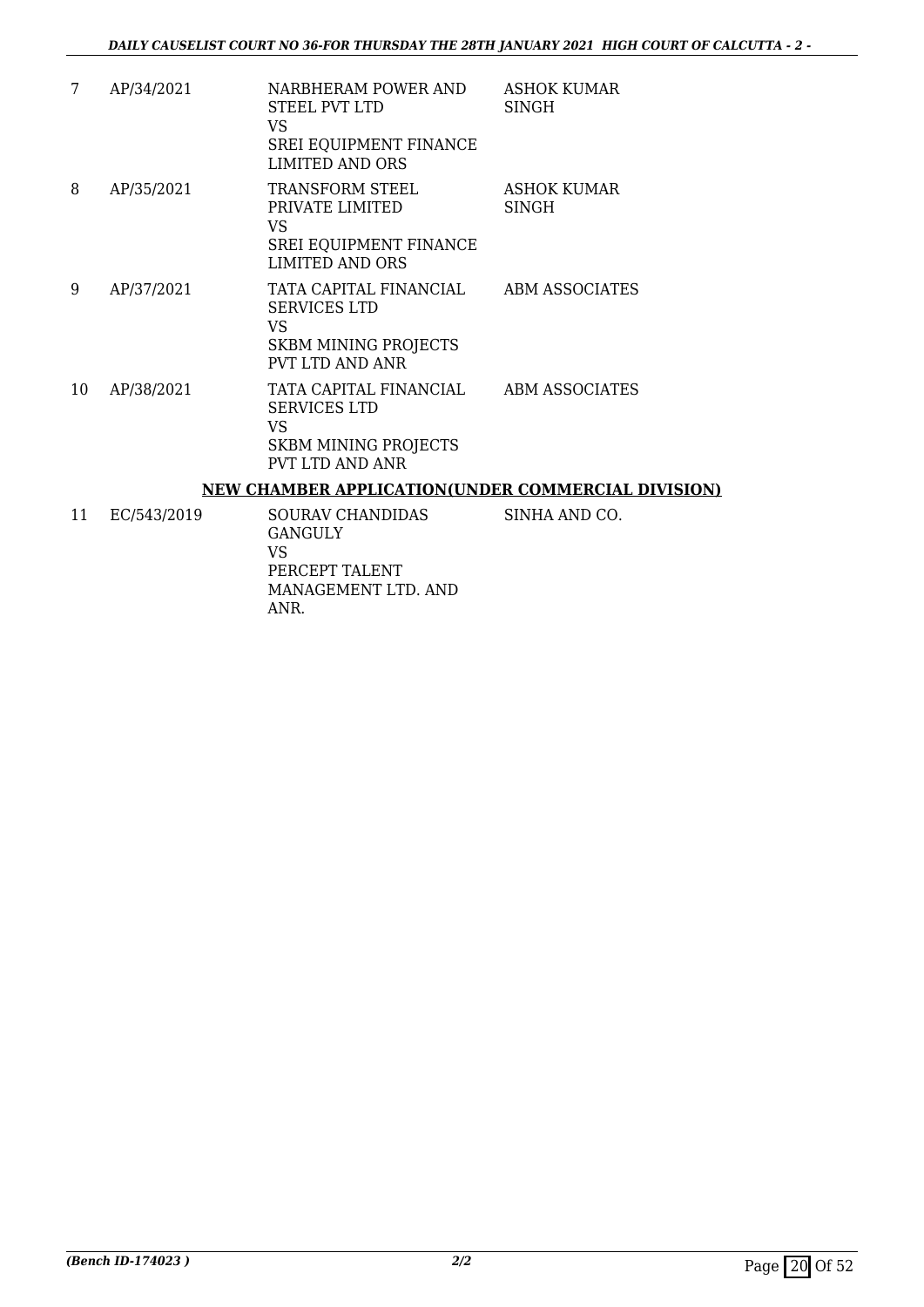| | | | |
|---|---|---|---|
| 7 | AP/34/2021 | NARBHERAM POWER AND STEEL PVT LTD<br>VS<br>SREI EQUIPMENT FINANCE LIMITED AND ORS | ASHOK KUMAR SINGH |
| 8 | AP/35/2021 | TRANSFORM STEEL PRIVATE LIMITED<br>VS<br>SREI EQUIPMENT FINANCE LIMITED AND ORS | ASHOK KUMAR SINGH |
| 9 | AP/37/2021 | TATA CAPITAL FINANCIAL SERVICES LTD<br>VS<br>SKBM MINING PROJECTS PVT LTD AND ANR | ABM ASSOCIATES |
| 10 | AP/38/2021 | TATA CAPITAL FINANCIAL SERVICES LTD<br>VS<br>SKBM MINING PROJECTS PVT LTD AND ANR | ABM ASSOCIATES |

**NEW CHAMBER APPLICATION(UNDER COMMERCIAL DIVISION)**

| | | | |
|---|---|---|---|
| 11 | EC/543/2019 | SOURAV CHANDIDAS GANGULY<br>VS<br>PERCEPT TALENT MANAGEMENT LTD. AND ANR. | SINHA AND CO. |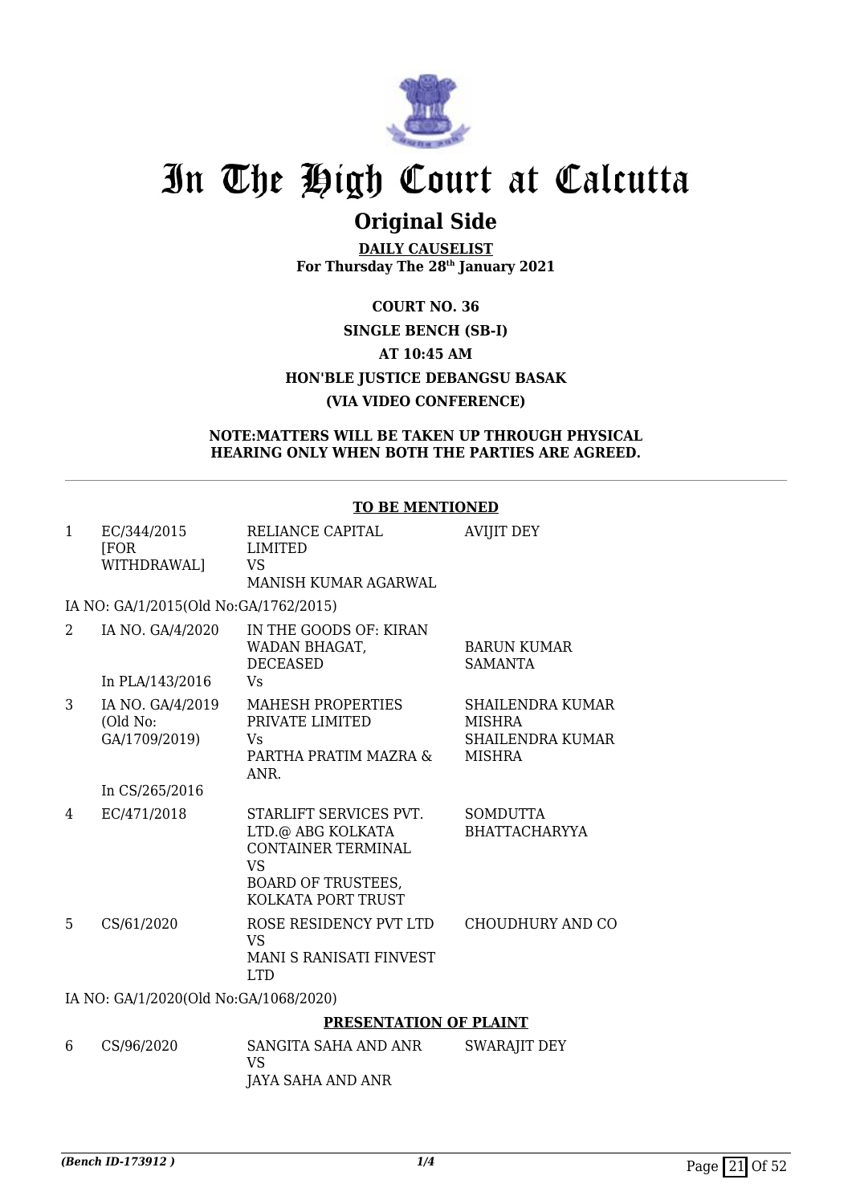# In The High Court at Calcutta

## Original Side

**DAILY CAUSELIST**
**For Thursday The 28th January 2021**

**COURT NO. 36**
**SINGLE BENCH (SB-I)**
**AT 10:45 AM**
**HON'BLE JUSTICE DEBANGSU BASAK**
**(VIA VIDEO CONFERENCE)**

**NOTE:MATTERS WILL BE TAKEN UP THROUGH PHYSICAL HEARING ONLY WHEN BOTH THE PARTIES ARE AGREED.**

**TO BE MENTIONED**

| | | | |
|---|---|---|---|
| 1 | EC/344/2015 [FOR WITHDRAWAL] | RELIANCE CAPITAL LIMITED VS MANISH KUMAR AGARWAL | AVIJIT DEY |
| | IA NO: GA/1/2015(Old No:GA/1762/2015) | | |
| 2 | IA NO. GA/4/2020 In PLA/143/2016 | IN THE GOODS OF: KIRAN WADAN BHAGAT, DECEASED Vs | BARUN KUMAR SAMANTA |
| 3 | IA NO. GA/4/2019 (Old No: GA/1709/2019) In CS/265/2016 | MAHESH PROPERTIES PRIVATE LIMITED Vs PARTHA PRATIM MAZRA & ANR. | SHAILENDRA KUMAR MISHRA SHAILENDRA KUMAR MISHRA |
| 4 | EC/471/2018 | STARLIFT SERVICES PVT. LTD.@ ABG KOLKATA CONTAINER TERMINAL VS BOARD OF TRUSTEES, KOLKATA PORT TRUST | SOMDUTTA BHATTACHARYYA |
| 5 | CS/61/2020 | ROSE RESIDENCY PVT LTD VS MANI S RANISATI FINVEST LTD | CHOUDHURY AND CO |
| | IA NO: GA/1/2020(Old No:GA/1068/2020) | | |

**PRESENTATION OF PLAINT**

| | | | |
|---|---|---|---|
| 6 | CS/96/2020 | SANGITA SAHA AND ANR VS JAYA SAHA AND ANR | SWARAJIT DEY |

*(Bench ID-173912 )*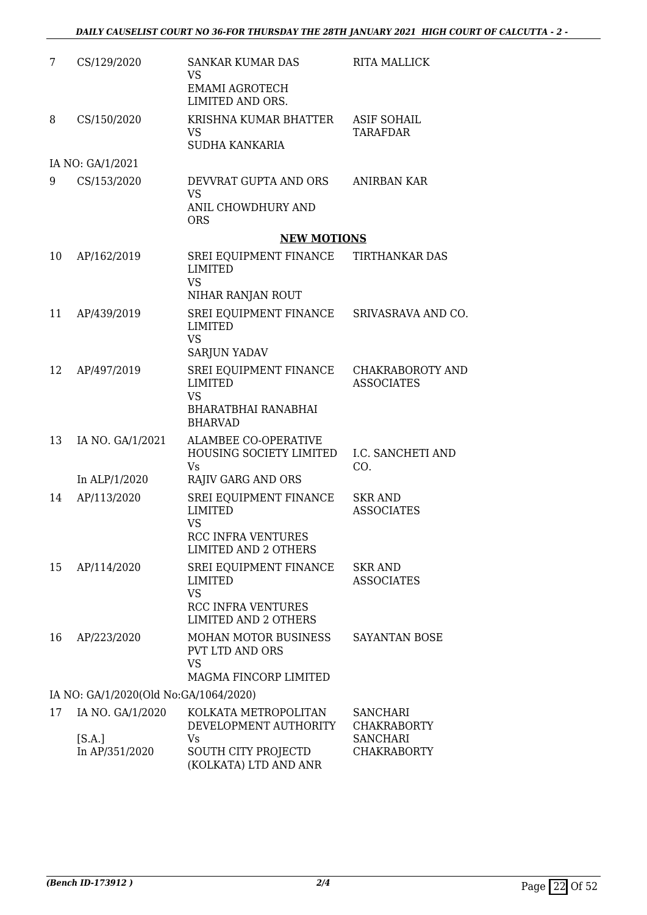| | | | |
|---|---|---|---|
| 7 | CS/129/2020 | SANKAR KUMAR DAS<br>VS<br>EMAMI AGROTECH LIMITED AND ORS. | RITA MALLICK |
| 8 | CS/150/2020 | KRISHNA KUMAR BHATTER<br>VS<br>SUDHA KANKARIA | ASIF SOHAIL TARAFDAR |
| | IA NO: GA/1/2021 | | |
| 9 | CS/153/2020 | DEVVRAT GUPTA AND ORS<br>VS<br>ANIL CHOWDHURY AND ORS | ANIRBAN KAR |

## NEW MOTIONS

| | | | |
|---|---|---|---|
| 10 | AP/162/2019 | SREI EQUIPMENT FINANCE LIMITED<br>VS<br>NIHAR RANJAN ROUT | TIRTHANKAR DAS |
| 11 | AP/439/2019 | SREI EQUIPMENT FINANCE LIMITED<br>VS<br>SARJUN YADAV | SRIVASRAVA AND CO. |
| 12 | AP/497/2019 | SREI EQUIPMENT FINANCE LIMITED<br>VS<br>BHARATBHAI RANABHAI BHARVAD | CHAKRABOROTY AND ASSOCIATES |
| 13 | IA NO. GA/1/2021<br><br>In ALP/1/2020 | ALAMBEE CO-OPERATIVE HOUSING SOCIETY LIMITED<br>Vs<br>RAJIV GARG AND ORS | I.C. SANCHETI AND CO. |
| 14 | AP/113/2020 | SREI EQUIPMENT FINANCE LIMITED<br>VS<br>RCC INFRA VENTURES LIMITED AND 2 OTHERS | SKR AND ASSOCIATES |
| 15 | AP/114/2020 | SREI EQUIPMENT FINANCE LIMITED<br>VS<br>RCC INFRA VENTURES LIMITED AND 2 OTHERS | SKR AND ASSOCIATES |
| 16 | AP/223/2020 | MOHAN MOTOR BUSINESS PVT LTD AND ORS<br>VS<br>MAGMA FINCORP LIMITED | SAYANTAN BOSE |
| | IA NO: GA/1/2020(Old No:GA/1064/2020) | | |
| 17 | IA NO. GA/1/2020<br><br>[S.A.]<br>In AP/351/2020 | KOLKATA METROPOLITAN DEVELOPMENT AUTHORITY<br>Vs<br>SOUTH CITY PROJECTD (KOLKATA) LTD AND ANR | SANCHARI CHAKRABORTY<br>SANCHARI CHAKRABORTY |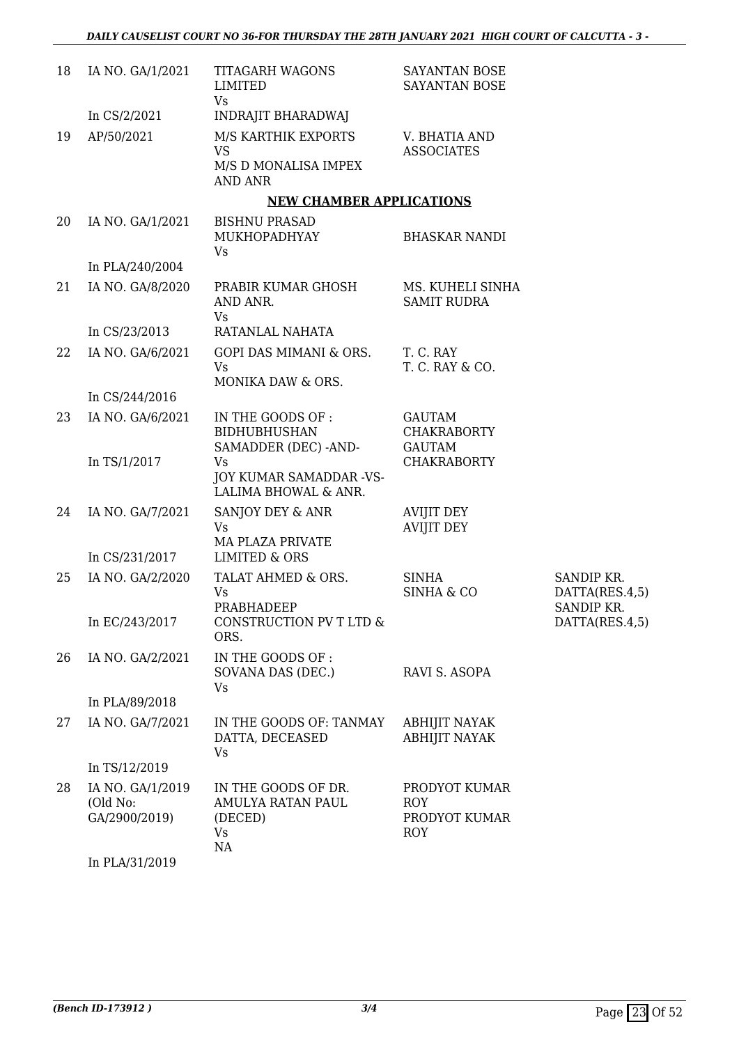| | | | | |
|---|---|---|---|---|
| 18 | IA NO. GA/1/2021<br><br>In CS/2/2021 | TITAGARH WAGONS LIMITED<br>Vs<br>INDRAJIT BHARADWAJ | SAYANTAN BOSE<br>SAYANTAN BOSE | |
| 19 | AP/50/2021 | M/S KARTHIK EXPORTS<br>VS<br>M/S D MONALISA IMPEX AND ANR | V. BHATIA AND ASSOCIATES | |

**NEW CHAMBER APPLICATIONS**

| | | | | |
|---|---|---|---|---|
| 20 | IA NO. GA/1/2021<br><br>In PLA/240/2004 | BISHNU PRASAD MUKHOPADHYAY<br>Vs | BHASKAR NANDI | |
| 21 | IA NO. GA/8/2020<br><br>In CS/23/2013 | PRABIR KUMAR GHOSH AND ANR.<br>Vs<br>RATANLAL NAHATA | MS. KUHELI SINHA<br>SAMIT RUDRA | |
| 22 | IA NO. GA/6/2021<br><br>In CS/244/2016 | GOPI DAS MIMANI & ORS.<br>Vs<br>MONIKA DAW & ORS. | T. C. RAY<br>T. C. RAY & CO. | |
| 23 | IA NO. GA/6/2021<br><br>In TS/1/2017 | IN THE GOODS OF : BIDHUBHUSHAN SAMADDER (DEC) -AND-<br>Vs<br>JOY KUMAR SAMADDAR -VS- LALIMA BHOWAL & ANR. | GAUTAM CHAKRABORTY<br>GAUTAM CHAKRABORTY | |
| 24 | IA NO. GA/7/2021<br><br>In CS/231/2017 | SANJOY DEY & ANR<br>Vs<br>MA PLAZA PRIVATE LIMITED & ORS | AVIJIT DEY<br>AVIJIT DEY | |
| 25 | IA NO. GA/2/2020<br><br>In EC/243/2017 | TALAT AHMED & ORS.<br>Vs<br>PRABHADEEP CONSTRUCTION PV T LTD & ORS. | SINHA<br>SINHA & CO | SANDIP KR. DATTA(RES.4,5)<br>SANDIP KR. DATTA(RES.4,5) |
| 26 | IA NO. GA/2/2021<br><br>In PLA/89/2018 | IN THE GOODS OF : SOVANA DAS (DEC.)<br>Vs | RAVI S. ASOPA | |
| 27 | IA NO. GA/7/2021<br><br>In TS/12/2019 | IN THE GOODS OF: TANMAY DATTA, DECEASED<br>Vs | ABHIJIT NAYAK<br>ABHIJIT NAYAK | |
| 28 | IA NO. GA/1/2019 (Old No: GA/2900/2019)<br><br>In PLA/31/2019 | IN THE GOODS OF DR. AMULYA RATAN PAUL (DECED)<br>Vs<br>NA | PRODYOT KUMAR ROY<br>PRODYOT KUMAR ROY | |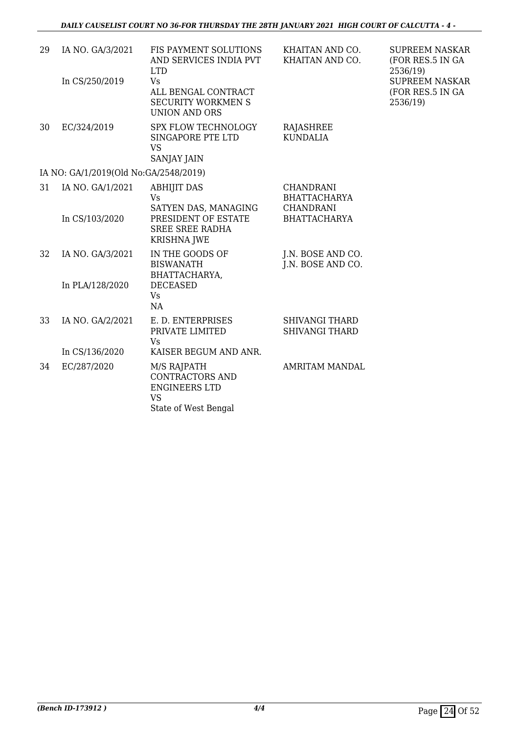| 29 | IA NO. GA/3/2021<br><br>In CS/250/2019 | FIS PAYMENT SOLUTIONS AND SERVICES INDIA PVT LTD<br>Vs<br>ALL BENGAL CONTRACT SECURITY WORKMEN S UNION AND ORS | KHAITAN AND CO.<br>KHAITAN AND CO. | SUPREEM NASKAR (FOR RES.5 IN GA 2536/19)<br>SUPREEM NASKAR (FOR RES.5 IN GA 2536/19) |
|---|---|---|---|---|
| 30 | EC/324/2019 | SPX FLOW TECHNOLOGY SINGAPORE PTE LTD<br>VS<br>SANJAY JAIN | RAJASHREE KUNDALIA | |
| | IA NO: GA/1/2019(Old No:GA/2548/2019) | | | |
| 31 | IA NO. GA/1/2021<br><br>In CS/103/2020 | ABHIJIT DAS<br>Vs<br>SATYEN DAS, MANAGING PRESIDENT OF ESTATE SREE SREE RADHA KRISHNA JWE | CHANDRANI BHATTACHARYA<br>CHANDRANI BHATTACHARYA | |
| 32 | IA NO. GA/3/2021<br><br>In PLA/128/2020 | IN THE GOODS OF BISWANATH BHATTACHARYA, DECEASED<br>Vs<br>NA | J.N. BOSE AND CO.<br>J.N. BOSE AND CO. | |
| 33 | IA NO. GA/2/2021<br><br>In CS/136/2020 | E. D. ENTERPRISES PRIVATE LIMITED<br>Vs<br>KAISER BEGUM AND ANR. | SHIVANGI THARD<br>SHIVANGI THARD | |
| 34 | EC/287/2020 | M/S RAJPATH CONTRACTORS AND ENGINEERS LTD<br>VS<br>State of West Bengal | AMRITAM MANDAL | |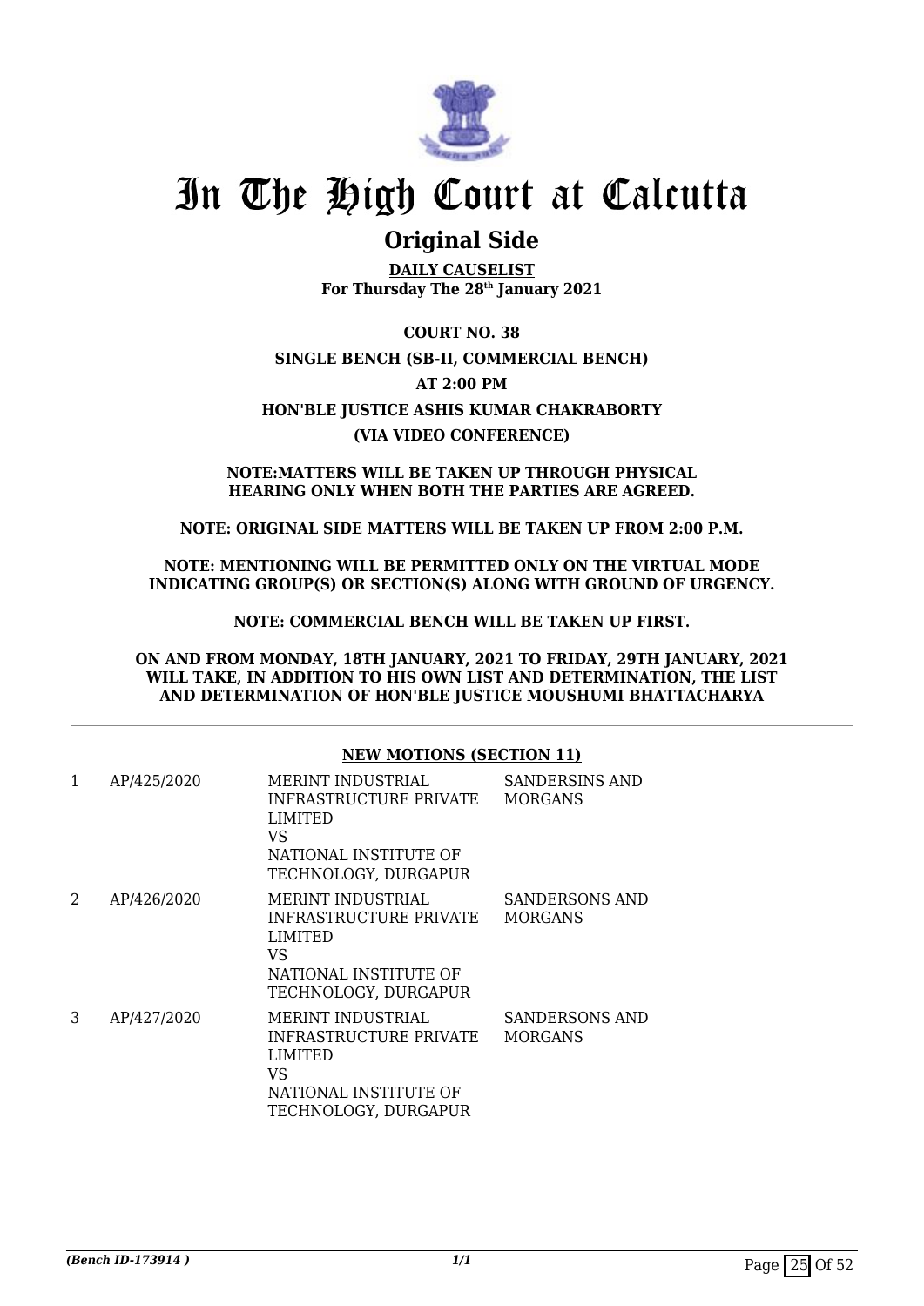# In The High Court at Calcutta

## Original Side

**DAILY CAUSELIST**
**For Thursday The 28th January 2021**

**COURT NO. 38**

**SINGLE BENCH (SB-II, COMMERCIAL BENCH)**

**AT 2:00 PM**

**HON'BLE JUSTICE ASHIS KUMAR CHAKRABORTY**

**(VIA VIDEO CONFERENCE)**

**NOTE:MATTERS WILL BE TAKEN UP THROUGH PHYSICAL HEARING ONLY WHEN BOTH THE PARTIES ARE AGREED.**

**NOTE: ORIGINAL SIDE MATTERS WILL BE TAKEN UP FROM 2:00 P.M.**

**NOTE: MENTIONING WILL BE PERMITTED ONLY ON THE VIRTUAL MODE INDICATING GROUP(S) OR SECTION(S) ALONG WITH GROUND OF URGENCY.**

**NOTE: COMMERCIAL BENCH WILL BE TAKEN UP FIRST.**

**ON AND FROM MONDAY, 18TH JANUARY, 2021 TO FRIDAY, 29TH JANUARY, 2021 WILL TAKE, IN ADDITION TO HIS OWN LIST AND DETERMINATION, THE LIST AND DETERMINATION OF HON'BLE JUSTICE MOUSHUMI BHATTACHARYA**

**NEW MOTIONS (SECTION 11)**

| | | | |
|---|---|---|---|
| 1 | AP/425/2020 | MERINT INDUSTRIAL INFRASTRUCTURE PRIVATE LIMITED VS NATIONAL INSTITUTE OF TECHNOLOGY, DURGAPUR | SANDERSINS AND MORGANS |
| 2 | AP/426/2020 | MERINT INDUSTRIAL INFRASTRUCTURE PRIVATE LIMITED VS NATIONAL INSTITUTE OF TECHNOLOGY, DURGAPUR | SANDERSONS AND MORGANS |
| 3 | AP/427/2020 | MERINT INDUSTRIAL INFRASTRUCTURE PRIVATE LIMITED VS NATIONAL INSTITUTE OF TECHNOLOGY, DURGAPUR | SANDERSONS AND MORGANS |

*(Bench ID-173914 )* 1/1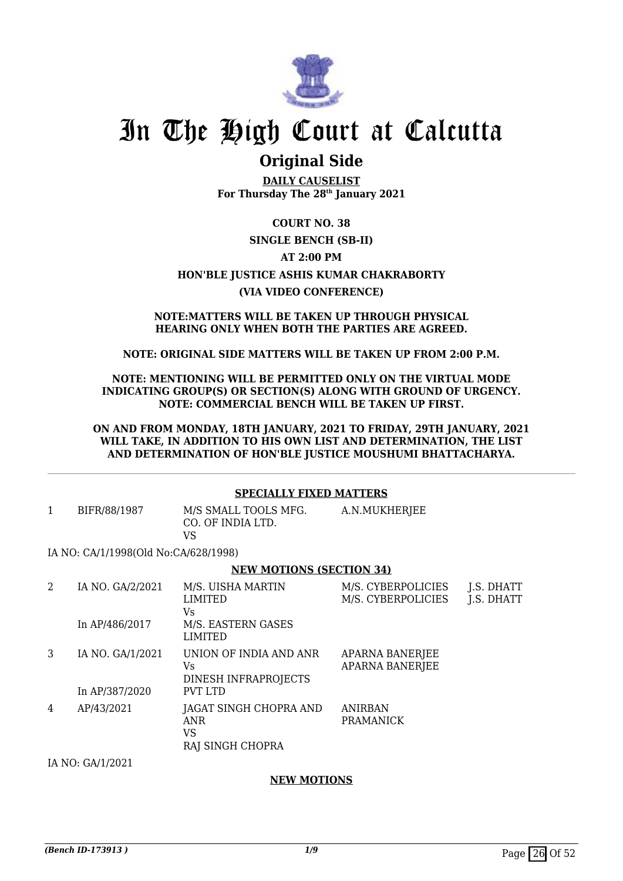# In The High Court at Calcutta

## Original Side

**DAILY CAUSELIST**
**For Thursday The 28th January 2021**

**COURT NO. 38**

**SINGLE BENCH (SB-II)**

**AT 2:00 PM**

**HON'BLE JUSTICE ASHIS KUMAR CHAKRABORTY**

**(VIA VIDEO CONFERENCE)**

**NOTE:MATTERS WILL BE TAKEN UP THROUGH PHYSICAL HEARING ONLY WHEN BOTH THE PARTIES ARE AGREED.**

**NOTE: ORIGINAL SIDE MATTERS WILL BE TAKEN UP FROM 2:00 P.M.**

**NOTE: MENTIONING WILL BE PERMITTED ONLY ON THE VIRTUAL MODE INDICATING GROUP(S) OR SECTION(S) ALONG WITH GROUND OF URGENCY. NOTE: COMMERCIAL BENCH WILL BE TAKEN UP FIRST.**

**ON AND FROM MONDAY, 18TH JANUARY, 2021 TO FRIDAY, 29TH JANUARY, 2021 WILL TAKE, IN ADDITION TO HIS OWN LIST AND DETERMINATION, THE LIST AND DETERMINATION OF HON'BLE JUSTICE MOUSHUMI BHATTACHARYA.**

**SPECIALLY FIXED MATTERS**

| | | | | |
|---|---|---|---|---|
| 1 | BIFR/88/1987 | M/S SMALL TOOLS MFG. CO. OF INDIA LTD. VS | A.N.MUKHERJEE | |

IA NO: CA/1/1998(Old No:CA/628/1998)

**NEW MOTIONS (SECTION 34)**

| | | | | |
|---|---|---|---|---|
| 2 | IA NO. GA/2/2021<br>In AP/486/2017 | M/S. UISHA MARTIN LIMITED<br>Vs<br>M/S. EASTERN GASES LIMITED | M/S. CYBERPOLICIES<br>M/S. CYBERPOLICIES | J.S. DHATT<br>J.S. DHATT |
| 3 | IA NO. GA/1/2021<br>In AP/387/2020 | UNION OF INDIA AND ANR<br>Vs<br>DINESH INFRAPROJECTS PVT LTD | APARNA BANERJEE<br>APARNA BANERJEE | |
| 4 | AP/43/2021 | JAGAT SINGH CHOPRA AND ANR<br>VS<br>RAJ SINGH CHOPRA | ANIRBAN PRAMANICK | |

IA NO: GA/1/2021

**NEW MOTIONS**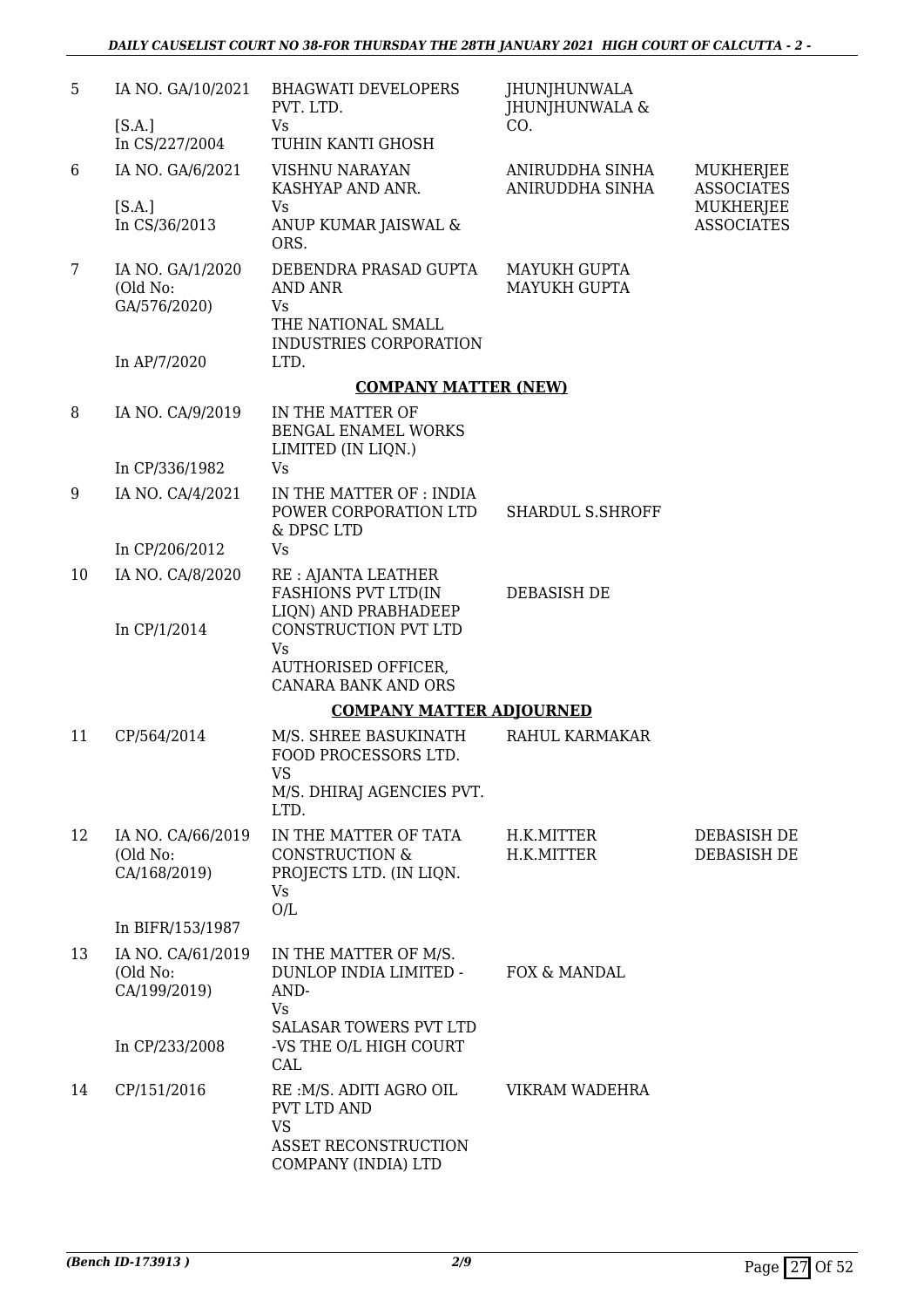| | | | | |
|---|---|---|---|---|
| 5 | IA NO. GA/10/2021<br>[S.A.]<br>In CS/227/2004 | BHAGWATI DEVELOPERS PVT. LTD.<br>Vs<br>TUHIN KANTI GHOSH | JHUNJHUNWALA JHUNJHUNWALA & CO. | |
| 6 | IA NO. GA/6/2021<br>[S.A.]<br>In CS/36/2013 | VISHNU NARAYAN KASHYAP AND ANR.<br>Vs<br>ANUP KUMAR JAISWAL & ORS. | ANIRUDDHA SINHA<br>ANIRUDDHA SINHA | MUKHERJEE ASSOCIATES<br>MUKHERJEE ASSOCIATES |
| 7 | IA NO. GA/1/2020<br>(Old No: GA/576/2020)<br>In AP/7/2020 | DEBENDRA PRASAD GUPTA AND ANR<br>Vs<br>THE NATIONAL SMALL INDUSTRIES CORPORATION LTD. | MAYUKH GUPTA<br>MAYUKH GUPTA | |

**COMPANY MATTER (NEW)**

| | | | | |
|---|---|---|---|---|
| 8 | IA NO. CA/9/2019<br>In CP/336/1982 | IN THE MATTER OF BENGAL ENAMEL WORKS LIMITED (IN LIQN.)<br>Vs | | |
| 9 | IA NO. CA/4/2021<br>In CP/206/2012 | IN THE MATTER OF : INDIA POWER CORPORATION LTD & DPSC LTD<br>Vs | SHARDUL S.SHROFF | |
| 10 | IA NO. CA/8/2020<br>In CP/1/2014 | RE : AJANTA LEATHER FASHIONS PVT LTD(IN LIQN) AND PRABHADEEP CONSTRUCTION PVT LTD<br>Vs<br>AUTHORISED OFFICER, CANARA BANK AND ORS | DEBASISH DE | |

**COMPANY MATTER ADJOURNED**

| | | | | |
|---|---|---|---|---|
| 11 | CP/564/2014 | M/S. SHREE BASUKINATH FOOD PROCESSORS LTD.<br>VS<br>M/S. DHIRAJ AGENCIES PVT. LTD. | RAHUL KARMAKAR | |
| 12 | IA NO. CA/66/2019<br>(Old No: CA/168/2019)<br>In BIFR/153/1987 | IN THE MATTER OF TATA CONSTRUCTION & PROJECTS LTD. (IN LIQN.<br>Vs<br>O/L | H.K.MITTER<br>H.K.MITTER | DEBASISH DE<br>DEBASISH DE |
| 13 | IA NO. CA/61/2019<br>(Old No: CA/199/2019)<br>In CP/233/2008 | IN THE MATTER OF M/S. DUNLOP INDIA LIMITED -AND-<br>Vs<br>SALASAR TOWERS PVT LTD -VS THE O/L HIGH COURT CAL | FOX & MANDAL | |
| 14 | CP/151/2016 | RE :M/S. ADITI AGRO OIL PVT LTD AND<br>VS<br>ASSET RECONSTRUCTION COMPANY (INDIA) LTD | VIKRAM WADEHRA | |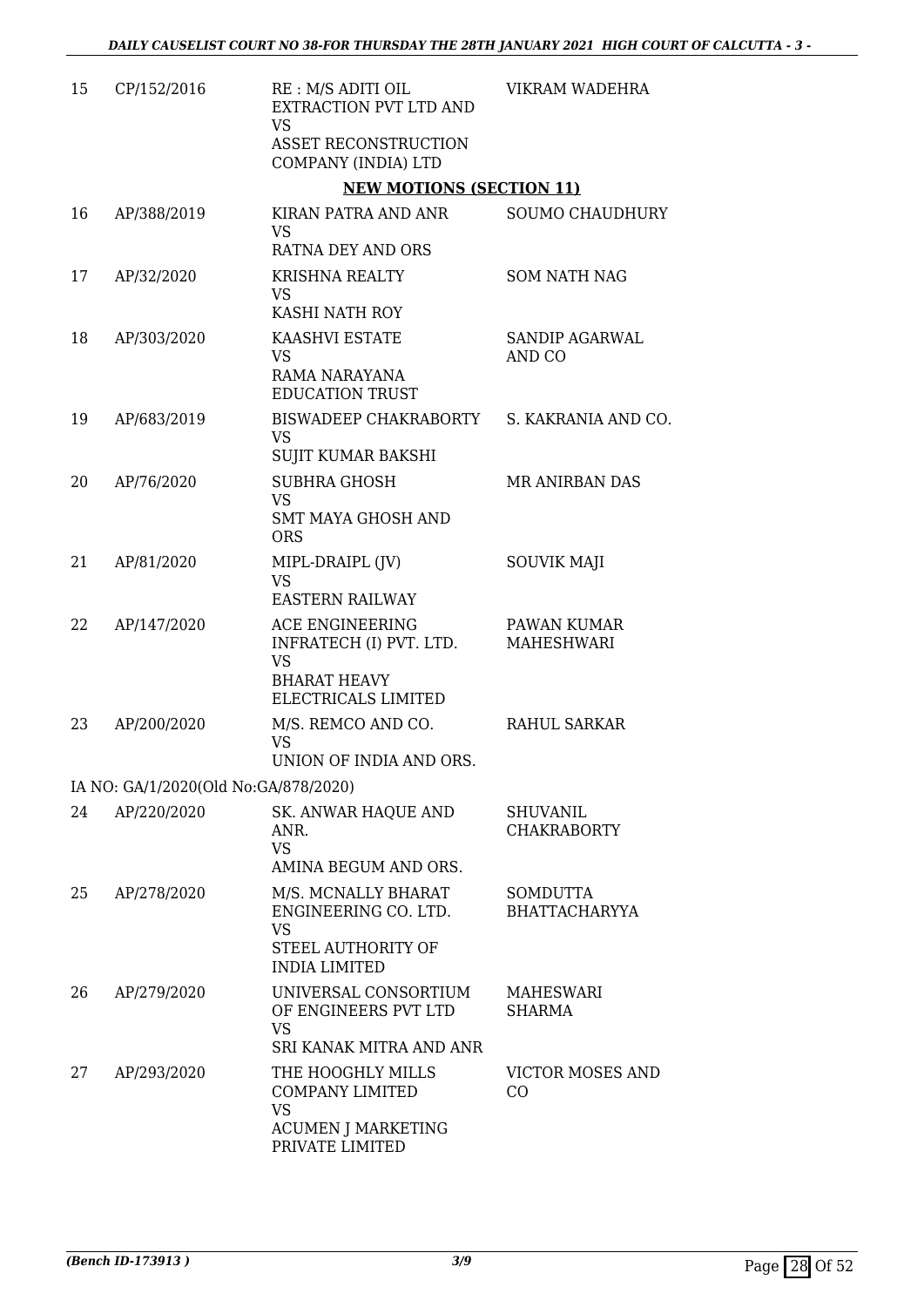| | | | |
|---|---|---|---|
| 15 | CP/152/2016 | RE : M/S ADITI OIL EXTRACTION PVT LTD AND VS ASSET RECONSTRUCTION COMPANY (INDIA) LTD | VIKRAM WADEHRA |

**NEW MOTIONS (SECTION 11)**

| | | | |
|---|---|---|---|
| 16 | AP/388/2019 | KIRAN PATRA AND ANR VS RATNA DEY AND ORS | SOUMO CHAUDHURY |
| 17 | AP/32/2020 | KRISHNA REALTY VS KASHI NATH ROY | SOM NATH NAG |
| 18 | AP/303/2020 | KAASHVI ESTATE VS RAMA NARAYANA EDUCATION TRUST | SANDIP AGARWAL AND CO |
| 19 | AP/683/2019 | BISWADEEP CHAKRABORTY VS SUJIT KUMAR BAKSHI | S. KAKRANIA AND CO. |
| 20 | AP/76/2020 | SUBHRA GHOSH VS SMT MAYA GHOSH AND ORS | MR ANIRBAN DAS |
| 21 | AP/81/2020 | MIPL-DRAIPL (JV) VS EASTERN RAILWAY | SOUVIK MAJI |
| 22 | AP/147/2020 | ACE ENGINEERING INFRATECH (I) PVT. LTD. VS BHARAT HEAVY ELECTRICALS LIMITED | PAWAN KUMAR MAHESHWARI |
| 23 | AP/200/2020 | M/S. REMCO AND CO. VS UNION OF INDIA AND ORS. | RAHUL SARKAR |

IA NO: GA/1/2020(Old No:GA/878/2020)

| | | | |
|---|---|---|---|
| 24 | AP/220/2020 | SK. ANWAR HAQUE AND ANR. VS AMINA BEGUM AND ORS. | SHUVANIL CHAKRABORTY |
| 25 | AP/278/2020 | M/S. MCNALLY BHARAT ENGINEERING CO. LTD. VS STEEL AUTHORITY OF INDIA LIMITED | SOMDUTTA BHATTACHARYYA |
| 26 | AP/279/2020 | UNIVERSAL CONSORTIUM OF ENGINEERS PVT LTD VS SRI KANAK MITRA AND ANR | MAHESWARI SHARMA |
| 27 | AP/293/2020 | THE HOOGHLY MILLS COMPANY LIMITED VS ACUMEN J MARKETING PRIVATE LIMITED | VICTOR MOSES AND CO |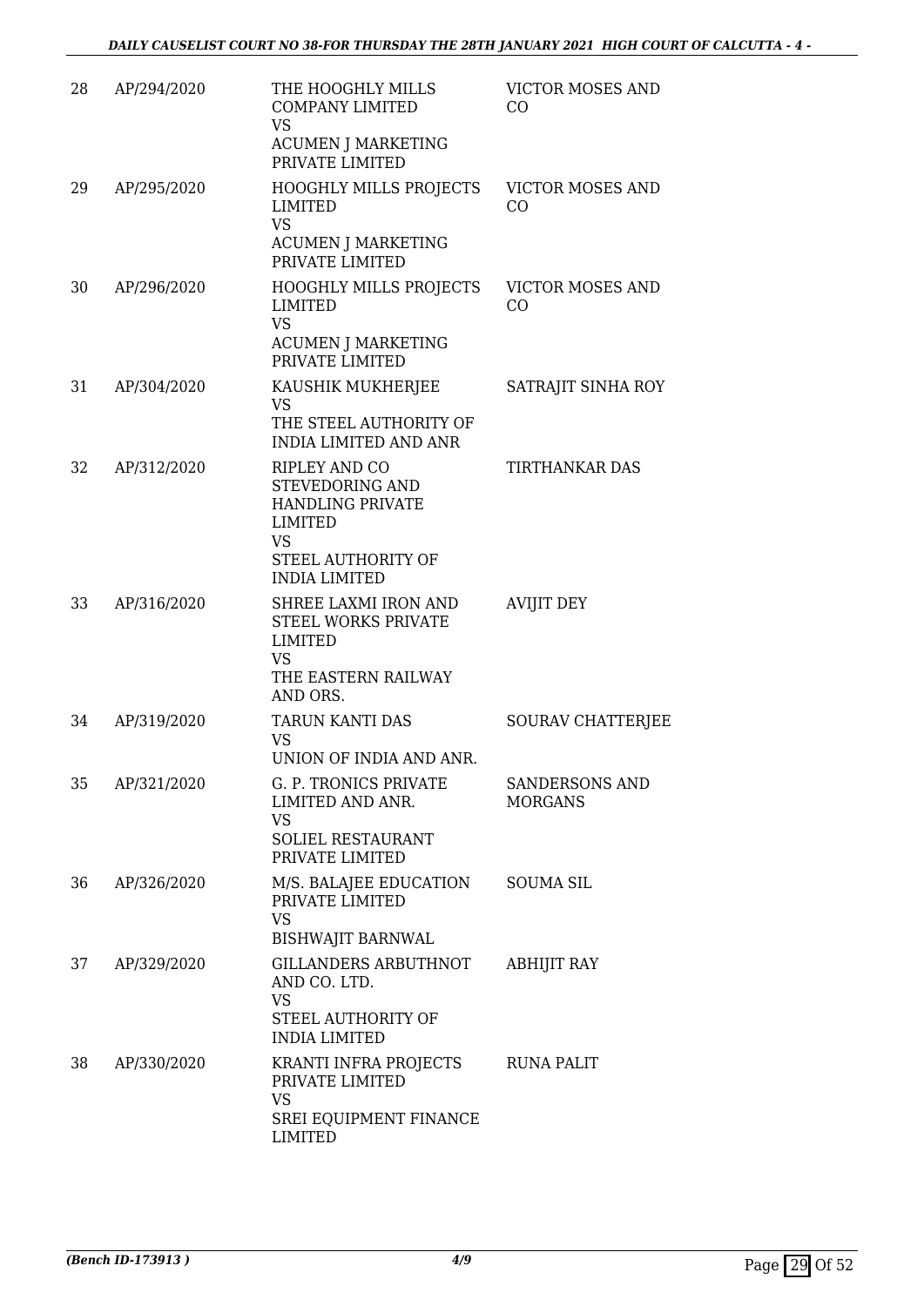| 28 | AP/294/2020 | THE HOOGHLY MILLS COMPANY LIMITED VS ACUMEN J MARKETING PRIVATE LIMITED | VICTOR MOSES AND CO |
|---|---|---|---|
| 29 | AP/295/2020 | HOOGHLY MILLS PROJECTS LIMITED VS ACUMEN J MARKETING PRIVATE LIMITED | VICTOR MOSES AND CO |
| 30 | AP/296/2020 | HOOGHLY MILLS PROJECTS LIMITED VS ACUMEN J MARKETING PRIVATE LIMITED | VICTOR MOSES AND CO |
| 31 | AP/304/2020 | KAUSHIK MUKHERJEE VS THE STEEL AUTHORITY OF INDIA LIMITED AND ANR | SATRAJIT SINHA ROY |
| 32 | AP/312/2020 | RIPLEY AND CO STEVEDORING AND HANDLING PRIVATE LIMITED VS STEEL AUTHORITY OF INDIA LIMITED | TIRTHANKAR DAS |
| 33 | AP/316/2020 | SHREE LAXMI IRON AND STEEL WORKS PRIVATE LIMITED VS THE EASTERN RAILWAY AND ORS. | AVIJIT DEY |
| 34 | AP/319/2020 | TARUN KANTI DAS VS UNION OF INDIA AND ANR. | SOURAV CHATTERJEE |
| 35 | AP/321/2020 | G. P. TRONICS PRIVATE LIMITED AND ANR. VS SOLIEL RESTAURANT PRIVATE LIMITED | SANDERSONS AND MORGANS |
| 36 | AP/326/2020 | M/S. BALAJEE EDUCATION PRIVATE LIMITED VS BISHWAJIT BARNWAL | SOUMA SIL |
| 37 | AP/329/2020 | GILLANDERS ARBUTHNOT AND CO. LTD. VS STEEL AUTHORITY OF INDIA LIMITED | ABHIJIT RAY |
| 38 | AP/330/2020 | KRANTI INFRA PROJECTS PRIVATE LIMITED VS SREI EQUIPMENT FINANCE LIMITED | RUNA PALIT |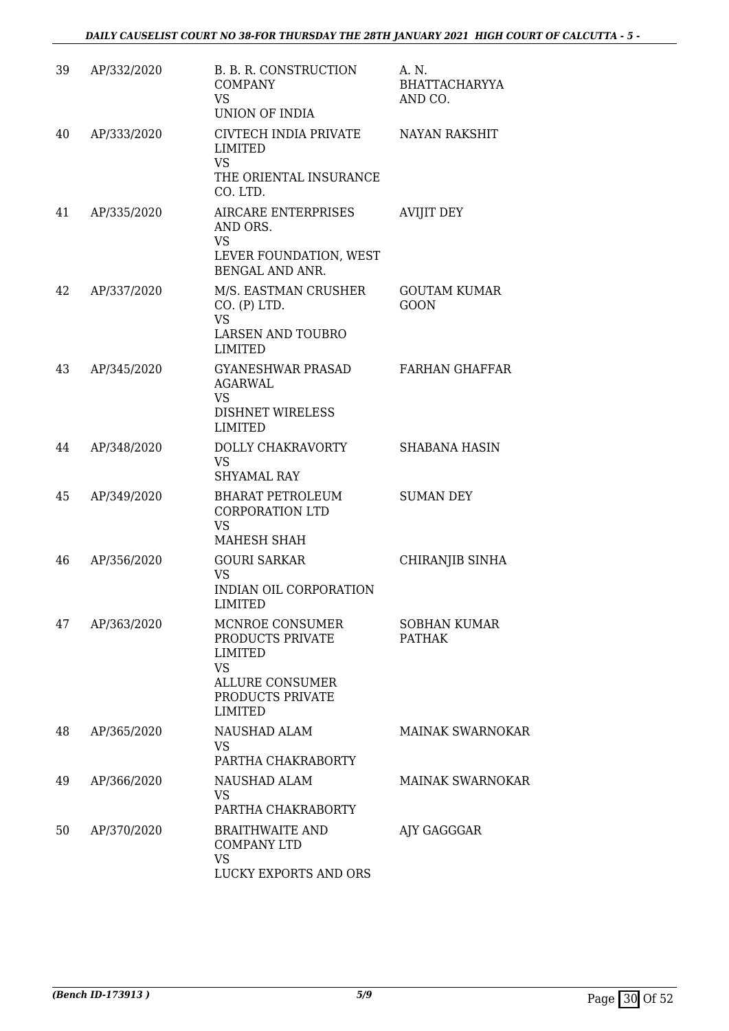| | | | |
|---|---|---|---|
| 39 | AP/332/2020 | B. B. R. CONSTRUCTION COMPANY<br>VS<br>UNION OF INDIA | A. N. BHATTACHARYYA AND CO. |
| 40 | AP/333/2020 | CIVTECH INDIA PRIVATE LIMITED<br>VS<br>THE ORIENTAL INSURANCE CO. LTD. | NAYAN RAKSHIT |
| 41 | AP/335/2020 | AIRCARE ENTERPRISES AND ORS.<br>VS<br>LEVER FOUNDATION, WEST BENGAL AND ANR. | AVIJIT DEY |
| 42 | AP/337/2020 | M/S. EASTMAN CRUSHER CO. (P) LTD.<br>VS<br>LARSEN AND TOUBRO LIMITED | GOUTAM KUMAR GOON |
| 43 | AP/345/2020 | GYANESHWAR PRASAD AGARWAL<br>VS<br>DISHNET WIRELESS LIMITED | FARHAN GHAFFAR |
| 44 | AP/348/2020 | DOLLY CHAKRAVORTY<br>VS<br>SHYAMAL RAY | SHABANA HASIN |
| 45 | AP/349/2020 | BHARAT PETROLEUM CORPORATION LTD<br>VS<br>MAHESH SHAH | SUMAN DEY |
| 46 | AP/356/2020 | GOURI SARKAR<br>VS<br>INDIAN OIL CORPORATION LIMITED | CHIRANJIB SINHA |
| 47 | AP/363/2020 | MCNROE CONSUMER PRODUCTS PRIVATE LIMITED<br>VS<br>ALLURE CONSUMER PRODUCTS PRIVATE LIMITED | SOBHAN KUMAR PATHAK |
| 48 | AP/365/2020 | NAUSHAD ALAM<br>VS<br>PARTHA CHAKRABORTY | MAINAK SWARNOKAR |
| 49 | AP/366/2020 | NAUSHAD ALAM<br>VS<br>PARTHA CHAKRABORTY | MAINAK SWARNOKAR |
| 50 | AP/370/2020 | BRAITHWAITE AND COMPANY LTD<br>VS<br>LUCKY EXPORTS AND ORS | AJY GAGGGAR |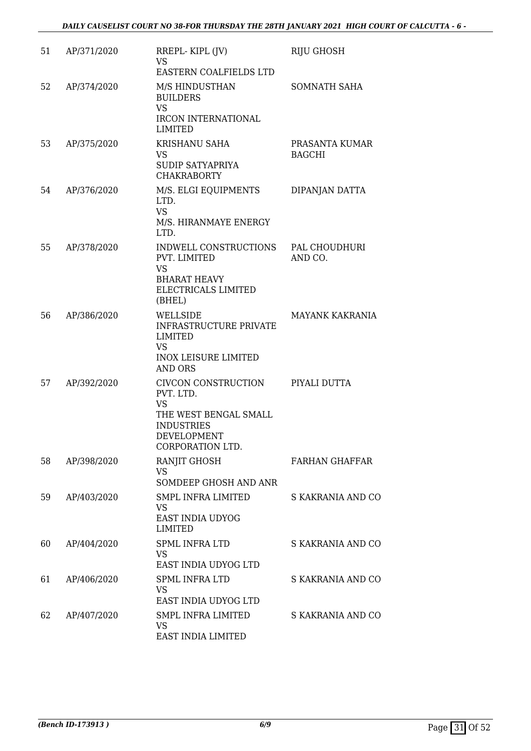| | | | |
|---|---|---|---|
| 51 | AP/371/2020 | RREPL- KIPL (JV)<br>VS<br>EASTERN COALFIELDS LTD | RIJU GHOSH |
| 52 | AP/374/2020 | M/S HINDUSTHAN BUILDERS<br>VS<br>IRCON INTERNATIONAL LIMITED | SOMNATH SAHA |
| 53 | AP/375/2020 | KRISHANU SAHA<br>VS<br>SUDIP SATYAPRIYA CHAKRABORTY | PRASANTA KUMAR BAGCHI |
| 54 | AP/376/2020 | M/S. ELGI EQUIPMENTS LTD.<br>VS<br>M/S. HIRANMAYE ENERGY LTD. | DIPANJAN DATTA |
| 55 | AP/378/2020 | INDWELL CONSTRUCTIONS PVT. LIMITED<br>VS<br>BHARAT HEAVY ELECTRICALS LIMITED (BHEL) | PAL CHOUDHURI AND CO. |
| 56 | AP/386/2020 | WELLSIDE INFRASTRUCTURE PRIVATE LIMITED<br>VS<br>INOX LEISURE LIMITED AND ORS | MAYANK KAKRANIA |
| 57 | AP/392/2020 | CIVCON CONSTRUCTION PVT. LTD.<br>VS<br>THE WEST BENGAL SMALL INDUSTRIES DEVELOPMENT CORPORATION LTD. | PIYALI DUTTA |
| 58 | AP/398/2020 | RANJIT GHOSH<br>VS<br>SOMDEEP GHOSH AND ANR | FARHAN GHAFFAR |
| 59 | AP/403/2020 | SMPL INFRA LIMITED<br>VS<br>EAST INDIA UDYOG LIMITED | S KAKRANIA AND CO |
| 60 | AP/404/2020 | SPML INFRA LTD<br>VS<br>EAST INDIA UDYOG LTD | S KAKRANIA AND CO |
| 61 | AP/406/2020 | SPML INFRA LTD<br>VS<br>EAST INDIA UDYOG LTD | S KAKRANIA AND CO |
| 62 | AP/407/2020 | SMPL INFRA LIMITED<br>VS<br>EAST INDIA LIMITED | S KAKRANIA AND CO |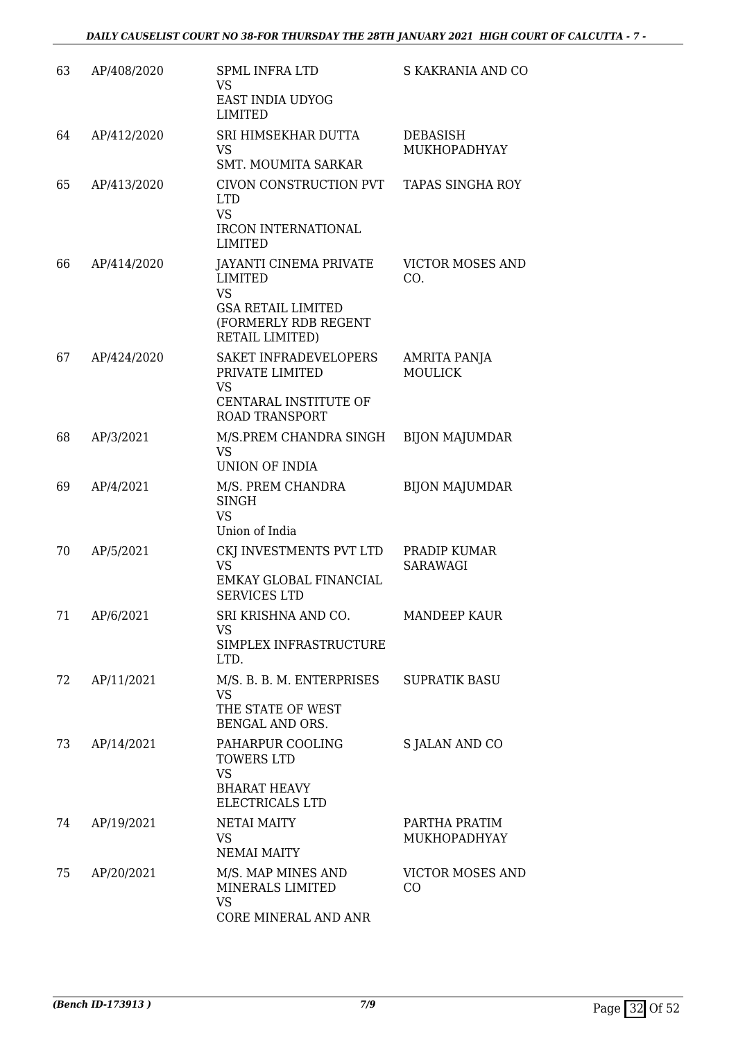| 63 | AP/408/2020 | SPML INFRA LTD<br>VS<br>EAST INDIA UDYOG LIMITED | S KAKRANIA AND CO |
|---|---|---|---|
| 64 | AP/412/2020 | SRI HIMSEKHAR DUTTA<br>VS<br>SMT. MOUMITA SARKAR | DEBASISH MUKHOPADHYAY |
| 65 | AP/413/2020 | CIVON CONSTRUCTION PVT LTD<br>VS<br>IRCON INTERNATIONAL LIMITED | TAPAS SINGHA ROY |
| 66 | AP/414/2020 | JAYANTI CINEMA PRIVATE LIMITED<br>VS<br>GSA RETAIL LIMITED (FORMERLY RDB REGENT RETAIL LIMITED) | VICTOR MOSES AND CO. |
| 67 | AP/424/2020 | SAKET INFRADEVELOPERS PRIVATE LIMITED<br>VS<br>CENTARAL INSTITUTE OF ROAD TRANSPORT | AMRITA PANJA MOULICK |
| 68 | AP/3/2021 | M/S.PREM CHANDRA SINGH<br>VS<br>UNION OF INDIA | BIJON MAJUMDAR |
| 69 | AP/4/2021 | M/S. PREM CHANDRA SINGH<br>VS<br>Union of India | BIJON MAJUMDAR |
| 70 | AP/5/2021 | CKJ INVESTMENTS PVT LTD<br>VS<br>EMKAY GLOBAL FINANCIAL SERVICES LTD | PRADIP KUMAR SARAWAGI |
| 71 | AP/6/2021 | SRI KRISHNA AND CO.<br>VS<br>SIMPLEX INFRASTRUCTURE LTD. | MANDEEP KAUR |
| 72 | AP/11/2021 | M/S. B. B. M. ENTERPRISES<br>VS<br>THE STATE OF WEST BENGAL AND ORS. | SUPRATIK BASU |
| 73 | AP/14/2021 | PAHARPUR COOLING TOWERS LTD<br>VS<br>BHARAT HEAVY ELECTRICALS LTD | S JALAN AND CO |
| 74 | AP/19/2021 | NETAI MAITY<br>VS<br>NEMAI MAITY | PARTHA PRATIM MUKHOPADHYAY |
| 75 | AP/20/2021 | M/S. MAP MINES AND MINERALS LIMITED<br>VS<br>CORE MINERAL AND ANR | VICTOR MOSES AND CO |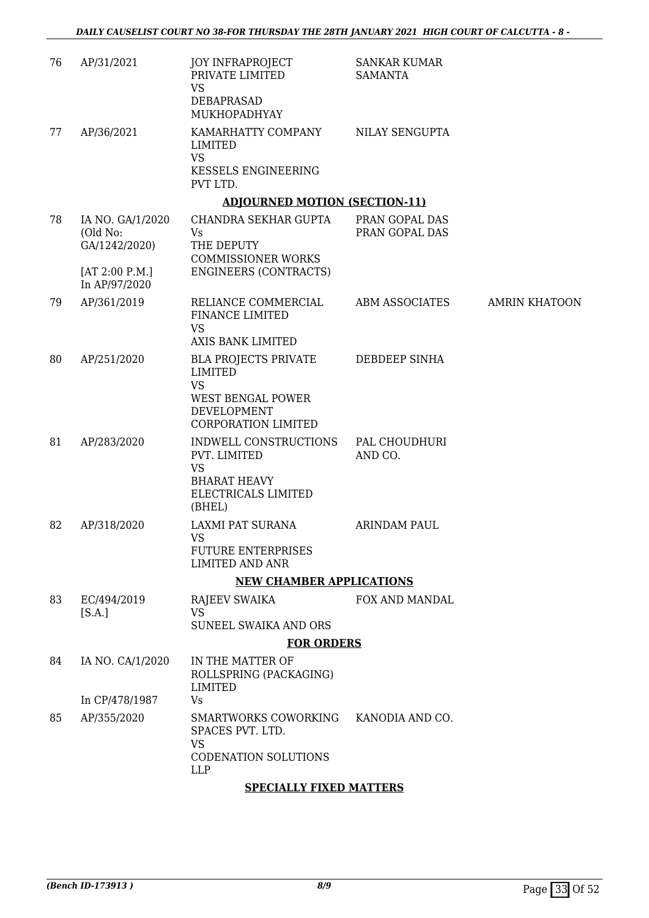| | | | | |
|---|---|---|---|---|
| 76 | AP/31/2021 | JOY INFRAPROJECT PRIVATE LIMITED<br>VS<br>DEBAPRASAD MUKHOPADHYAY | SANKAR KUMAR SAMANTA | |
| 77 | AP/36/2021 | KAMARHATTY COMPANY LIMITED<br>VS<br>KESSELS ENGINEERING PVT LTD. | NILAY SENGUPTA | |
| | | **ADJOURNED MOTION (SECTION-11)** | | |
| 78 | IA NO. GA/1/2020<br>(Old No: GA/1242/2020)<br><br>[AT 2:00 P.M.]<br>In AP/97/2020 | CHANDRA SEKHAR GUPTA<br>Vs<br>THE DEPUTY COMMISSIONER WORKS ENGINEERS (CONTRACTS) | PRAN GOPAL DAS<br>PRAN GOPAL DAS | |
| 79 | AP/361/2019 | RELIANCE COMMERCIAL FINANCE LIMITED<br>VS<br>AXIS BANK LIMITED | ABM ASSOCIATES | AMRIN KHATOON |
| 80 | AP/251/2020 | BLA PROJECTS PRIVATE LIMITED<br>VS<br>WEST BENGAL POWER DEVELOPMENT CORPORATION LIMITED | DEBDEEP SINHA | |
| 81 | AP/283/2020 | INDWELL CONSTRUCTIONS PVT. LIMITED<br>VS<br>BHARAT HEAVY ELECTRICALS LIMITED (BHEL) | PAL CHOUDHURI AND CO. | |
| 82 | AP/318/2020 | LAXMI PAT SURANA<br>VS<br>FUTURE ENTERPRISES LIMITED AND ANR | ARINDAM PAUL | |
| | | **NEW CHAMBER APPLICATIONS** | | |
| 83 | EC/494/2019<br>[S.A.] | RAJEEV SWAIKA<br>VS<br>SUNEEL SWAIKA AND ORS | FOX AND MANDAL | |
| | | **FOR ORDERS** | | |
| 84 | IA NO. CA/1/2020<br><br>In CP/478/1987 | IN THE MATTER OF ROLLSPRING (PACKAGING) LIMITED<br>Vs | | |
| 85 | AP/355/2020 | SMARTWORKS COWORKING SPACES PVT. LTD.<br>VS<br>CODENATION SOLUTIONS LLP | KANODIA AND CO. | |
| | | **SPECIALLY FIXED MATTERS** | | |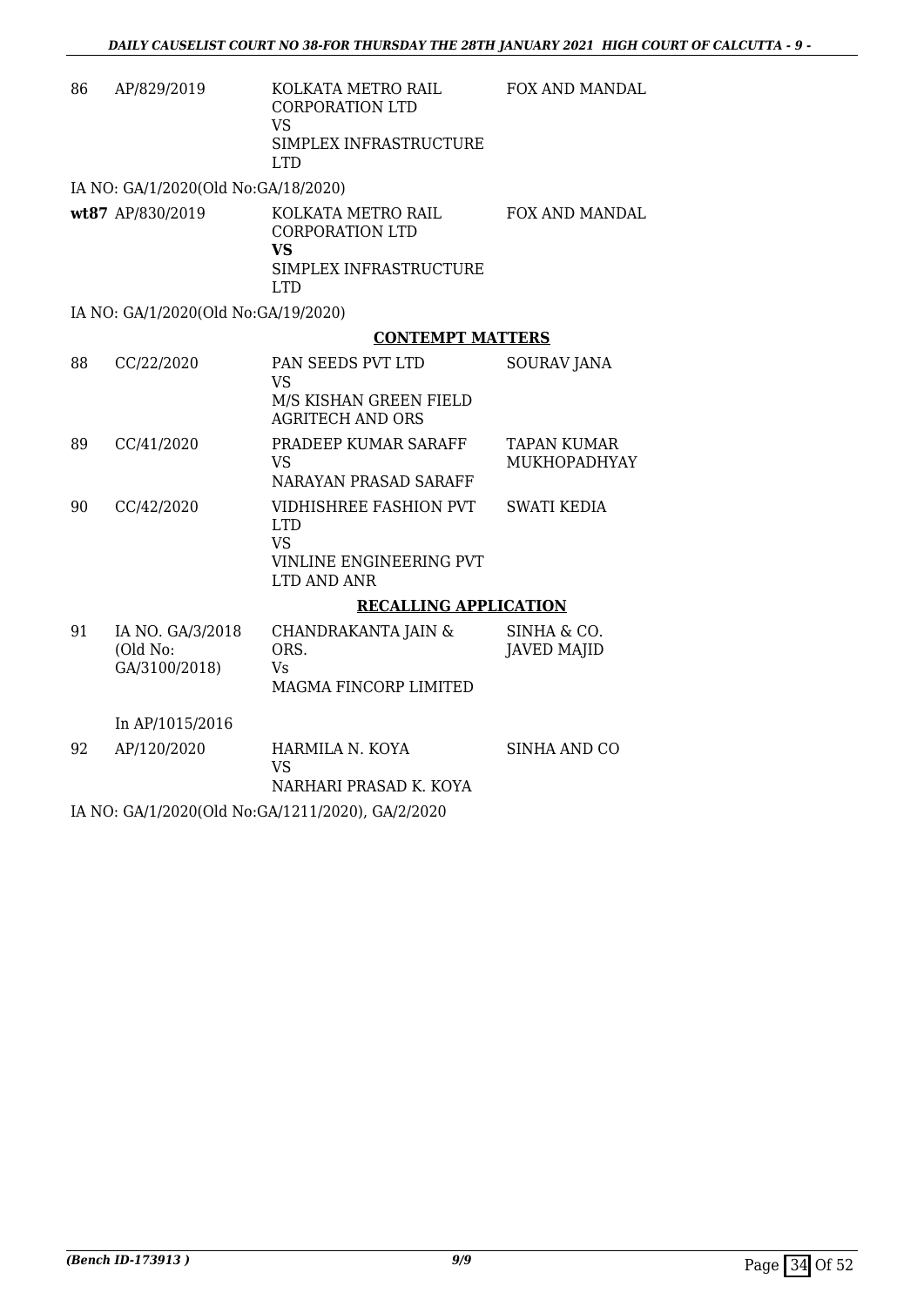| | | | |
|---|---|---|---|
| 86 | AP/829/2019 | KOLKATA METRO RAIL CORPORATION LTD<br>VS<br>SIMPLEX INFRASTRUCTURE LTD | FOX AND MANDAL |

IA NO: GA/1/2020(Old No:GA/18/2020)

| | | | |
|---|---|---|---|
| **wt87** | AP/830/2019 | KOLKATA METRO RAIL CORPORATION LTD<br>**VS**<br>SIMPLEX INFRASTRUCTURE LTD | FOX AND MANDAL |

IA NO: GA/1/2020(Old No:GA/19/2020)

## CONTEMPT MATTERS

| | | | |
|---|---|---|---|
| 88 | CC/22/2020 | PAN SEEDS PVT LTD<br>VS<br>M/S KISHAN GREEN FIELD AGRITECH AND ORS | SOURAV JANA |
| 89 | CC/41/2020 | PRADEEP KUMAR SARAFF<br>VS<br>NARAYAN PRASAD SARAFF | TAPAN KUMAR MUKHOPADHYAY |
| 90 | CC/42/2020 | VIDHISHREE FASHION PVT LTD<br>VS<br>VINLINE ENGINEERING PVT LTD AND ANR | SWATI KEDIA |

## RECALLING APPLICATION

| | | | |
|---|---|---|---|
| 91 | IA NO. GA/3/2018 (Old No: GA/3100/2018) | CHANDRAKANTA JAIN & ORS.<br>Vs<br>MAGMA FINCORP LIMITED | SINHA & CO.<br>JAVED MAJID |

In AP/1015/2016

| | | | |
|---|---|---|---|
| 92 | AP/120/2020 | HARMILA N. KOYA<br>VS<br>NARHARI PRASAD K. KOYA | SINHA AND CO |

IA NO: GA/1/2020(Old No:GA/1211/2020), GA/2/2020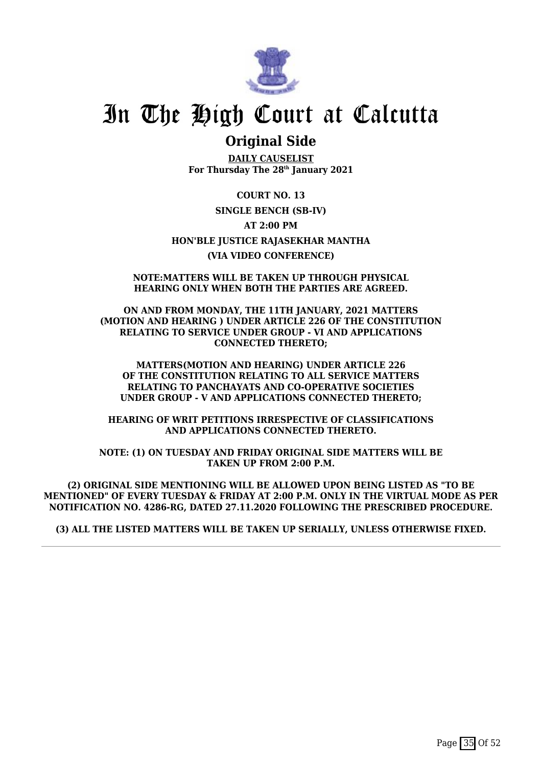# In The High Court at Calcutta

## Original Side

**DAILY CAUSELIST**
**For Thursday The 28th January 2021**

**COURT NO. 13**

**SINGLE BENCH (SB-IV)**

**AT 2:00 PM**

**HON'BLE JUSTICE RAJASEKHAR MANTHA**

**(VIA VIDEO CONFERENCE)**

**NOTE:MATTERS WILL BE TAKEN UP THROUGH PHYSICAL HEARING ONLY WHEN BOTH THE PARTIES ARE AGREED.**

**ON AND FROM MONDAY, THE 11TH JANUARY, 2021 MATTERS (MOTION AND HEARING ) UNDER ARTICLE 226 OF THE CONSTITUTION RELATING TO SERVICE UNDER GROUP - VI AND APPLICATIONS CONNECTED THERETO;**

**MATTERS(MOTION AND HEARING) UNDER ARTICLE 226 OF THE CONSTITUTION RELATING TO ALL SERVICE MATTERS RELATING TO PANCHAYATS AND CO-OPERATIVE SOCIETIES UNDER GROUP - V AND APPLICATIONS CONNECTED THERETO;**

**HEARING OF WRIT PETITIONS IRRESPECTIVE OF CLASSIFICATIONS AND APPLICATIONS CONNECTED THERETO.**

**NOTE: (1) ON TUESDAY AND FRIDAY ORIGINAL SIDE MATTERS WILL BE TAKEN UP FROM 2:00 P.M.**

**(2) ORIGINAL SIDE MENTIONING WILL BE ALLOWED UPON BEING LISTED AS "TO BE MENTIONED" OF EVERY TUESDAY & FRIDAY AT 2:00 P.M. ONLY IN THE VIRTUAL MODE AS PER NOTIFICATION NO. 4286-RG, DATED 27.11.2020 FOLLOWING THE PRESCRIBED PROCEDURE.**

**(3) ALL THE LISTED MATTERS WILL BE TAKEN UP SERIALLY, UNLESS OTHERWISE FIXED.**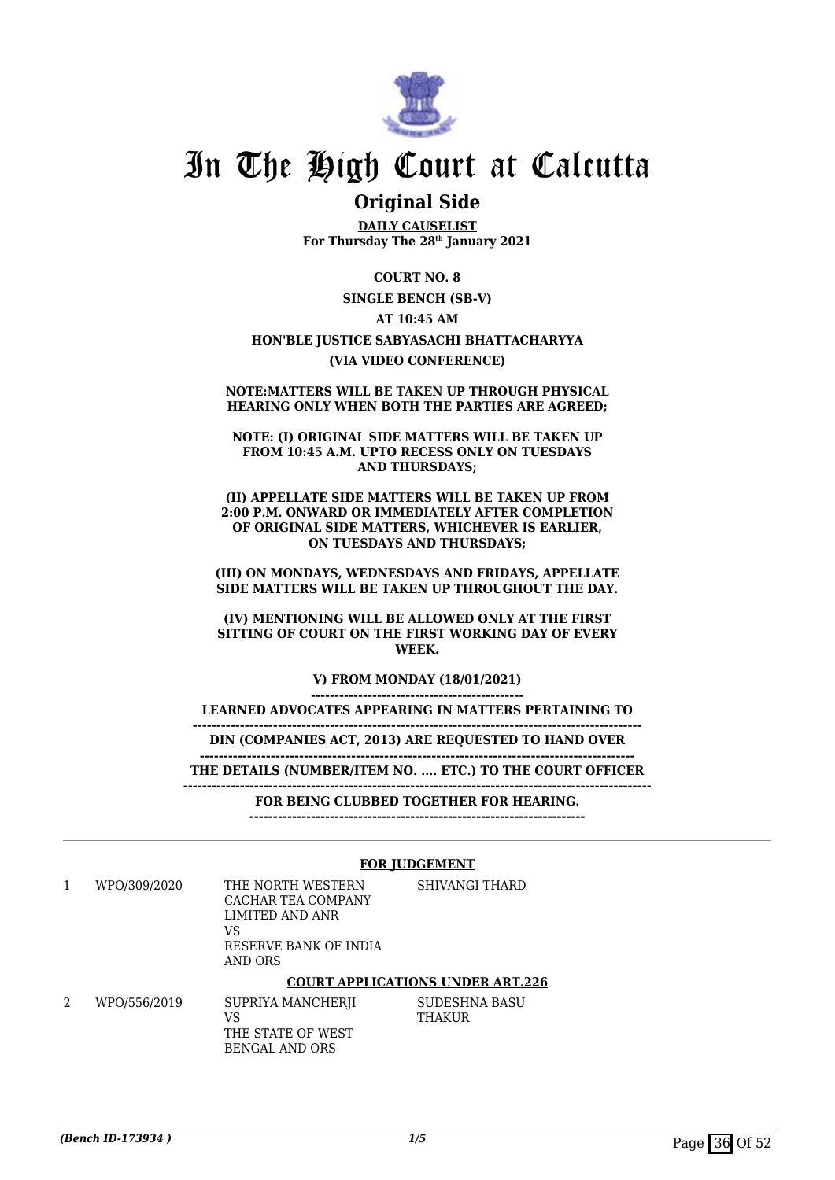# In The High Court at Calcutta

## Original Side

**DAILY CAUSELIST**
**For Thursday The 28th January 2021**

**COURT NO. 8**

**SINGLE BENCH (SB-V)**

**AT 10:45 AM**

**HON'BLE JUSTICE SABYASACHI BHATTACHARYYA**

**(VIA VIDEO CONFERENCE)**

**NOTE:MATTERS WILL BE TAKEN UP THROUGH PHYSICAL HEARING ONLY WHEN BOTH THE PARTIES ARE AGREED;**

**NOTE: (I) ORIGINAL SIDE MATTERS WILL BE TAKEN UP FROM 10:45 A.M. UPTO RECESS ONLY ON TUESDAYS AND THURSDAYS;**

**(II) APPELLATE SIDE MATTERS WILL BE TAKEN UP FROM 2:00 P.M. ONWARD OR IMMEDIATELY AFTER COMPLETION OF ORIGINAL SIDE MATTERS, WHICHEVER IS EARLIER, ON TUESDAYS AND THURSDAYS;**

**(III) ON MONDAYS, WEDNESDAYS AND FRIDAYS, APPELLATE SIDE MATTERS WILL BE TAKEN UP THROUGHOUT THE DAY.**

**(IV) MENTIONING WILL BE ALLOWED ONLY AT THE FIRST SITTING OF COURT ON THE FIRST WORKING DAY OF EVERY WEEK.**

**V) FROM MONDAY (18/01/2021)**

**LEARNED ADVOCATES APPEARING IN MATTERS PERTAINING TO**

**DIN (COMPANIES ACT, 2013) ARE REQUESTED TO HAND OVER**

**THE DETAILS (NUMBER/ITEM NO. .... ETC.) TO THE COURT OFFICER**

**FOR BEING CLUBBED TOGETHER FOR HEARING.**

**FOR JUDGEMENT**

| | | | |
|---|---|---|---|
| 1 | WPO/309/2020 | THE NORTH WESTERN CACHAR TEA COMPANY LIMITED AND ANR<br>VS<br>RESERVE BANK OF INDIA AND ORS | SHIVANGI THARD |

**COURT APPLICATIONS UNDER ART.226**

| | | | |
|---|---|---|---|
| 2 | WPO/556/2019 | SUPRIYA MANCHERJI<br>VS<br>THE STATE OF WEST BENGAL AND ORS | SUDESHNA BASU THAKUR |

*(Bench ID-173934 )* 1/5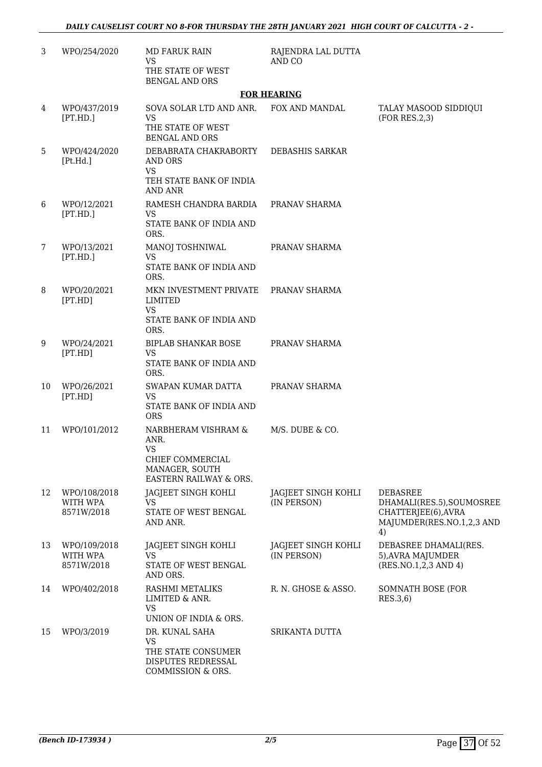| | | | | |
|---|---|---|---|---|
| 3 | WPO/254/2020 | MD FARUK RAIN<br>VS<br>THE STATE OF WEST BENGAL AND ORS | RAJENDRA LAL DUTTA AND CO | |

**FOR HEARING**

| | | | | |
|---|---|---|---|---|
| 4 | WPO/437/2019 [PT.HD.] | SOVA SOLAR LTD AND ANR.<br>VS<br>THE STATE OF WEST BENGAL AND ORS | FOX AND MANDAL | TALAY MASOOD SIDDIQUI (FOR RES.2,3) |
| 5 | WPO/424/2020 [Pt.Hd.] | DEBABRATA CHAKRABORTY AND ORS<br>VS<br>TEH STATE BANK OF INDIA AND ANR | DEBASHIS SARKAR | |
| 6 | WPO/12/2021 [PT.HD.] | RAMESH CHANDRA BARDIA<br>VS<br>STATE BANK OF INDIA AND ORS. | PRANAV SHARMA | |
| 7 | WPO/13/2021 [PT.HD.] | MANOJ TOSHNIWAL<br>VS<br>STATE BANK OF INDIA AND ORS. | PRANAV SHARMA | |
| 8 | WPO/20/2021 [PT.HD] | MKN INVESTMENT PRIVATE LIMITED<br>VS<br>STATE BANK OF INDIA AND ORS. | PRANAV SHARMA | |
| 9 | WPO/24/2021 [PT.HD] | BIPLAB SHANKAR BOSE<br>VS<br>STATE BANK OF INDIA AND ORS. | PRANAV SHARMA | |
| 10 | WPO/26/2021 [PT.HD] | SWAPAN KUMAR DATTA<br>VS<br>STATE BANK OF INDIA AND ORS | PRANAV SHARMA | |
| 11 | WPO/101/2012 | NARBHERAM VISHRAM & ANR.<br>VS<br>CHIEF COMMERCIAL MANAGER, SOUTH EASTERN RAILWAY & ORS. | M/S. DUBE & CO. | |
| 12 | WPO/108/2018 WITH WPA 8571W/2018 | JAGJEET SINGH KOHLI<br>VS<br>STATE OF WEST BENGAL AND ANR. | JAGJEET SINGH KOHLI (IN PERSON) | DEBASREE DHAMALI(RES.5),SOUMOSREE CHATTERJEE(6),AVRA MAJUMDER(RES.NO.1,2,3 AND 4) |
| 13 | WPO/109/2018 WITH WPA 8571W/2018 | JAGJEET SINGH KOHLI<br>VS<br>STATE OF WEST BENGAL AND ORS. | JAGJEET SINGH KOHLI (IN PERSON) | DEBASREE DHAMALI(RES. 5),AVRA MAJUMDER (RES.NO.1,2,3 AND 4) |
| 14 | WPO/402/2018 | RASHMI METALIKS LIMITED & ANR.<br>VS<br>UNION OF INDIA & ORS. | R. N. GHOSE & ASSO. | SOMNATH BOSE (FOR RES.3,6) |
| 15 | WPO/3/2019 | DR. KUNAL SAHA<br>VS<br>THE STATE CONSUMER DISPUTES REDRESSAL COMMISSION & ORS. | SRIKANTA DUTTA | |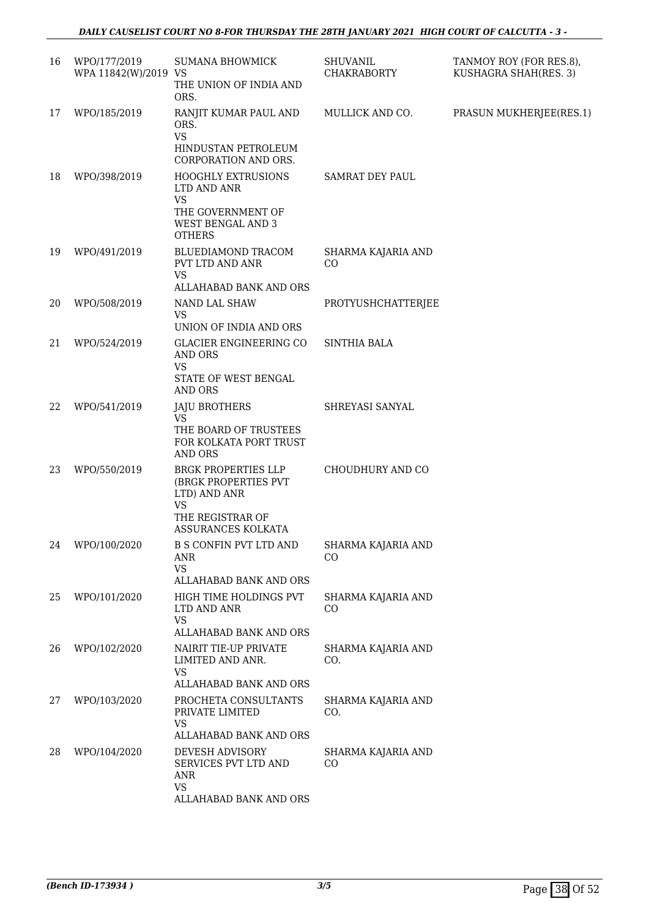| 16 | WPO/177/2019<br>WPA 11842(W)/2019 | SUMANA BHOWMICK<br>VS<br>THE UNION OF INDIA AND ORS. | SHUVANIL CHAKRABORTY | TANMOY ROY (FOR RES.8), KUSHAGRA SHAH(RES. 3) |
|---|---|---|---|---|
| 17 | WPO/185/2019 | RANJIT KUMAR PAUL AND ORS.<br>VS<br>HINDUSTAN PETROLEUM CORPORATION AND ORS. | MULLICK AND CO. | PRASUN MUKHERJEE(RES.1) |
| 18 | WPO/398/2019 | HOOGHLY EXTRUSIONS LTD AND ANR<br>VS<br>THE GOVERNMENT OF WEST BENGAL AND 3 OTHERS | SAMRAT DEY PAUL | |
| 19 | WPO/491/2019 | BLUEDIAMOND TRACOM PVT LTD AND ANR<br>VS<br>ALLAHABAD BANK AND ORS | SHARMA KAJARIA AND CO | |
| 20 | WPO/508/2019 | NAND LAL SHAW<br>VS<br>UNION OF INDIA AND ORS | PROTYUSHCHATTERJEE | |
| 21 | WPO/524/2019 | GLACIER ENGINEERING CO AND ORS<br>VS<br>STATE OF WEST BENGAL AND ORS | SINTHIA BALA | |
| 22 | WPO/541/2019 | JAJU BROTHERS<br>VS<br>THE BOARD OF TRUSTEES FOR KOLKATA PORT TRUST AND ORS | SHREYASI SANYAL | |
| 23 | WPO/550/2019 | BRGK PROPERTIES LLP (BRGK PROPERTIES PVT LTD) AND ANR<br>VS<br>THE REGISTRAR OF ASSURANCES KOLKATA | CHOUDHURY AND CO | |
| 24 | WPO/100/2020 | B S CONFIN PVT LTD AND ANR<br>VS<br>ALLAHABAD BANK AND ORS | SHARMA KAJARIA AND CO | |
| 25 | WPO/101/2020 | HIGH TIME HOLDINGS PVT LTD AND ANR<br>VS<br>ALLAHABAD BANK AND ORS | SHARMA KAJARIA AND CO | |
| 26 | WPO/102/2020 | NAIRIT TIE-UP PRIVATE LIMITED AND ANR.<br>VS<br>ALLAHABAD BANK AND ORS | SHARMA KAJARIA AND CO. | |
| 27 | WPO/103/2020 | PROCHETA CONSULTANTS PRIVATE LIMITED<br>VS<br>ALLAHABAD BANK AND ORS | SHARMA KAJARIA AND CO. | |
| 28 | WPO/104/2020 | DEVESH ADVISORY SERVICES PVT LTD AND ANR<br>VS<br>ALLAHABAD BANK AND ORS | SHARMA KAJARIA AND CO | |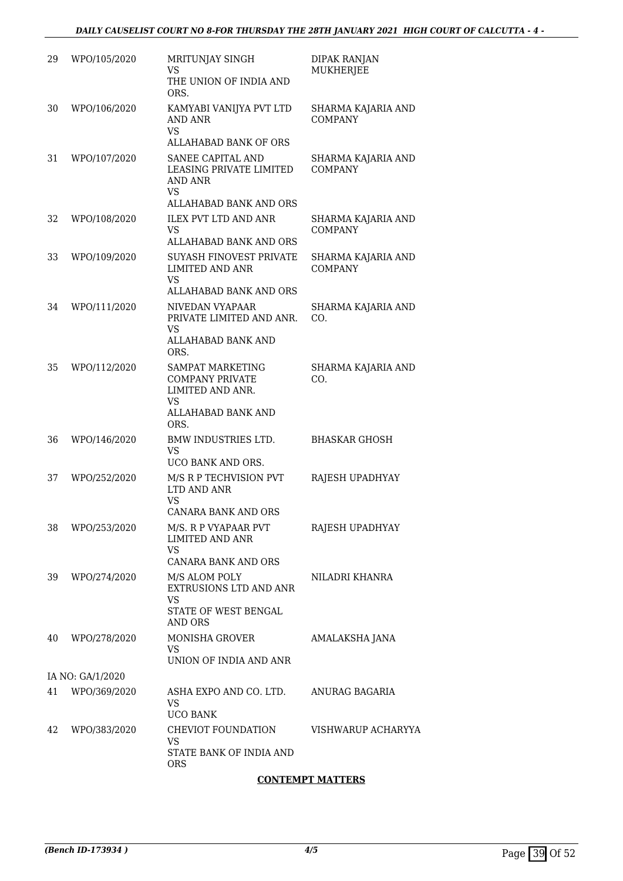| | | | |
|---|---|---|---|
| 29 | WPO/105/2020 | MRITUNJAY SINGH<br>VS<br>THE UNION OF INDIA AND ORS. | DIPAK RANJAN MUKHERJEE |
| 30 | WPO/106/2020 | KAMYABI VANIJYA PVT LTD AND ANR<br>VS<br>ALLAHABAD BANK OF ORS | SHARMA KAJARIA AND COMPANY |
| 31 | WPO/107/2020 | SANEE CAPITAL AND LEASING PRIVATE LIMITED AND ANR<br>VS<br>ALLAHABAD BANK AND ORS | SHARMA KAJARIA AND COMPANY |
| 32 | WPO/108/2020 | ILEX PVT LTD AND ANR<br>VS<br>ALLAHABAD BANK AND ORS | SHARMA KAJARIA AND COMPANY |
| 33 | WPO/109/2020 | SUYASH FINOVEST PRIVATE LIMITED AND ANR<br>VS<br>ALLAHABAD BANK AND ORS | SHARMA KAJARIA AND COMPANY |
| 34 | WPO/111/2020 | NIVEDAN VYAPAAR PRIVATE LIMITED AND ANR.<br>VS<br>ALLAHABAD BANK AND ORS. | SHARMA KAJARIA AND CO. |
| 35 | WPO/112/2020 | SAMPAT MARKETING COMPANY PRIVATE LIMITED AND ANR.<br>VS<br>ALLAHABAD BANK AND ORS. | SHARMA KAJARIA AND CO. |
| 36 | WPO/146/2020 | BMW INDUSTRIES LTD.<br>VS<br>UCO BANK AND ORS. | BHASKAR GHOSH |
| 37 | WPO/252/2020 | M/S R P TECHVISION PVT LTD AND ANR<br>VS<br>CANARA BANK AND ORS | RAJESH UPADHYAY |
| 38 | WPO/253/2020 | M/S. R P VYAPAAR PVT LIMITED AND ANR<br>VS<br>CANARA BANK AND ORS | RAJESH UPADHYAY |
| 39 | WPO/274/2020 | M/S ALOM POLY EXTRUSIONS LTD AND ANR<br>VS<br>STATE OF WEST BENGAL AND ORS | NILADRI KHANRA |
| 40 | WPO/278/2020 | MONISHA GROVER<br>VS<br>UNION OF INDIA AND ANR | AMALAKSHA JANA |
| | IA NO: GA/1/2020 | | |
| 41 | WPO/369/2020 | ASHA EXPO AND CO. LTD.<br>VS<br>UCO BANK | ANURAG BAGARIA |
| 42 | WPO/383/2020 | CHEVIOT FOUNDATION<br>VS<br>STATE BANK OF INDIA AND ORS | VISHWARUP ACHARYYA |

**CONTEMPT MATTERS**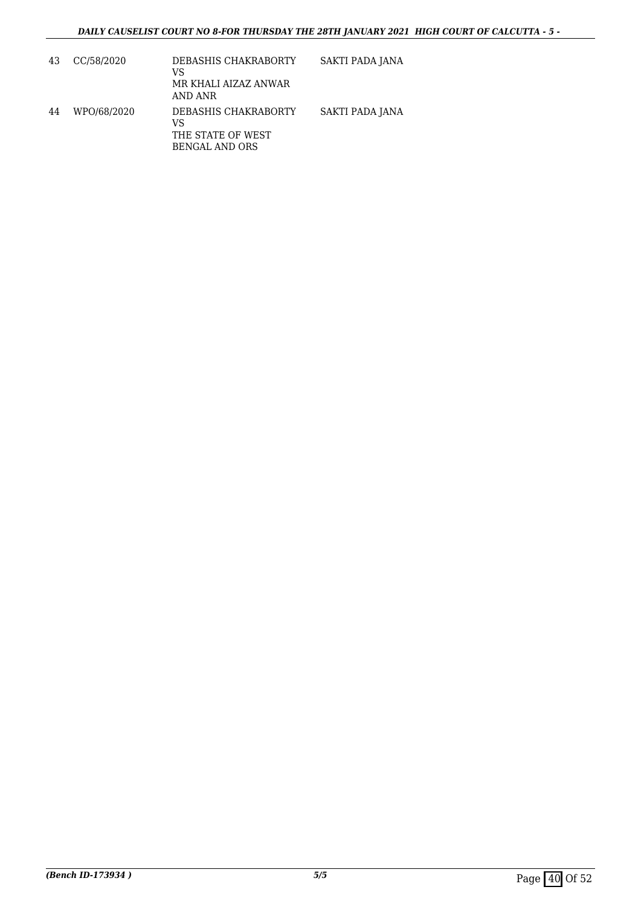| 43 | CC/58/2020 | DEBASHIS CHAKRABORTY<br>VS<br>MR KHALI AIZAZ ANWAR<br>AND ANR | SAKTI PADA JANA |
|---|---|---|---|
| 44 | WPO/68/2020 | DEBASHIS CHAKRABORTY<br>VS<br>THE STATE OF WEST<br>BENGAL AND ORS | SAKTI PADA JANA |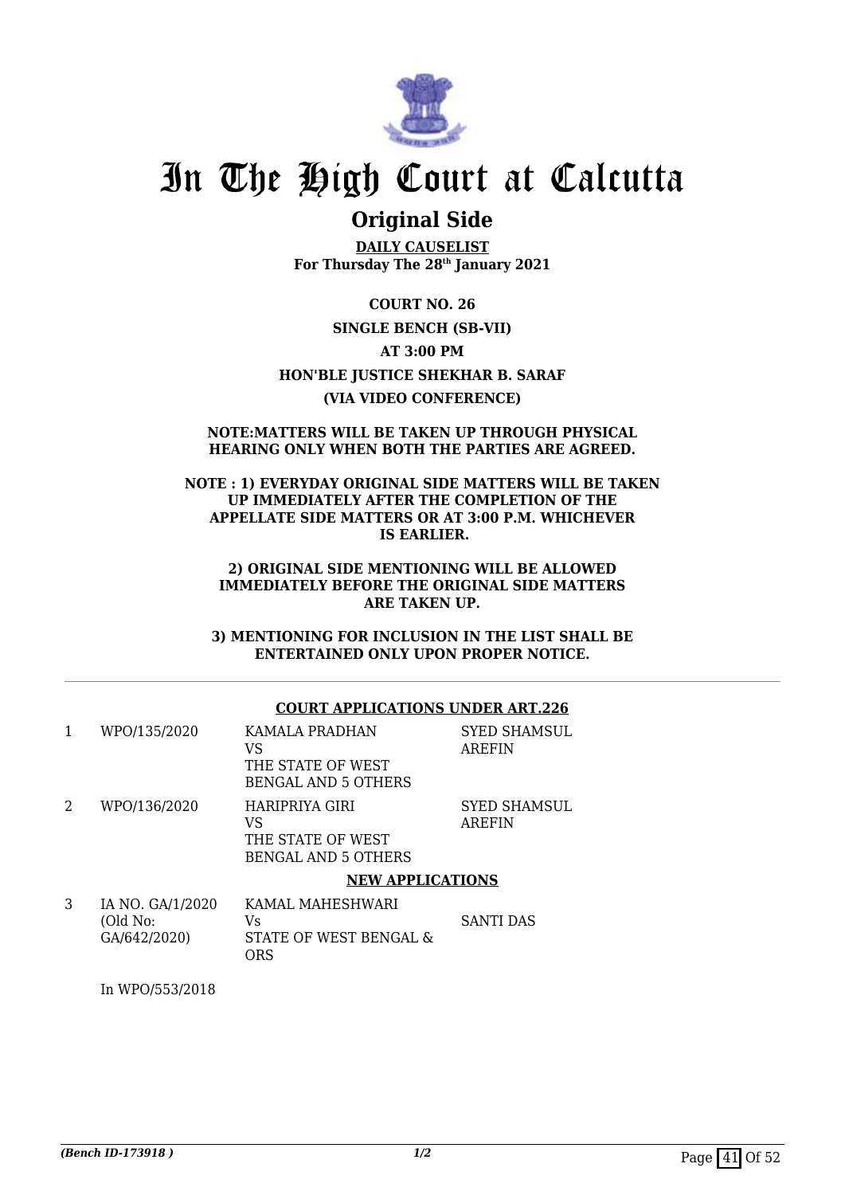# In The High Court at Calcutta

## Original Side

**DAILY CAUSELIST**
**For Thursday The 28th January 2021**

**COURT NO. 26**

**SINGLE BENCH (SB-VII)**

**AT 3:00 PM**

**HON'BLE JUSTICE SHEKHAR B. SARAF**

**(VIA VIDEO CONFERENCE)**

**NOTE:MATTERS WILL BE TAKEN UP THROUGH PHYSICAL HEARING ONLY WHEN BOTH THE PARTIES ARE AGREED.**

**NOTE : 1) EVERYDAY ORIGINAL SIDE MATTERS WILL BE TAKEN UP IMMEDIATELY AFTER THE COMPLETION OF THE APPELLATE SIDE MATTERS OR AT 3:00 P.M. WHICHEVER IS EARLIER.**

**2) ORIGINAL SIDE MENTIONING WILL BE ALLOWED IMMEDIATELY BEFORE THE ORIGINAL SIDE MATTERS ARE TAKEN UP.**

**3) MENTIONING FOR INCLUSION IN THE LIST SHALL BE ENTERTAINED ONLY UPON PROPER NOTICE.**

---

**COURT APPLICATIONS UNDER ART.226**

| | | | |
|---|---|---|---|
| 1 | WPO/135/2020 | KAMALA PRADHAN<br>VS<br>THE STATE OF WEST BENGAL AND 5 OTHERS | SYED SHAMSUL AREFIN |
| 2 | WPO/136/2020 | HARIPRIYA GIRI<br>VS<br>THE STATE OF WEST BENGAL AND 5 OTHERS | SYED SHAMSUL AREFIN |

**NEW APPLICATIONS**

| | | | |
|---|---|---|---|
| 3 | IA NO. GA/1/2020<br>(Old No: GA/642/2020) | KAMAL MAHESHWARI<br>Vs<br>STATE OF WEST BENGAL & ORS | SANTI DAS |

In WPO/553/2018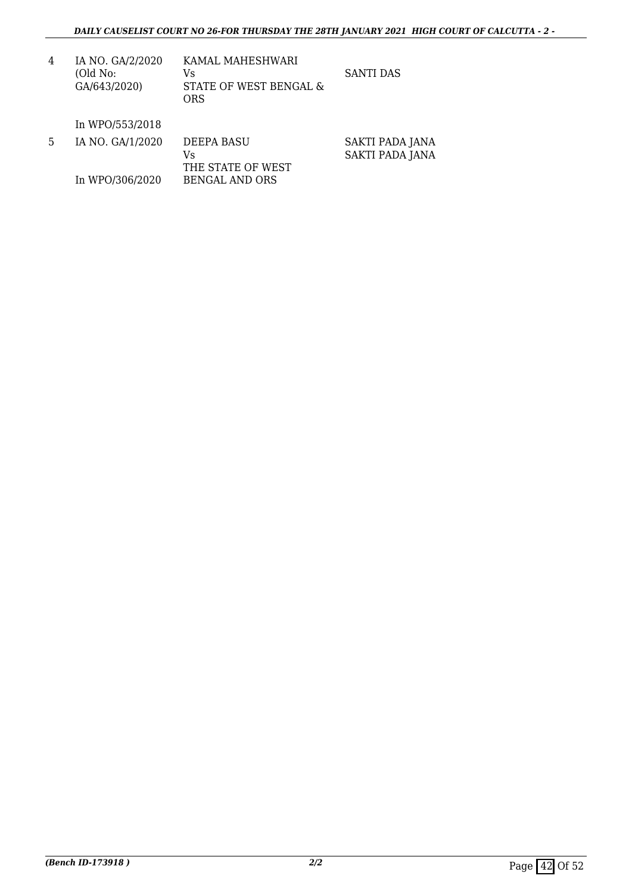| | | | |
|---|---|---|---|
| 4 | IA NO. GA/2/2020 (Old No: GA/643/2020)<br><br>In WPO/553/2018 | KAMAL MAHESHWARI<br>Vs<br>STATE OF WEST BENGAL & ORS | SANTI DAS |
| 5 | IA NO. GA/1/2020<br><br>In WPO/306/2020 | DEEPA BASU<br>Vs<br>THE STATE OF WEST BENGAL AND ORS | SAKTI PADA JANA<br>SAKTI PADA JANA |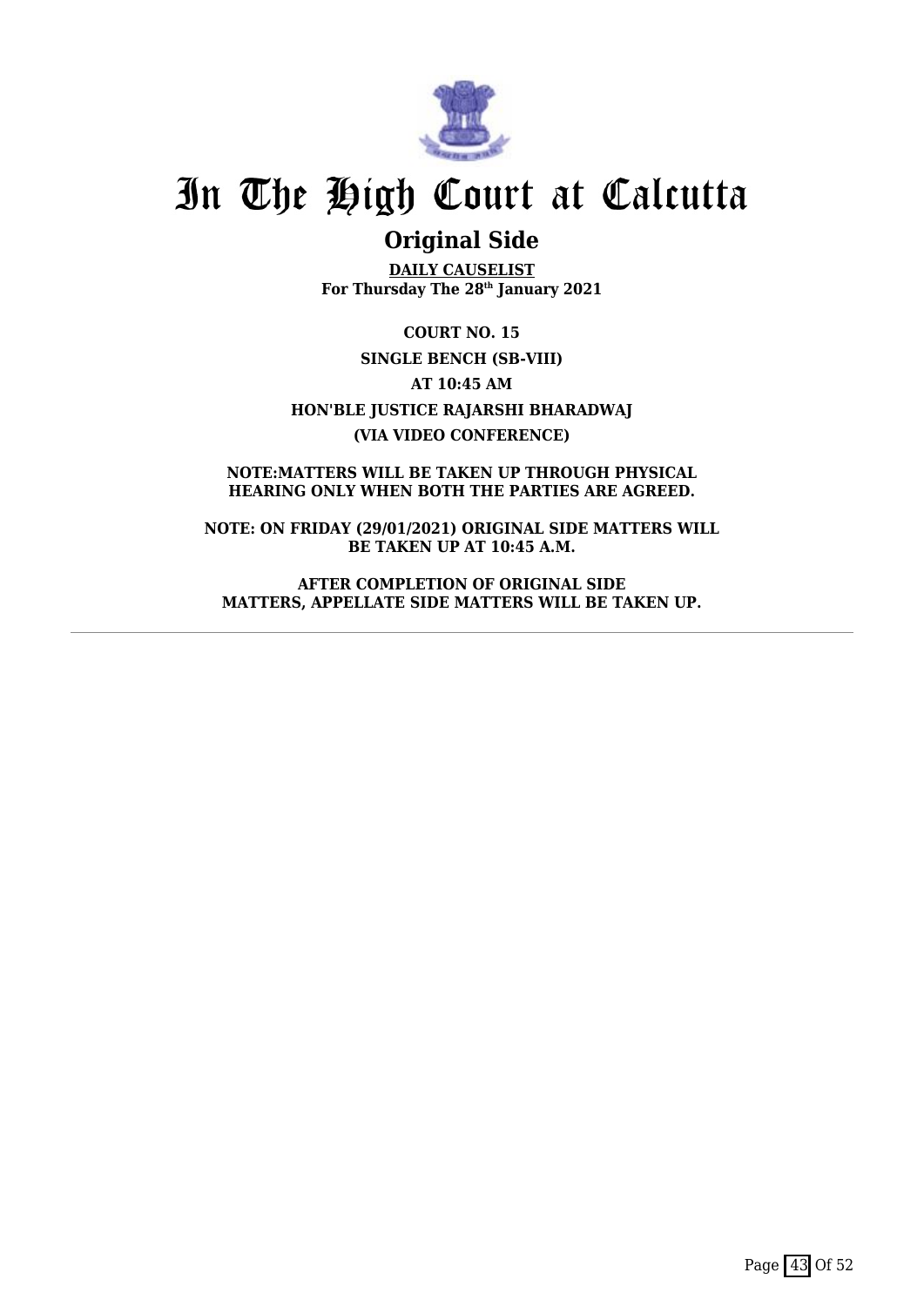# In The High Court at Calcutta

## Original Side

**DAILY CAUSELIST**
**For Thursday The 28th January 2021**

**COURT NO. 15**

**SINGLE BENCH (SB-VIII)**

**AT 10:45 AM**

**HON'BLE JUSTICE RAJARSHI BHARADWAJ**

**(VIA VIDEO CONFERENCE)**

**NOTE:MATTERS WILL BE TAKEN UP THROUGH PHYSICAL HEARING ONLY WHEN BOTH THE PARTIES ARE AGREED.**

**NOTE: ON FRIDAY (29/01/2021) ORIGINAL SIDE MATTERS WILL BE TAKEN UP AT 10:45 A.M.**

**AFTER COMPLETION OF ORIGINAL SIDE MATTERS, APPELLATE SIDE MATTERS WILL BE TAKEN UP.**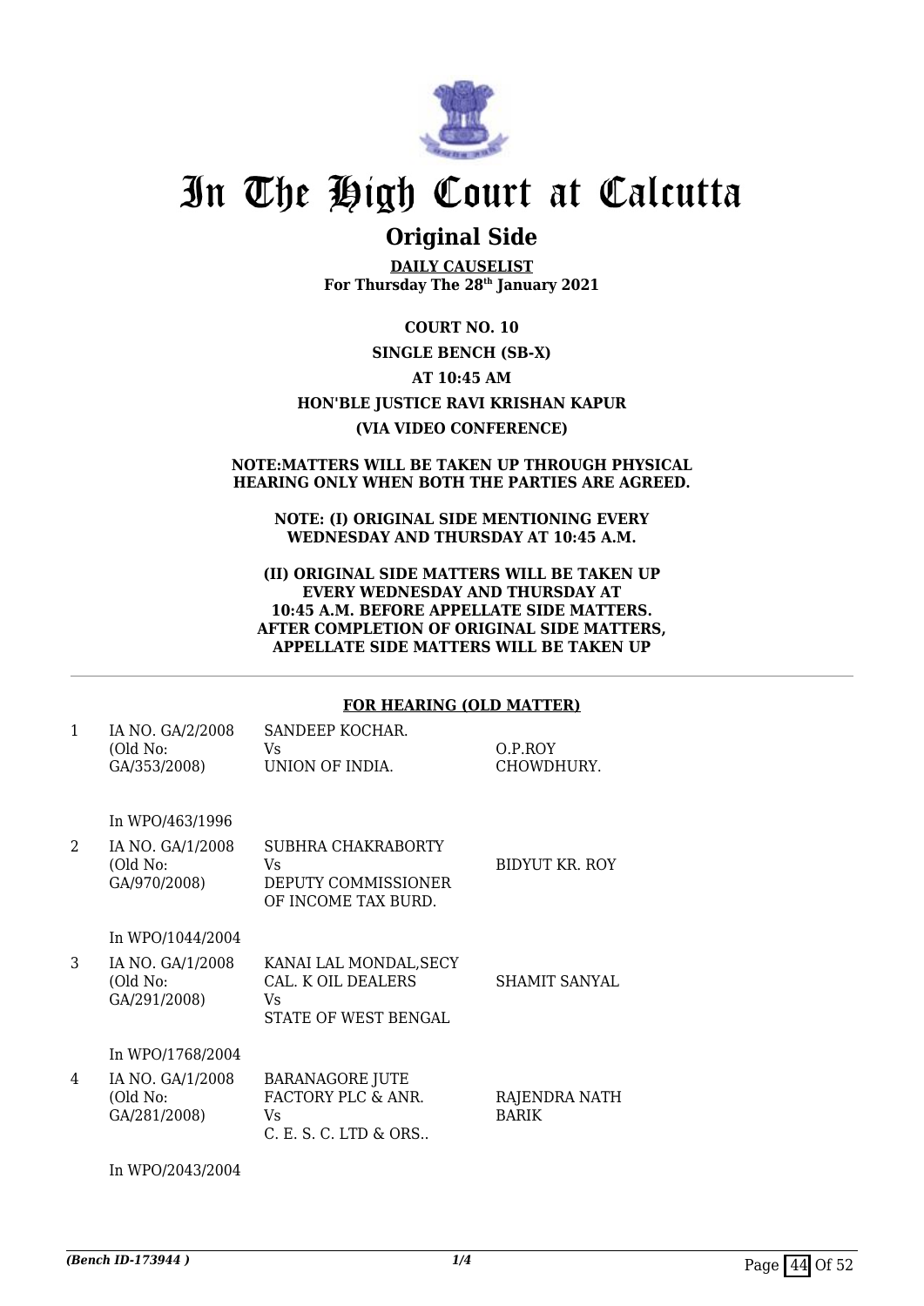# In The High Court at Calcutta

## Original Side

**DAILY CAUSELIST**
**For Thursday The 28th January 2021**

**COURT NO. 10**

**SINGLE BENCH (SB-X)**

**AT 10:45 AM**

**HON'BLE JUSTICE RAVI KRISHAN KAPUR**

**(VIA VIDEO CONFERENCE)**

**NOTE:MATTERS WILL BE TAKEN UP THROUGH PHYSICAL HEARING ONLY WHEN BOTH THE PARTIES ARE AGREED.**

**NOTE: (I) ORIGINAL SIDE MENTIONING EVERY WEDNESDAY AND THURSDAY AT 10:45 A.M.**

**(II) ORIGINAL SIDE MATTERS WILL BE TAKEN UP EVERY WEDNESDAY AND THURSDAY AT 10:45 A.M. BEFORE APPELLATE SIDE MATTERS. AFTER COMPLETION OF ORIGINAL SIDE MATTERS, APPELLATE SIDE MATTERS WILL BE TAKEN UP**

---

**FOR HEARING (OLD MATTER)**

| | | | |
|---|---|---|---|
| 1 | IA NO. GA/2/2008 (Old No: GA/353/2008)<br><br>In WPO/463/1996 | SANDEEP KOCHAR.<br>Vs<br>UNION OF INDIA. | O.P.ROY CHOWDHURY. |
| 2 | IA NO. GA/1/2008 (Old No: GA/970/2008)<br><br>In WPO/1044/2004 | SUBHRA CHAKRABORTY<br>Vs<br>DEPUTY COMMISSIONER OF INCOME TAX BURD. | BIDYUT KR. ROY |
| 3 | IA NO. GA/1/2008 (Old No: GA/291/2008)<br><br>In WPO/1768/2004 | KANAI LAL MONDAL,SECY CAL. K OIL DEALERS<br>Vs<br>STATE OF WEST BENGAL | SHAMIT SANYAL |
| 4 | IA NO. GA/1/2008 (Old No: GA/281/2008)<br><br>In WPO/2043/2004 | BARANAGORE JUTE FACTORY PLC & ANR.<br>Vs<br>C. E. S. C. LTD & ORS.. | RAJENDRA NATH BARIK |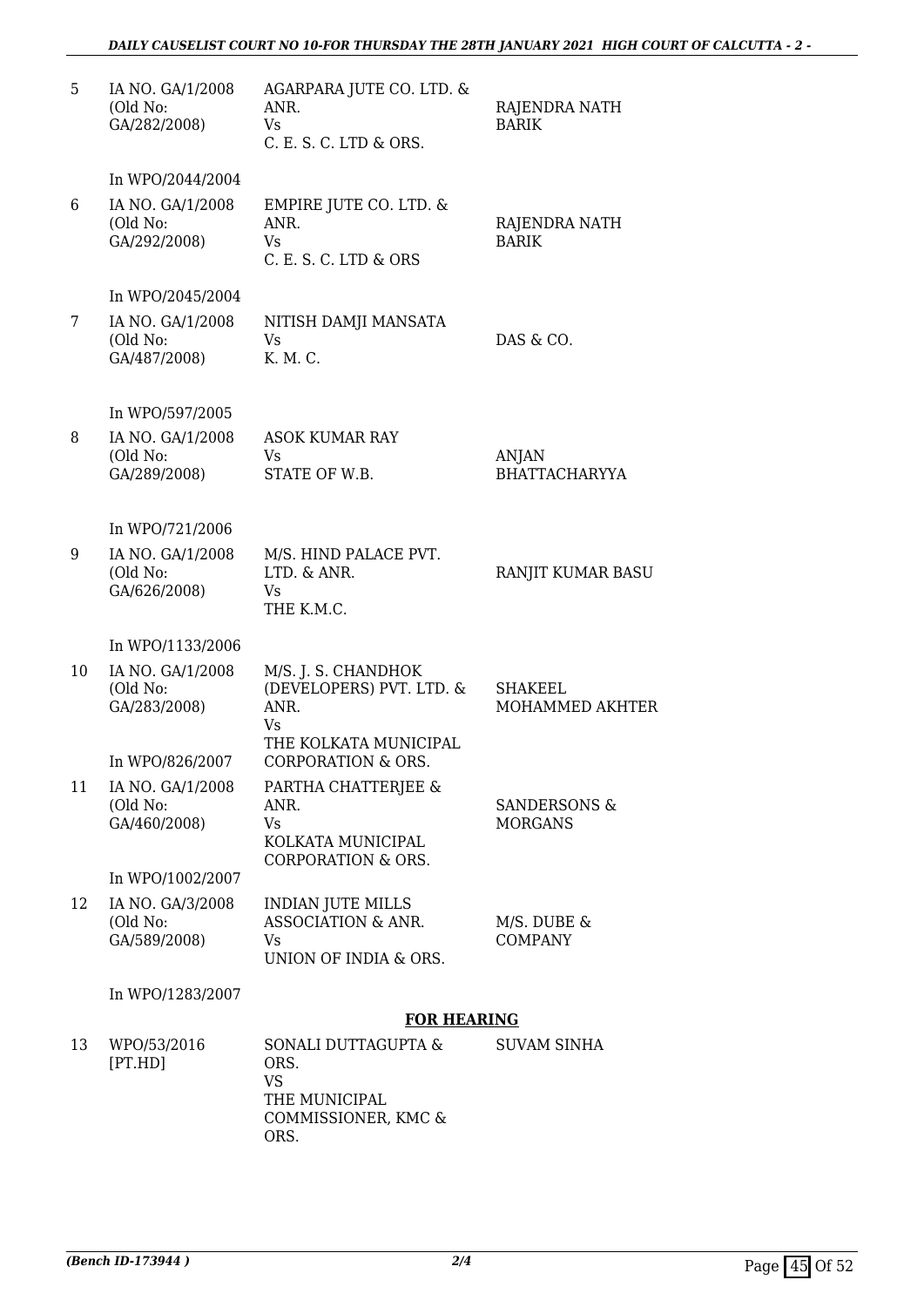| | | | |
|---|---|---|---|
| 5 | IA NO. GA/1/2008 (Old No: GA/282/2008) | AGARPARA JUTE CO. LTD. & ANR. Vs C. E. S. C. LTD & ORS. | RAJENDRA NATH BARIK |
| | In WPO/2044/2004 | | |
| 6 | IA NO. GA/1/2008 (Old No: GA/292/2008) | EMPIRE JUTE CO. LTD. & ANR. Vs C. E. S. C. LTD & ORS | RAJENDRA NATH BARIK |
| | In WPO/2045/2004 | | |
| 7 | IA NO. GA/1/2008 (Old No: GA/487/2008) | NITISH DAMJI MANSATA Vs K. M. C. | DAS & CO. |
| | In WPO/597/2005 | | |
| 8 | IA NO. GA/1/2008 (Old No: GA/289/2008) | ASOK KUMAR RAY Vs STATE OF W.B. | ANJAN BHATTACHARYYA |
| | In WPO/721/2006 | | |
| 9 | IA NO. GA/1/2008 (Old No: GA/626/2008) | M/S. HIND PALACE PVT. LTD. & ANR. Vs THE K.M.C. | RANJIT KUMAR BASU |
| | In WPO/1133/2006 | | |
| 10 | IA NO. GA/1/2008 (Old No: GA/283/2008) | M/S. J. S. CHANDHOK (DEVELOPERS) PVT. LTD. & ANR. Vs THE KOLKATA MUNICIPAL CORPORATION & ORS. | SHAKEEL MOHAMMED AKHTER |
| | In WPO/826/2007 | | |
| 11 | IA NO. GA/1/2008 (Old No: GA/460/2008) | PARTHA CHATTERJEE & ANR. Vs KOLKATA MUNICIPAL CORPORATION & ORS. | SANDERSONS & MORGANS |
| | In WPO/1002/2007 | | |
| 12 | IA NO. GA/3/2008 (Old No: GA/589/2008) | INDIAN JUTE MILLS ASSOCIATION & ANR. Vs UNION OF INDIA & ORS. | M/S. DUBE & COMPANY |
| | In WPO/1283/2007 | | |

**FOR HEARING**

| | | | |
|---|---|---|---|
| 13 | WPO/53/2016 [PT.HD] | SONALI DUTTAGUPTA & ORS. VS THE MUNICIPAL COMMISSIONER, KMC & ORS. | SUVAM SINHA |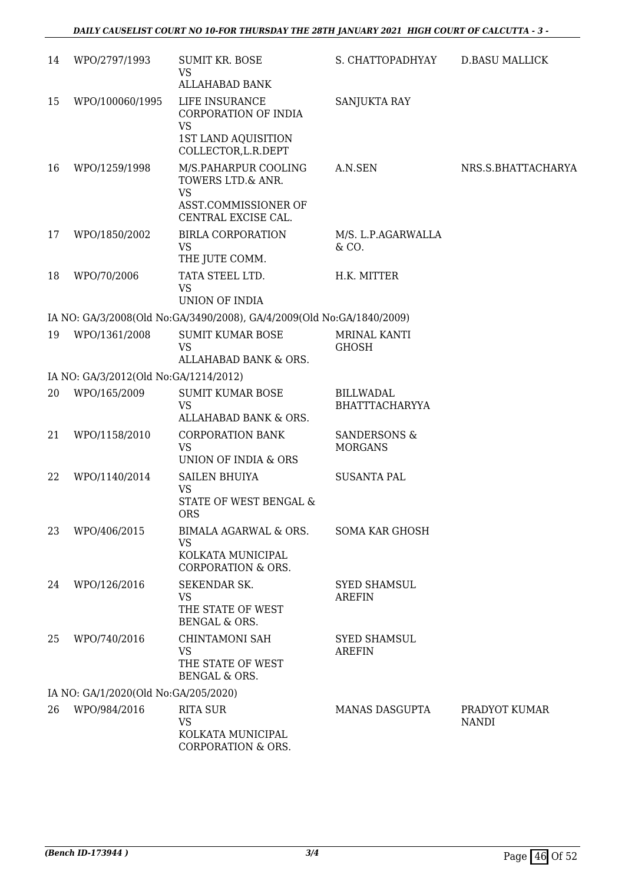| 14 | WPO/2797/1993 | SUMIT KR. BOSE VS ALLAHABAD BANK | S. CHATTOPADHYAY | D.BASU MALLICK |
|---|---|---|---|---|
| 15 | WPO/100060/1995 | LIFE INSURANCE CORPORATION OF INDIA VS 1ST LAND AQUISITION COLLECTOR,L.R.DEPT | SANJUKTA RAY | |
| 16 | WPO/1259/1998 | M/S.PAHARPUR COOLING TOWERS LTD.& ANR. VS ASST.COMMISSIONER OF CENTRAL EXCISE CAL. | A.N.SEN | NRS.S.BHATTACHARYA |
| 17 | WPO/1850/2002 | BIRLA CORPORATION VS THE JUTE COMM. | M/S. L.P.AGARWALLA & CO. | |
| 18 | WPO/70/2006 | TATA STEEL LTD. VS UNION OF INDIA | H.K. MITTER | |
| | IA NO: GA/3/2008(Old No:GA/3490/2008), GA/4/2009(Old No:GA/1840/2009) | | | |
| 19 | WPO/1361/2008 | SUMIT KUMAR BOSE VS ALLAHABAD BANK & ORS. | MRINAL KANTI GHOSH | |
| | IA NO: GA/3/2012(Old No:GA/1214/2012) | | | |
| 20 | WPO/165/2009 | SUMIT KUMAR BOSE VS ALLAHABAD BANK & ORS. | BILLWADAL BHATTTACHARYYA | |
| 21 | WPO/1158/2010 | CORPORATION BANK VS UNION OF INDIA & ORS | SANDERSONS & MORGANS | |
| 22 | WPO/1140/2014 | SAILEN BHUIYA VS STATE OF WEST BENGAL & ORS | SUSANTA PAL | |
| 23 | WPO/406/2015 | BIMALA AGARWAL & ORS. VS KOLKATA MUNICIPAL CORPORATION & ORS. | SOMA KAR GHOSH | |
| 24 | WPO/126/2016 | SEKENDAR SK. VS THE STATE OF WEST BENGAL & ORS. | SYED SHAMSUL AREFIN | |
| 25 | WPO/740/2016 | CHINTAMONI SAH VS THE STATE OF WEST BENGAL & ORS. | SYED SHAMSUL AREFIN | |
| | IA NO: GA/1/2020(Old No:GA/205/2020) | | | |
| 26 | WPO/984/2016 | RITA SUR VS KOLKATA MUNICIPAL CORPORATION & ORS. | MANAS DASGUPTA | PRADYOT KUMAR NANDI |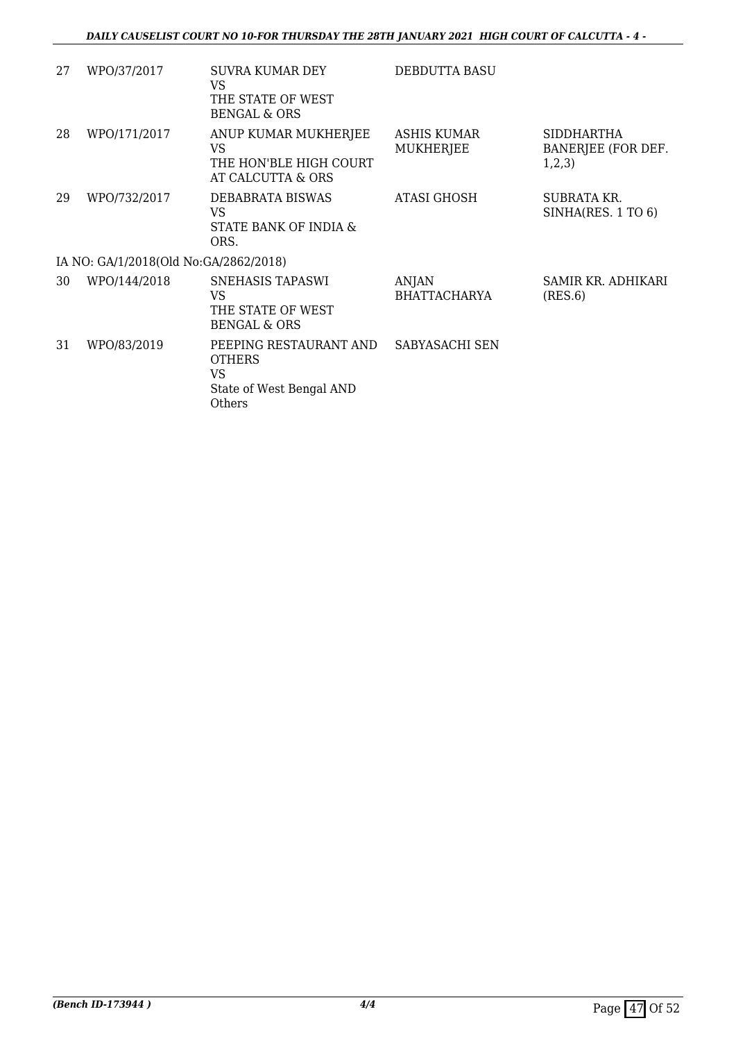| | | | | |
|---|---|---|---|---|
| 27 | WPO/37/2017 | SUVRA KUMAR DEY<br>VS<br>THE STATE OF WEST BENGAL & ORS | DEBDUTTA BASU | |
| 28 | WPO/171/2017 | ANUP KUMAR MUKHERJEE<br>VS<br>THE HON'BLE HIGH COURT AT CALCUTTA & ORS | ASHIS KUMAR MUKHERJEE | SIDDHARTHA BANERJEE (FOR DEF. 1,2,3) |
| 29 | WPO/732/2017 | DEBABRATA BISWAS<br>VS<br>STATE BANK OF INDIA & ORS. | ATASI GHOSH | SUBRATA KR. SINHA(RES. 1 TO 6) |
| | IA NO: GA/1/2018(Old No:GA/2862/2018) | | | |
| 30 | WPO/144/2018 | SNEHASIS TAPASWI<br>VS<br>THE STATE OF WEST BENGAL & ORS | ANJAN BHATTACHARYA | SAMIR KR. ADHIKARI (RES.6) |
| 31 | WPO/83/2019 | PEEPING RESTAURANT AND OTHERS<br>VS<br>State of West Bengal AND Others | SABYASACHI SEN | |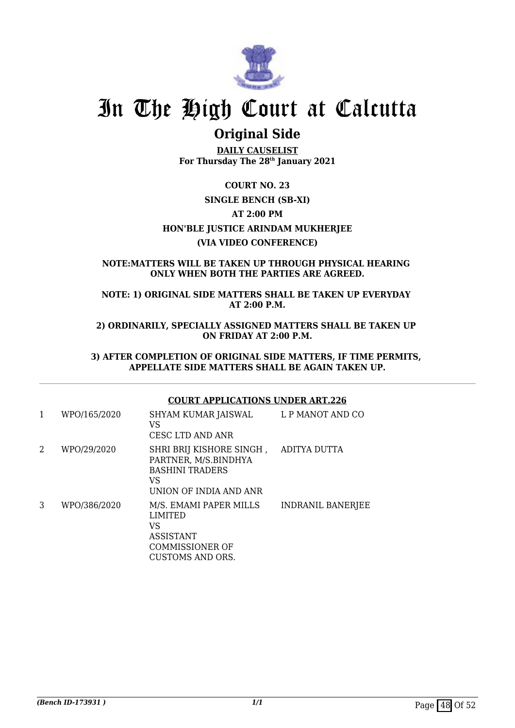# In The High Court at Calcutta

## Original Side

**DAILY CAUSELIST**
**For Thursday The 28th January 2021**

**COURT NO. 23**

**SINGLE BENCH (SB-XI)**

**AT 2:00 PM**

**HON'BLE JUSTICE ARINDAM MUKHERJEE**

**(VIA VIDEO CONFERENCE)**

**NOTE:MATTERS WILL BE TAKEN UP THROUGH PHYSICAL HEARING ONLY WHEN BOTH THE PARTIES ARE AGREED.**

**NOTE: 1) ORIGINAL SIDE MATTERS SHALL BE TAKEN UP EVERYDAY AT 2:00 P.M.**

**2) ORDINARILY, SPECIALLY ASSIGNED MATTERS SHALL BE TAKEN UP ON FRIDAY AT 2:00 P.M.**

**3) AFTER COMPLETION OF ORIGINAL SIDE MATTERS, IF TIME PERMITS, APPELLATE SIDE MATTERS SHALL BE AGAIN TAKEN UP.**

**COURT APPLICATIONS UNDER ART.226**

| | | | |
|---|---|---|---|
| 1 | WPO/165/2020 | SHYAM KUMAR JAISWAL<br>VS<br>CESC LTD AND ANR | L P MANOT AND CO |
| 2 | WPO/29/2020 | SHRI BRIJ KISHORE SINGH , PARTNER, M/S.BINDHYA BASHINI TRADERS<br>VS<br>UNION OF INDIA AND ANR | ADITYA DUTTA |
| 3 | WPO/386/2020 | M/S. EMAMI PAPER MILLS LIMITED<br>VS<br>ASSISTANT COMMISSIONER OF CUSTOMS AND ORS. | INDRANIL BANERJEE |

*(Bench ID-173931 )*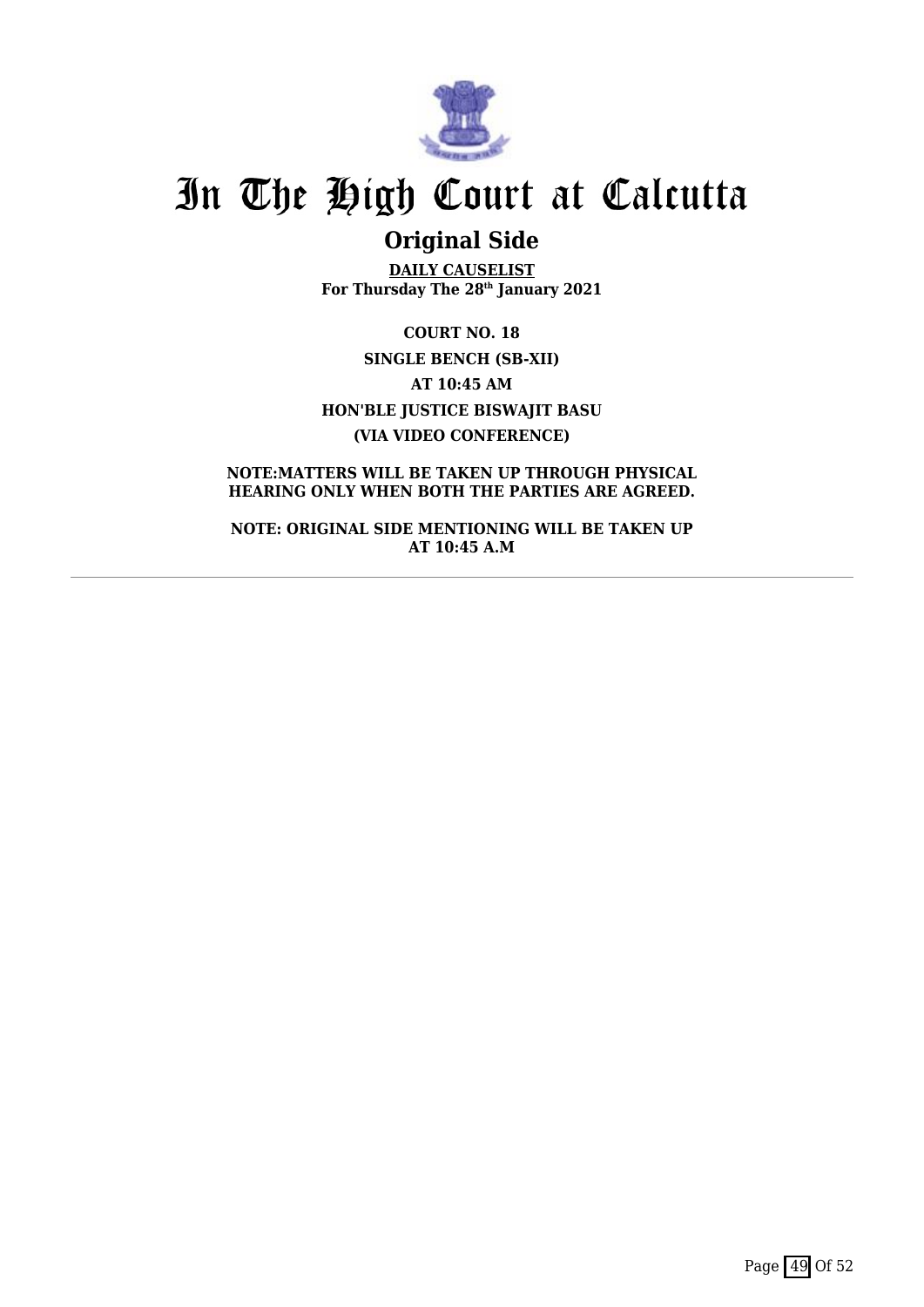# In The High Court at Calcutta

## Original Side

**DAILY CAUSELIST**
**For Thursday The 28th January 2021**

**COURT NO. 18**

**SINGLE BENCH (SB-XII)**

**AT 10:45 AM**

**HON'BLE JUSTICE BISWAJIT BASU**

**(VIA VIDEO CONFERENCE)**

**NOTE:MATTERS WILL BE TAKEN UP THROUGH PHYSICAL HEARING ONLY WHEN BOTH THE PARTIES ARE AGREED.**

**NOTE: ORIGINAL SIDE MENTIONING WILL BE TAKEN UP AT 10:45 A.M**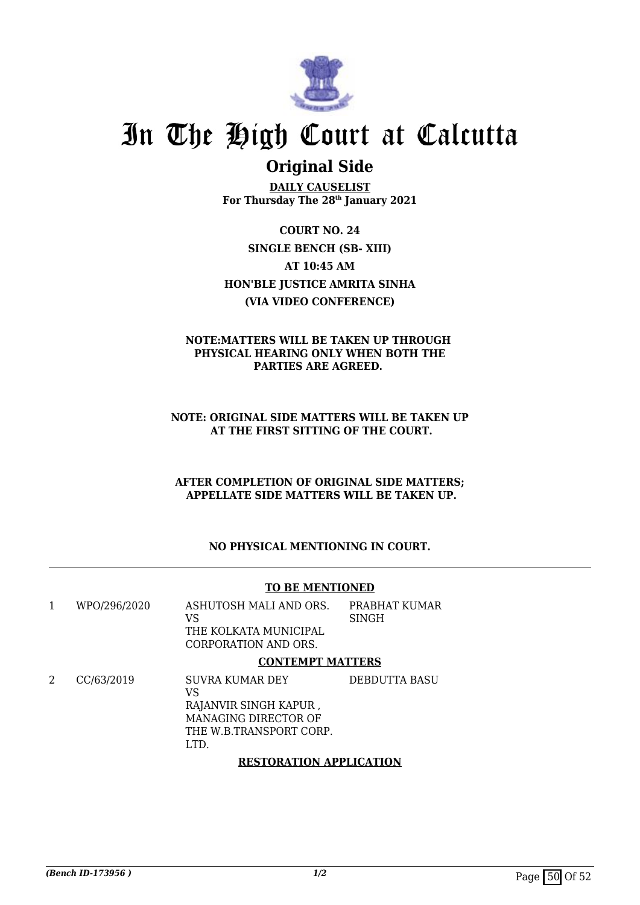# In The High Court at Calcutta

## Original Side

**DAILY CAUSELIST**
**For Thursday The 28th January 2021**

**COURT NO. 24**
**SINGLE BENCH (SB- XIII)**
**AT 10:45 AM**
**HON'BLE JUSTICE AMRITA SINHA**
**(VIA VIDEO CONFERENCE)**

**NOTE:MATTERS WILL BE TAKEN UP THROUGH PHYSICAL HEARING ONLY WHEN BOTH THE PARTIES ARE AGREED.**

**NOTE: ORIGINAL SIDE MATTERS WILL BE TAKEN UP AT THE FIRST SITTING OF THE COURT.**

**AFTER COMPLETION OF ORIGINAL SIDE MATTERS; APPELLATE SIDE MATTERS WILL BE TAKEN UP.**

**NO PHYSICAL MENTIONING IN COURT.**

**TO BE MENTIONED**

| | | | |
|---|---|---|---|
| 1 | WPO/296/2020 | ASHUTOSH MALI AND ORS.<br>VS<br>THE KOLKATA MUNICIPAL CORPORATION AND ORS. | PRABHAT KUMAR SINGH |

**CONTEMPT MATTERS**

| | | | |
|---|---|---|---|
| 2 | CC/63/2019 | SUVRA KUMAR DEY<br>VS<br>RAJANVIR SINGH KAPUR , MANAGING DIRECTOR OF THE W.B.TRANSPORT CORP. LTD. | DEBDUTTA BASU |

**RESTORATION APPLICATION**

*(Bench ID-173956 )* *1/2*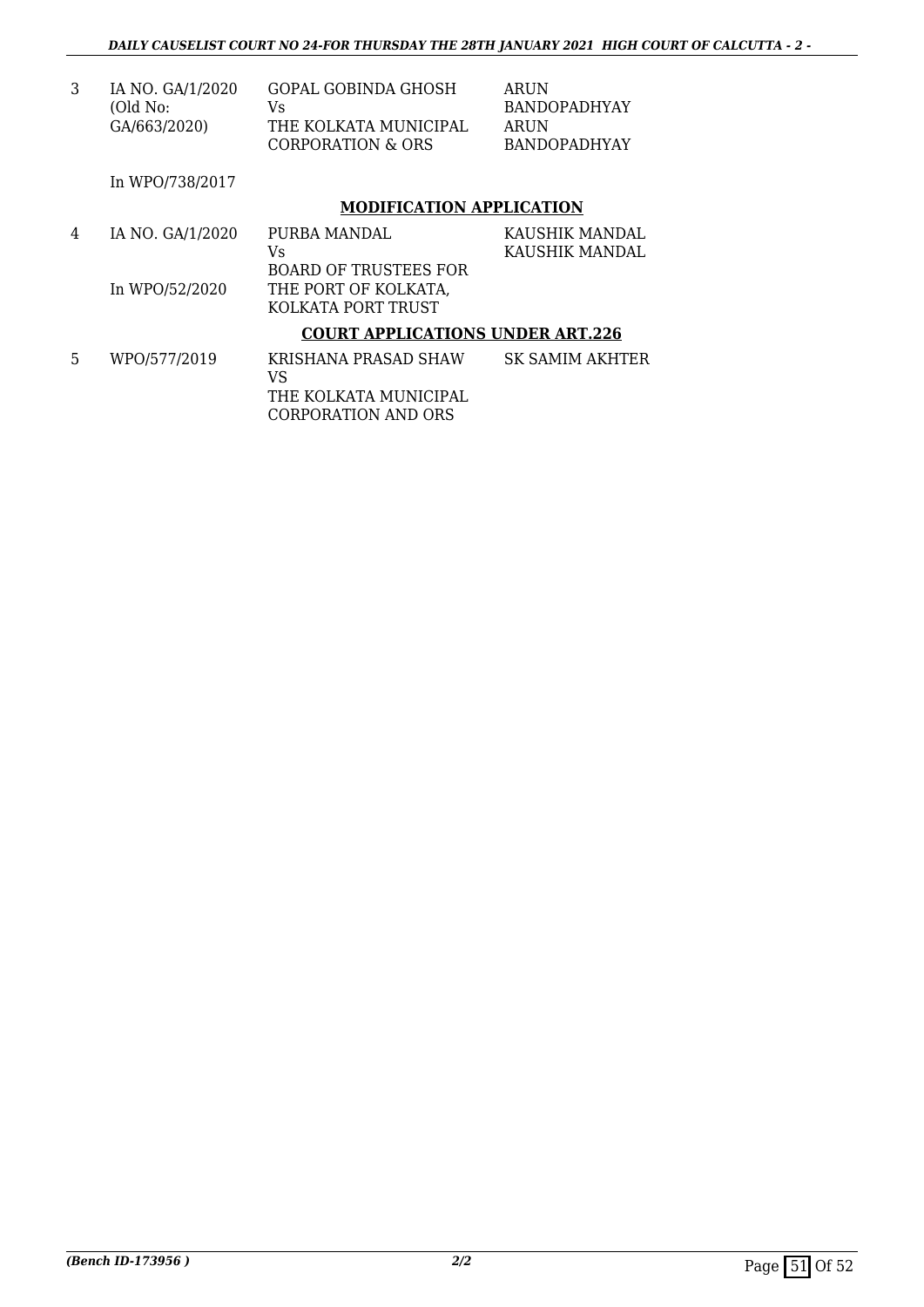| | | | |
|---|---|---|---|
| 3 | IA NO. GA/1/2020<br>(Old No:<br>GA/663/2020) | GOPAL GOBINDA GHOSH<br>Vs<br>THE KOLKATA MUNICIPAL<br>CORPORATION & ORS | ARUN<br>BANDOPADHYAY<br>ARUN<br>BANDOPADHYAY |
| | In WPO/738/2017 | | |

**MODIFICATION APPLICATION**

| | | | |
|---|---|---|---|
| 4 | IA NO. GA/1/2020<br><br>In WPO/52/2020 | PURBA MANDAL<br>Vs<br>BOARD OF TRUSTEES FOR<br>THE PORT OF KOLKATA,<br>KOLKATA PORT TRUST | KAUSHIK MANDAL<br>KAUSHIK MANDAL |

**COURT APPLICATIONS UNDER ART.226**

| | | | |
|---|---|---|---|
| 5 | WPO/577/2019 | KRISHANA PRASAD SHAW<br>VS<br>THE KOLKATA MUNICIPAL<br>CORPORATION AND ORS | SK SAMIM AKHTER |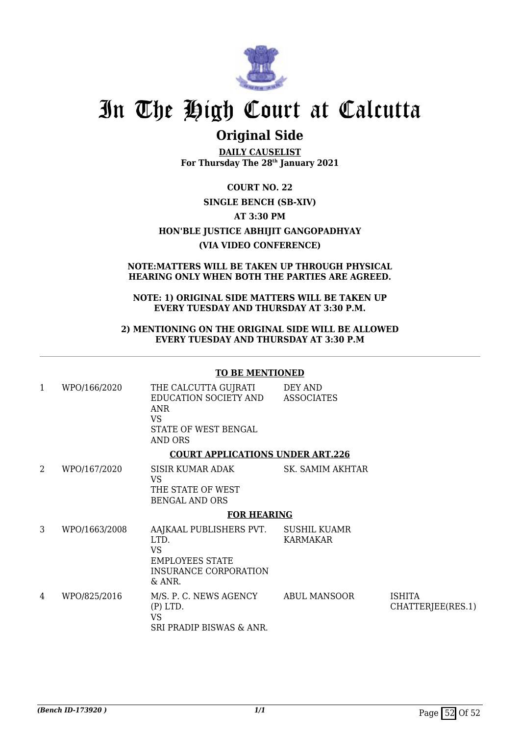# In The High Court at Calcutta

## Original Side

**DAILY CAUSELIST**
**For Thursday The 28th January 2021**

**COURT NO. 22**

**SINGLE BENCH (SB-XIV)**

**AT 3:30 PM**

**HON'BLE JUSTICE ABHIJIT GANGOPADHYAY**

**(VIA VIDEO CONFERENCE)**

**NOTE:MATTERS WILL BE TAKEN UP THROUGH PHYSICAL HEARING ONLY WHEN BOTH THE PARTIES ARE AGREED.**

**NOTE: 1) ORIGINAL SIDE MATTERS WILL BE TAKEN UP EVERY TUESDAY AND THURSDAY AT 3:30 P.M.**

**2) MENTIONING ON THE ORIGINAL SIDE WILL BE ALLOWED EVERY TUESDAY AND THURSDAY AT 3:30 P.M**

**TO BE MENTIONED**

| | | | | |
|---|---|---|---|---|
| 1 | WPO/166/2020 | THE CALCUTTA GUJRATI EDUCATION SOCIETY AND ANR<br>VS<br>STATE OF WEST BENGAL AND ORS | DEY AND ASSOCIATES | |

**COURT APPLICATIONS UNDER ART.226**

| | | | | |
|---|---|---|---|---|
| 2 | WPO/167/2020 | SISIR KUMAR ADAK<br>VS<br>THE STATE OF WEST BENGAL AND ORS | SK. SAMIM AKHTAR | |

**FOR HEARING**

| | | | | |
|---|---|---|---|---|
| 3 | WPO/1663/2008 | AAJKAAL PUBLISHERS PVT. LTD.<br>VS<br>EMPLOYEES STATE INSURANCE CORPORATION & ANR. | SUSHIL KUAMR KARMAKAR | |
| 4 | WPO/825/2016 | M/S. P. C. NEWS AGENCY (P) LTD.<br>VS<br>SRI PRADIP BISWAS & ANR. | ABUL MANSOOR | ISHITA CHATTERJEE(RES.1) |

*(Bench ID-173920 )*